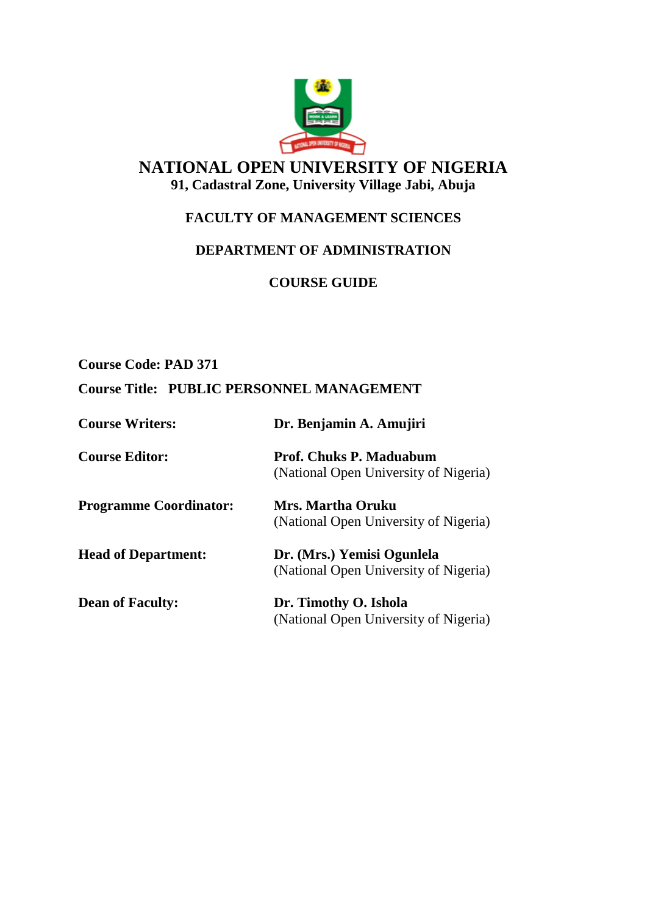# NATIONAL OPEN UNIVERSITY OF NIGERIA

**91, Cadastral Zone, University Village Jabi, Abuja**

## FACULTY OF MANAGEMENT SCIENCES

## DEPARTMENT OF ADMINISTRATION

## COURSE GUIDE

**Course Code: PAD 371**

**Course Title: PUBLIC PERSONNEL MANAGEMENT**

| | |
|---|---|
| **Course Writers:** | **Dr. Benjamin A. Amujiri** |
| **Course Editor:** | **Prof. Chuks P. Maduabum** (National Open University of Nigeria) |
| **Programme Coordinator:** | **Mrs. Martha Oruku** (National Open University of Nigeria) |
| **Head of Department:** | **Dr. (Mrs.) Yemisi Ogunlela** (National Open University of Nigeria) |
| **Dean of Faculty:** | **Dr. Timothy O. Ishola** (National Open University of Nigeria) |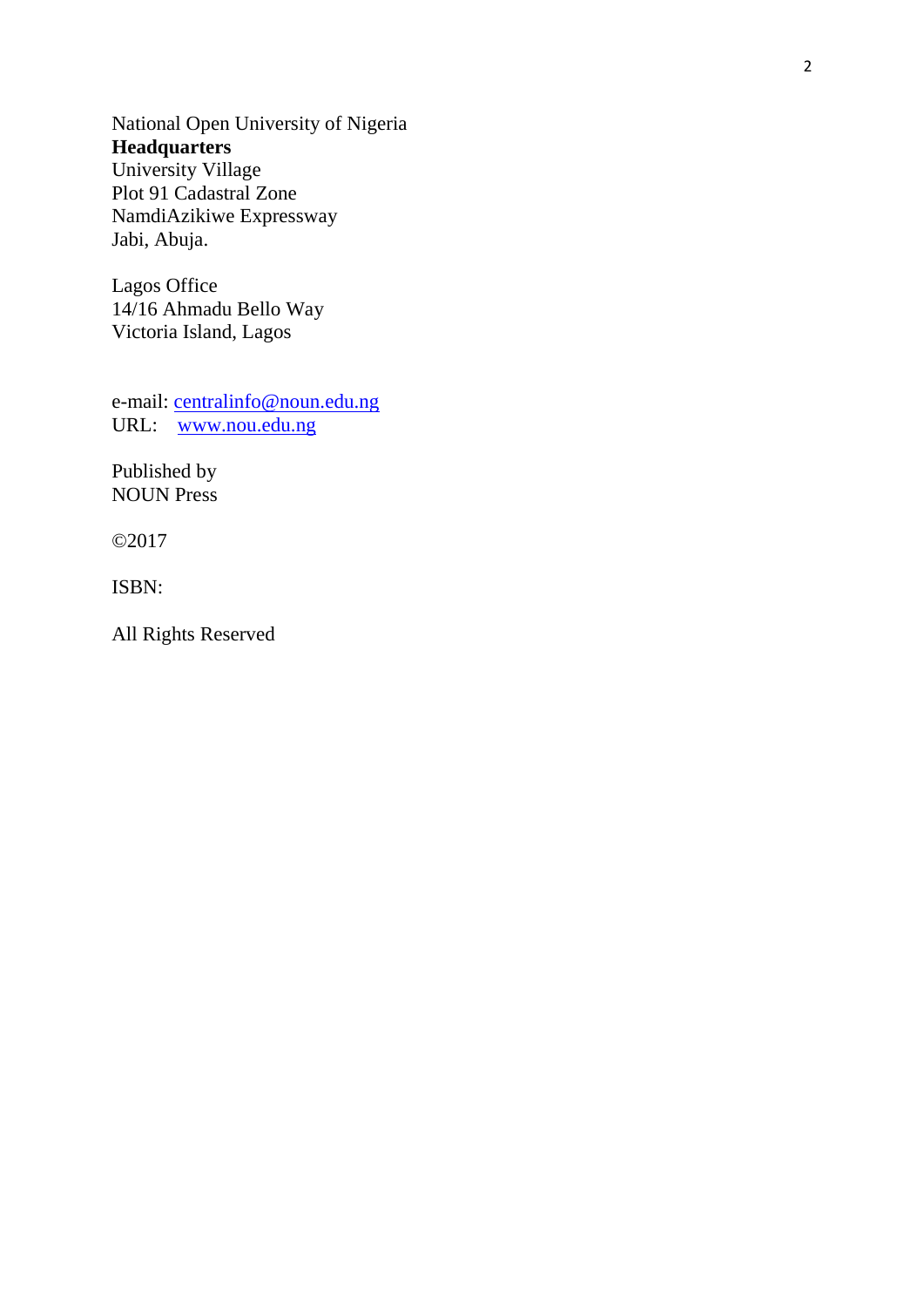National Open University of Nigeria
**Headquarters**
University Village
Plot 91 Cadastral Zone
NamdiAzikiwe Expressway
Jabi, Abuja.

Lagos Office
14/16 Ahmadu Bello Way
Victoria Island, Lagos

e-mail: centralinfo@noun.edu.ng
URL: www.nou.edu.ng

Published by
NOUN Press

©2017

ISBN:

All Rights Reserved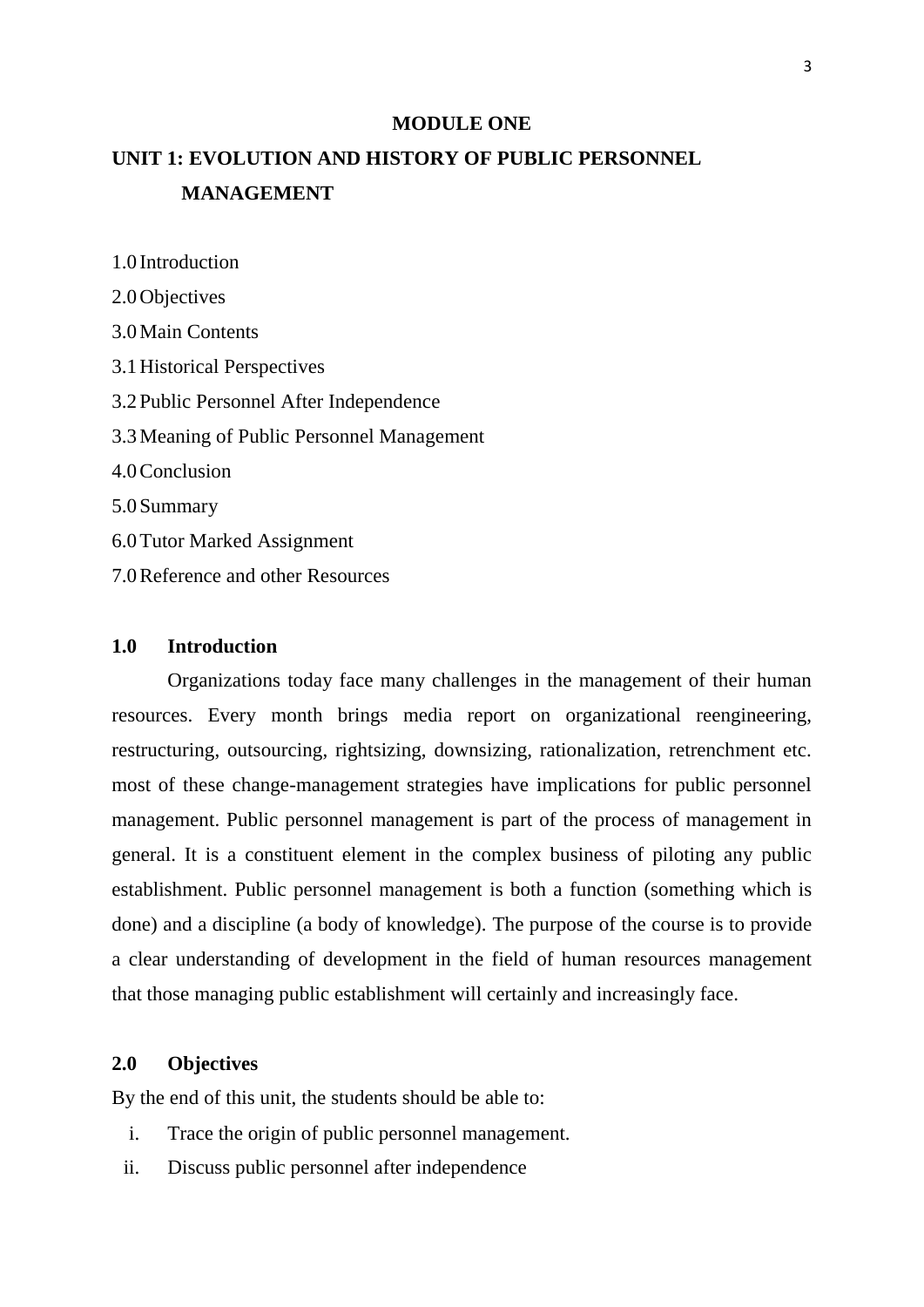**MODULE ONE**

## UNIT 1: EVOLUTION AND HISTORY OF PUBLIC PERSONNEL MANAGEMENT

1.0 Introduction

2.0 Objectives

3.0 Main Contents

3.1 Historical Perspectives

3.2 Public Personnel After Independence

3.3 Meaning of Public Personnel Management

4.0 Conclusion

5.0 Summary

6.0 Tutor Marked Assignment

7.0 Reference and other Resources

### 1.0 Introduction

Organizations today face many challenges in the management of their human resources. Every month brings media report on organizational reengineering, restructuring, outsourcing, rightsizing, downsizing, rationalization, retrenchment etc. most of these change-management strategies have implications for public personnel management. Public personnel management is part of the process of management in general. It is a constituent element in the complex business of piloting any public establishment. Public personnel management is both a function (something which is done) and a discipline (a body of knowledge). The purpose of the course is to provide a clear understanding of development in the field of human resources management that those managing public establishment will certainly and increasingly face.

### 2.0 Objectives

By the end of this unit, the students should be able to:

i. Trace the origin of public personnel management.
ii. Discuss public personnel after independence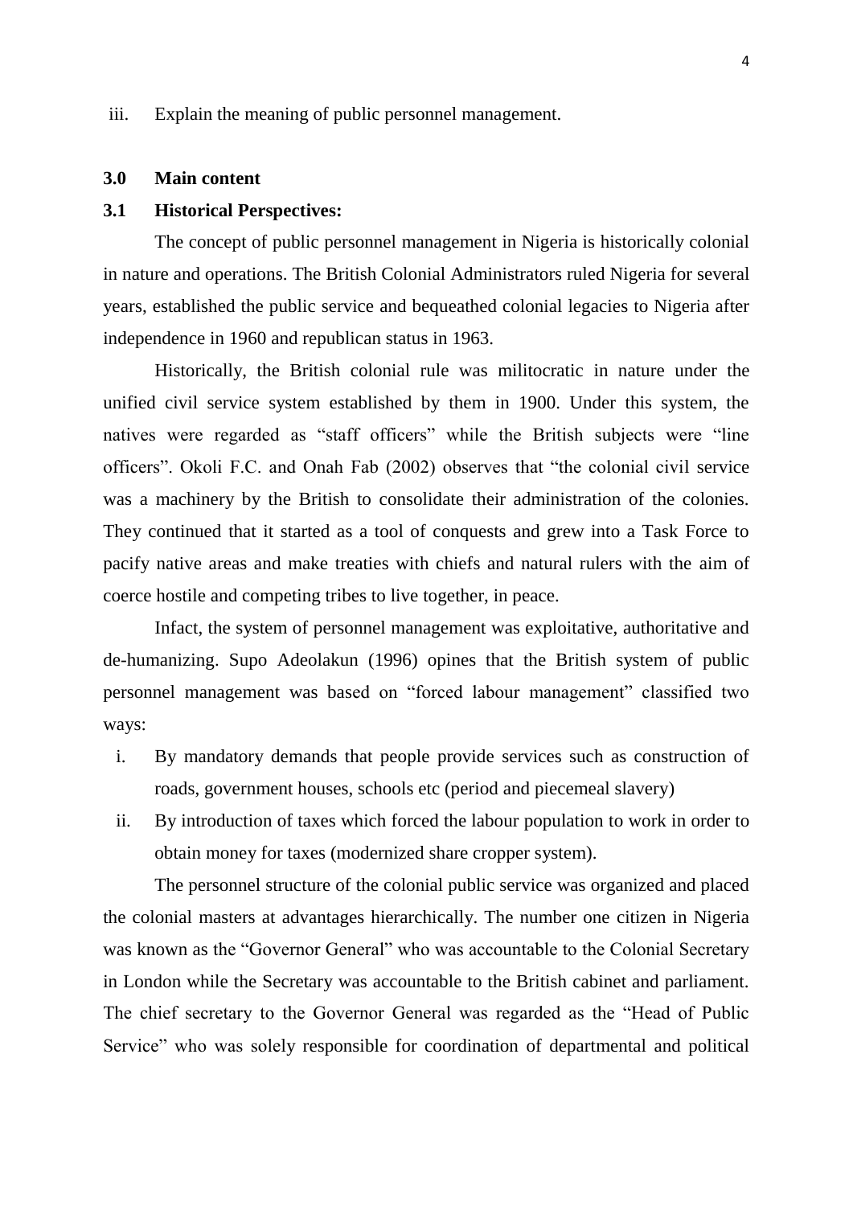iii. Explain the meaning of public personnel management.

## 3.0 Main content

### 3.1 Historical Perspectives:

The concept of public personnel management in Nigeria is historically colonial in nature and operations. The British Colonial Administrators ruled Nigeria for several years, established the public service and bequeathed colonial legacies to Nigeria after independence in 1960 and republican status in 1963.

Historically, the British colonial rule was militocratic in nature under the unified civil service system established by them in 1900. Under this system, the natives were regarded as "staff officers" while the British subjects were "line officers". Okoli F.C. and Onah Fab (2002) observes that "the colonial civil service was a machinery by the British to consolidate their administration of the colonies. They continued that it started as a tool of conquests and grew into a Task Force to pacify native areas and make treaties with chiefs and natural rulers with the aim of coerce hostile and competing tribes to live together, in peace.

Infact, the system of personnel management was exploitative, authoritative and de-humanizing. Supo Adeolakun (1996) opines that the British system of public personnel management was based on "forced labour management" classified two ways:

i. By mandatory demands that people provide services such as construction of roads, government houses, schools etc (period and piecemeal slavery)
ii. By introduction of taxes which forced the labour population to work in order to obtain money for taxes (modernized share cropper system).

The personnel structure of the colonial public service was organized and placed the colonial masters at advantages hierarchically. The number one citizen in Nigeria was known as the "Governor General" who was accountable to the Colonial Secretary in London while the Secretary was accountable to the British cabinet and parliament. The chief secretary to the Governor General was regarded as the "Head of Public Service" who was solely responsible for coordination of departmental and political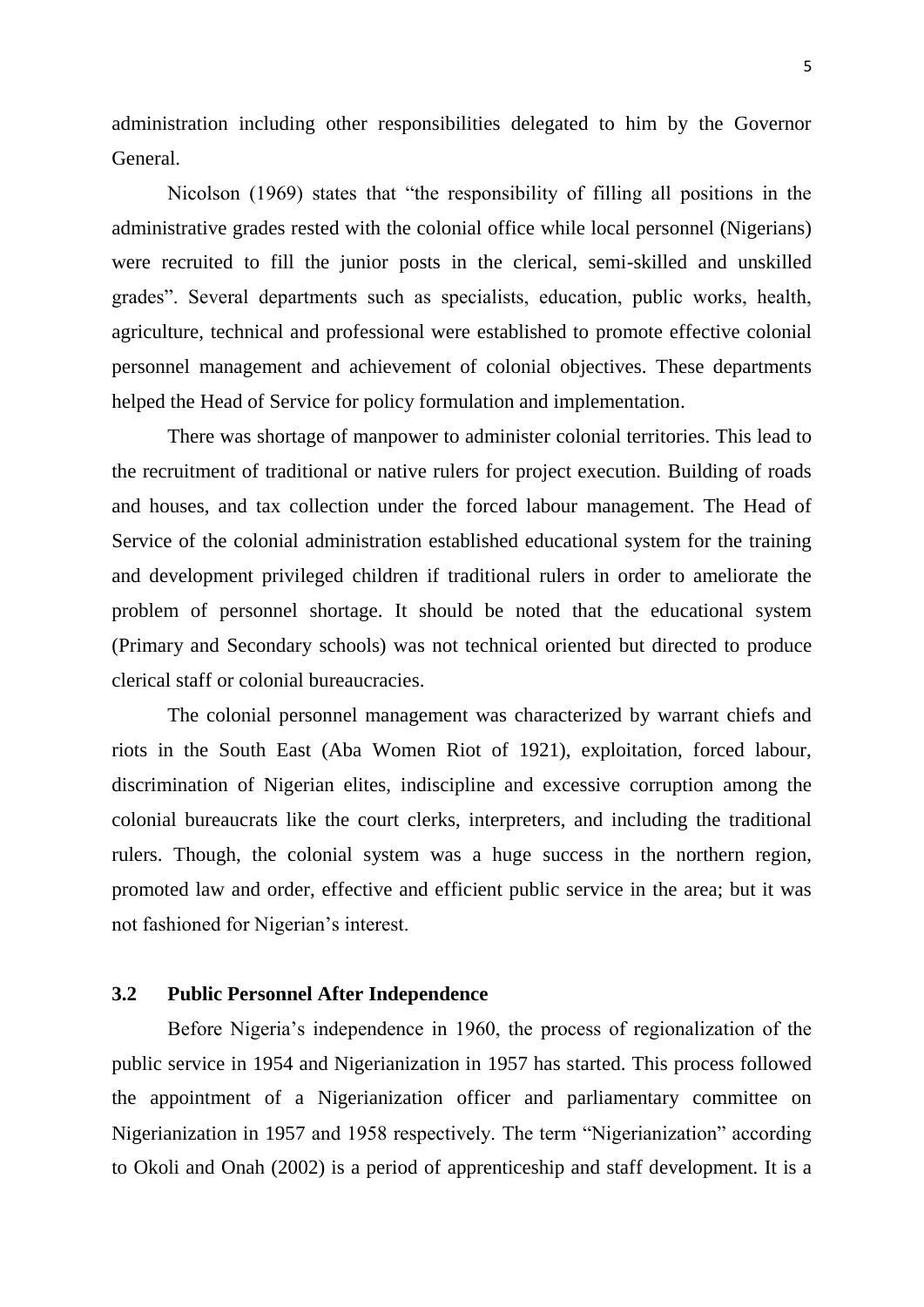administration including other responsibilities delegated to him by the Governor General.

Nicolson (1969) states that "the responsibility of filling all positions in the administrative grades rested with the colonial office while local personnel (Nigerians) were recruited to fill the junior posts in the clerical, semi-skilled and unskilled grades". Several departments such as specialists, education, public works, health, agriculture, technical and professional were established to promote effective colonial personnel management and achievement of colonial objectives. These departments helped the Head of Service for policy formulation and implementation.

There was shortage of manpower to administer colonial territories. This lead to the recruitment of traditional or native rulers for project execution. Building of roads and houses, and tax collection under the forced labour management. The Head of Service of the colonial administration established educational system for the training and development privileged children if traditional rulers in order to ameliorate the problem of personnel shortage. It should be noted that the educational system (Primary and Secondary schools) was not technical oriented but directed to produce clerical staff or colonial bureaucracies.

The colonial personnel management was characterized by warrant chiefs and riots in the South East (Aba Women Riot of 1921), exploitation, forced labour, discrimination of Nigerian elites, indiscipline and excessive corruption among the colonial bureaucrats like the court clerks, interpreters, and including the traditional rulers. Though, the colonial system was a huge success in the northern region, promoted law and order, effective and efficient public service in the area; but it was not fashioned for Nigerian's interest.

### 3.2 Public Personnel After Independence

Before Nigeria's independence in 1960, the process of regionalization of the public service in 1954 and Nigerianization in 1957 has started. This process followed the appointment of a Nigerianization officer and parliamentary committee on Nigerianization in 1957 and 1958 respectively. The term "Nigerianization" according to Okoli and Onah (2002) is a period of apprenticeship and staff development. It is a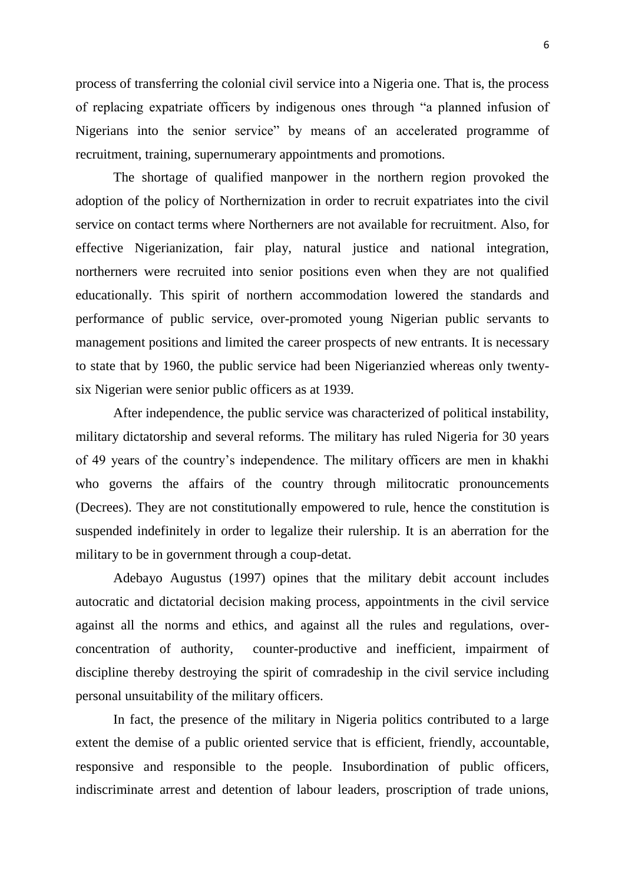process of transferring the colonial civil service into a Nigeria one. That is, the process of replacing expatriate officers by indigenous ones through "a planned infusion of Nigerians into the senior service" by means of an accelerated programme of recruitment, training, supernumerary appointments and promotions.

The shortage of qualified manpower in the northern region provoked the adoption of the policy of Northernization in order to recruit expatriates into the civil service on contact terms where Northerners are not available for recruitment. Also, for effective Nigerianization, fair play, natural justice and national integration, northerners were recruited into senior positions even when they are not qualified educationally. This spirit of northern accommodation lowered the standards and performance of public service, over-promoted young Nigerian public servants to management positions and limited the career prospects of new entrants. It is necessary to state that by 1960, the public service had been Nigerianzied whereas only twenty-six Nigerian were senior public officers as at 1939.

After independence, the public service was characterized of political instability, military dictatorship and several reforms. The military has ruled Nigeria for 30 years of 49 years of the country's independence. The military officers are men in khakhi who governs the affairs of the country through militocratic pronouncements (Decrees). They are not constitutionally empowered to rule, hence the constitution is suspended indefinitely in order to legalize their rulership. It is an aberration for the military to be in government through a coup-detat.

Adebayo Augustus (1997) opines that the military debit account includes autocratic and dictatorial decision making process, appointments in the civil service against all the norms and ethics, and against all the rules and regulations, over-concentration of authority, counter-productive and inefficient, impairment of discipline thereby destroying the spirit of comradeship in the civil service including personal unsuitability of the military officers.

In fact, the presence of the military in Nigeria politics contributed to a large extent the demise of a public oriented service that is efficient, friendly, accountable, responsive and responsible to the people. Insubordination of public officers, indiscriminate arrest and detention of labour leaders, proscription of trade unions,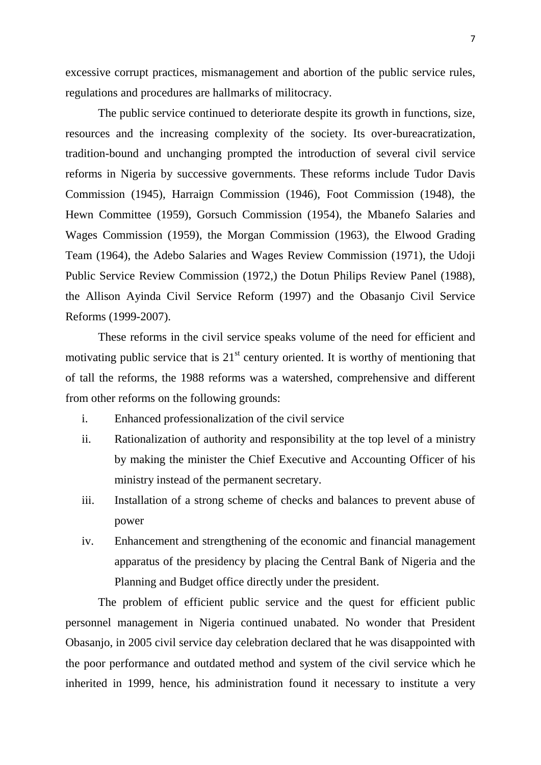excessive corrupt practices, mismanagement and abortion of the public service rules, regulations and procedures are hallmarks of militocracy.

The public service continued to deteriorate despite its growth in functions, size, resources and the increasing complexity of the society. Its over-bureacratization, tradition-bound and unchanging prompted the introduction of several civil service reforms in Nigeria by successive governments. These reforms include Tudor Davis Commission (1945), Harraign Commission (1946), Foot Commission (1948), the Hewn Committee (1959), Gorsuch Commission (1954), the Mbanefo Salaries and Wages Commission (1959), the Morgan Commission (1963), the Elwood Grading Team (1964), the Adebo Salaries and Wages Review Commission (1971), the Udoji Public Service Review Commission (1972,) the Dotun Philips Review Panel (1988), the Allison Ayinda Civil Service Reform (1997) and the Obasanjo Civil Service Reforms (1999-2007).

These reforms in the civil service speaks volume of the need for efficient and motivating public service that is 21st century oriented. It is worthy of mentioning that of tall the reforms, the 1988 reforms was a watershed, comprehensive and different from other reforms on the following grounds:

i. Enhanced professionalization of the civil service
ii. Rationalization of authority and responsibility at the top level of a ministry by making the minister the Chief Executive and Accounting Officer of his ministry instead of the permanent secretary.
iii. Installation of a strong scheme of checks and balances to prevent abuse of power
iv. Enhancement and strengthening of the economic and financial management apparatus of the presidency by placing the Central Bank of Nigeria and the Planning and Budget office directly under the president.

The problem of efficient public service and the quest for efficient public personnel management in Nigeria continued unabated. No wonder that President Obasanjo, in 2005 civil service day celebration declared that he was disappointed with the poor performance and outdated method and system of the civil service which he inherited in 1999, hence, his administration found it necessary to institute a very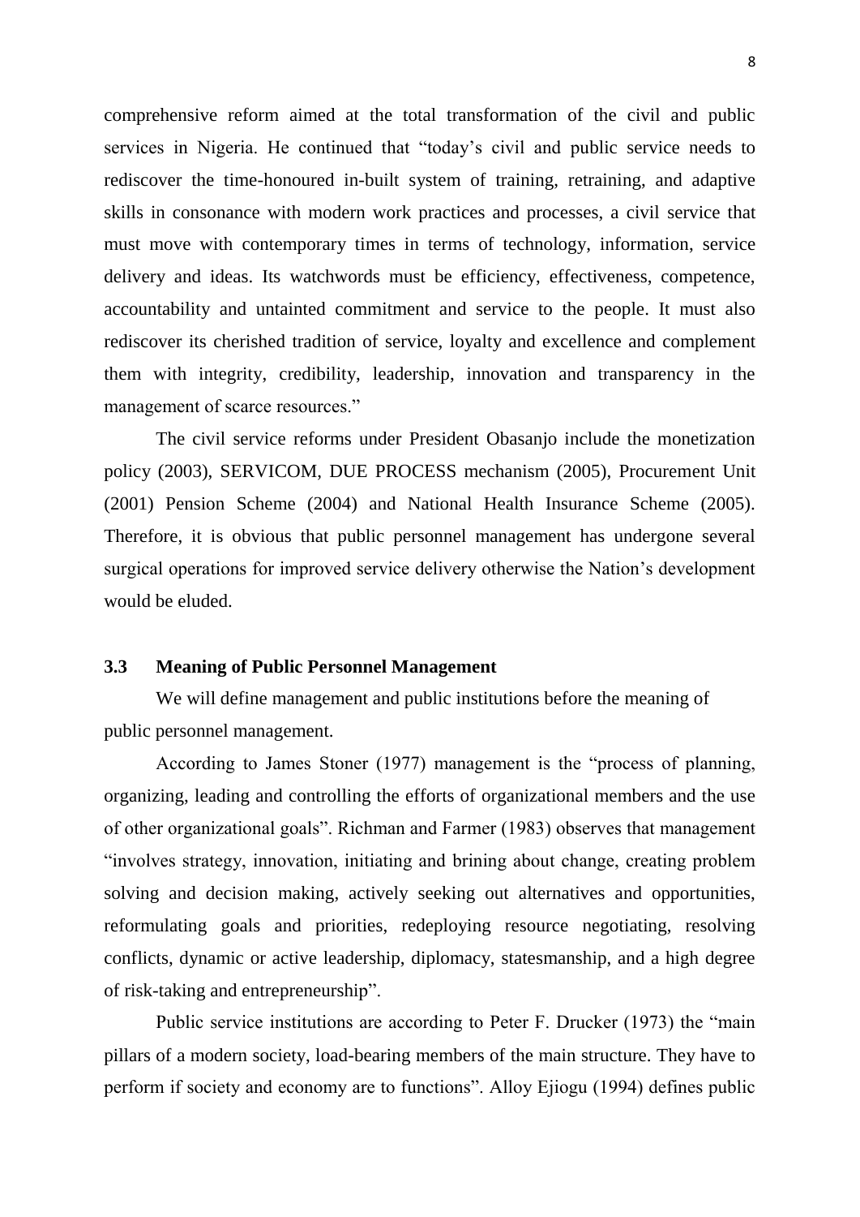comprehensive reform aimed at the total transformation of the civil and public services in Nigeria. He continued that "today's civil and public service needs to rediscover the time-honoured in-built system of training, retraining, and adaptive skills in consonance with modern work practices and processes, a civil service that must move with contemporary times in terms of technology, information, service delivery and ideas. Its watchwords must be efficiency, effectiveness, competence, accountability and untainted commitment and service to the people. It must also rediscover its cherished tradition of service, loyalty and excellence and complement them with integrity, credibility, leadership, innovation and transparency in the management of scarce resources."

The civil service reforms under President Obasanjo include the monetization policy (2003), SERVICOM, DUE PROCESS mechanism (2005), Procurement Unit (2001) Pension Scheme (2004) and National Health Insurance Scheme (2005). Therefore, it is obvious that public personnel management has undergone several surgical operations for improved service delivery otherwise the Nation's development would be eluded.

### 3.3 Meaning of Public Personnel Management

We will define management and public institutions before the meaning of public personnel management.

According to James Stoner (1977) management is the "process of planning, organizing, leading and controlling the efforts of organizational members and the use of other organizational goals". Richman and Farmer (1983) observes that management "involves strategy, innovation, initiating and brining about change, creating problem solving and decision making, actively seeking out alternatives and opportunities, reformulating goals and priorities, redeploying resource negotiating, resolving conflicts, dynamic or active leadership, diplomacy, statesmanship, and a high degree of risk-taking and entrepreneurship".

Public service institutions are according to Peter F. Drucker (1973) the "main pillars of a modern society, load-bearing members of the main structure. They have to perform if society and economy are to functions". Alloy Ejiogu (1994) defines public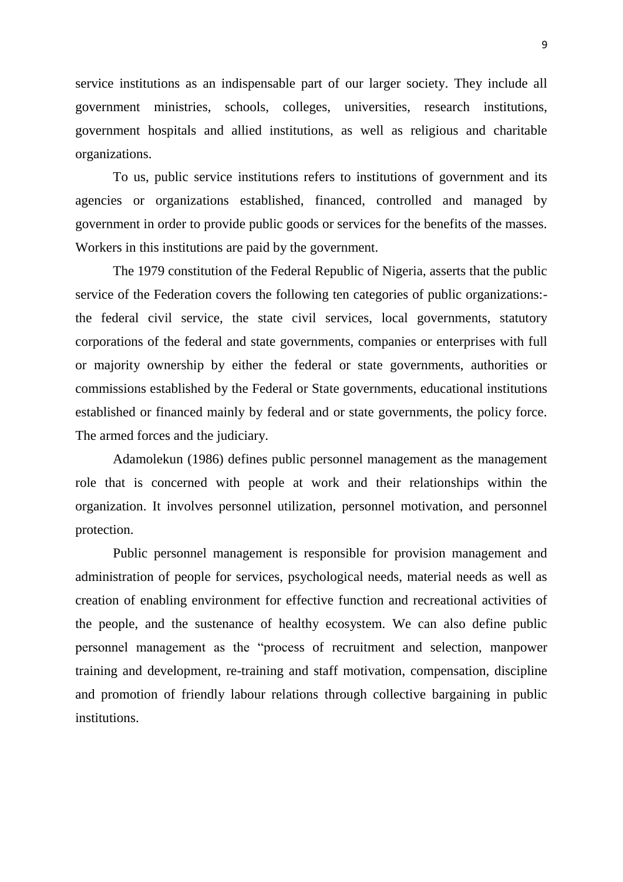service institutions as an indispensable part of our larger society. They include all government ministries, schools, colleges, universities, research institutions, government hospitals and allied institutions, as well as religious and charitable organizations.

To us, public service institutions refers to institutions of government and its agencies or organizations established, financed, controlled and managed by government in order to provide public goods or services for the benefits of the masses. Workers in this institutions are paid by the government.

The 1979 constitution of the Federal Republic of Nigeria, asserts that the public service of the Federation covers the following ten categories of public organizations:- the federal civil service, the state civil services, local governments, statutory corporations of the federal and state governments, companies or enterprises with full or majority ownership by either the federal or state governments, authorities or commissions established by the Federal or State governments, educational institutions established or financed mainly by federal and or state governments, the policy force. The armed forces and the judiciary.

Adamolekun (1986) defines public personnel management as the management role that is concerned with people at work and their relationships within the organization. It involves personnel utilization, personnel motivation, and personnel protection.

Public personnel management is responsible for provision management and administration of people for services, psychological needs, material needs as well as creation of enabling environment for effective function and recreational activities of the people, and the sustenance of healthy ecosystem. We can also define public personnel management as the "process of recruitment and selection, manpower training and development, re-training and staff motivation, compensation, discipline and promotion of friendly labour relations through collective bargaining in public institutions.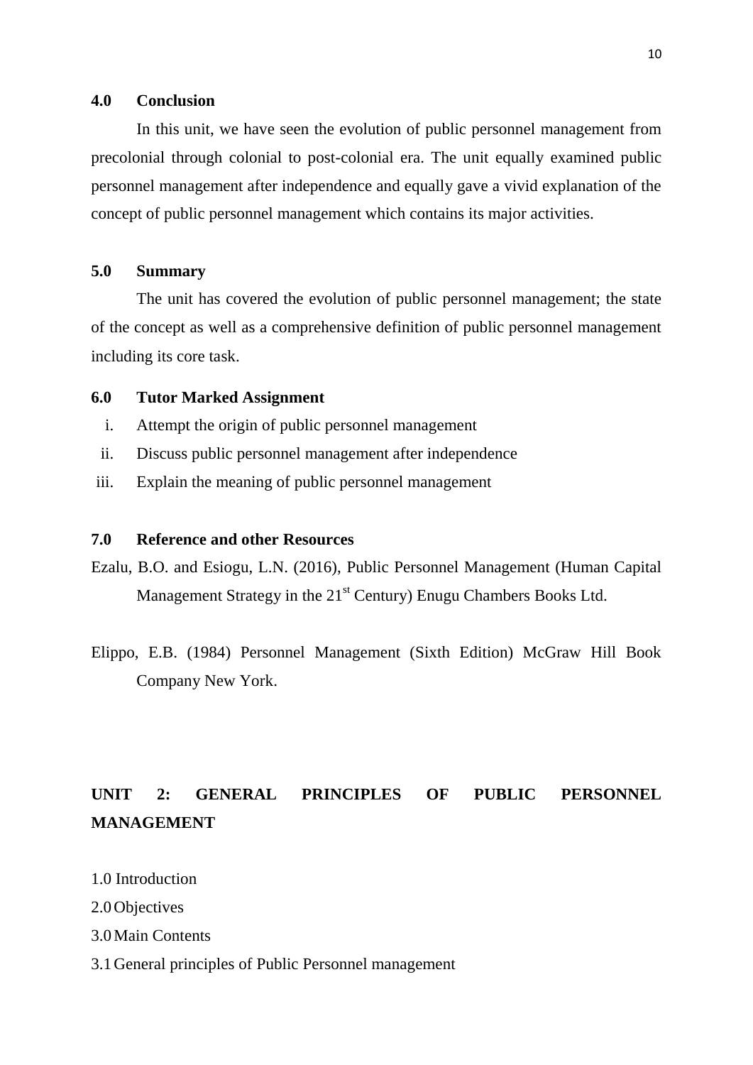### 4.0 Conclusion

In this unit, we have seen the evolution of public personnel management from precolonial through colonial to post-colonial era. The unit equally examined public personnel management after independence and equally gave a vivid explanation of the concept of public personnel management which contains its major activities.

### 5.0 Summary

The unit has covered the evolution of public personnel management; the state of the concept as well as a comprehensive definition of public personnel management including its core task.

### 6.0 Tutor Marked Assignment

i. Attempt the origin of public personnel management
ii. Discuss public personnel management after independence
iii. Explain the meaning of public personnel management

### 7.0 Reference and other Resources

Ezalu, B.O. and Esiogu, L.N. (2016), Public Personnel Management (Human Capital Management Strategy in the 21st Century) Enugu Chambers Books Ltd.

Elippo, E.B. (1984) Personnel Management (Sixth Edition) McGraw Hill Book Company New York.

## UNIT 2: GENERAL PRINCIPLES OF PUBLIC PERSONNEL MANAGEMENT

1.0 Introduction
2.0 Objectives
3.0 Main Contents
3.1 General principles of Public Personnel management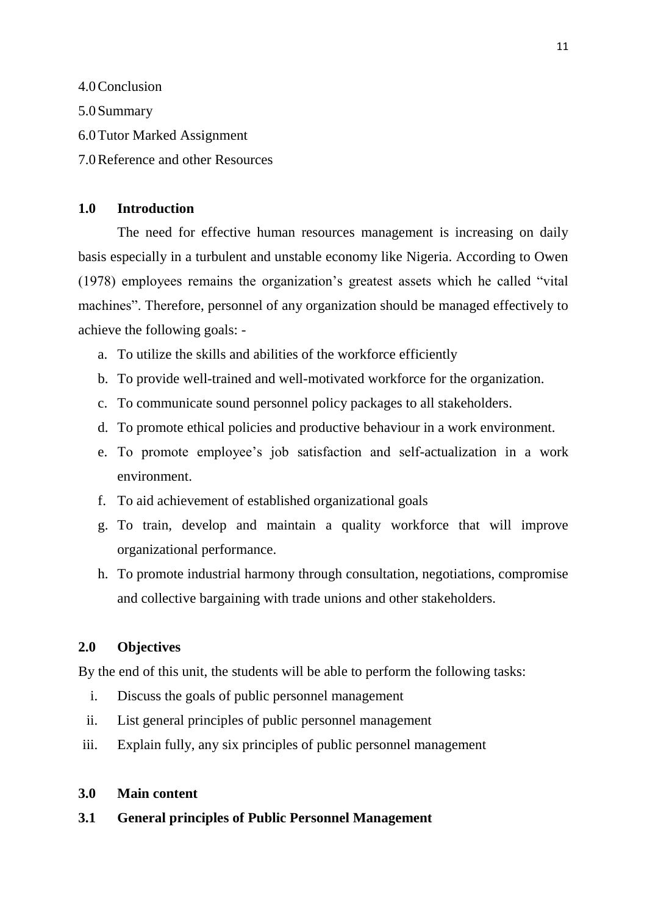4.0 Conclusion

5.0 Summary

6.0 Tutor Marked Assignment

7.0 Reference and other Resources

## 1.0 Introduction

The need for effective human resources management is increasing on daily basis especially in a turbulent and unstable economy like Nigeria. According to Owen (1978) employees remains the organization's greatest assets which he called "vital machines". Therefore, personnel of any organization should be managed effectively to achieve the following goals: -

a. To utilize the skills and abilities of the workforce efficiently
b. To provide well-trained and well-motivated workforce for the organization.
c. To communicate sound personnel policy packages to all stakeholders.
d. To promote ethical policies and productive behaviour in a work environment.
e. To promote employee's job satisfaction and self-actualization in a work environment.
f. To aid achievement of established organizational goals
g. To train, develop and maintain a quality workforce that will improve organizational performance.
h. To promote industrial harmony through consultation, negotiations, compromise and collective bargaining with trade unions and other stakeholders.

## 2.0 Objectives

By the end of this unit, the students will be able to perform the following tasks:

i. Discuss the goals of public personnel management
ii. List general principles of public personnel management
iii. Explain fully, any six principles of public personnel management

## 3.0 Main content

### 3.1 General principles of Public Personnel Management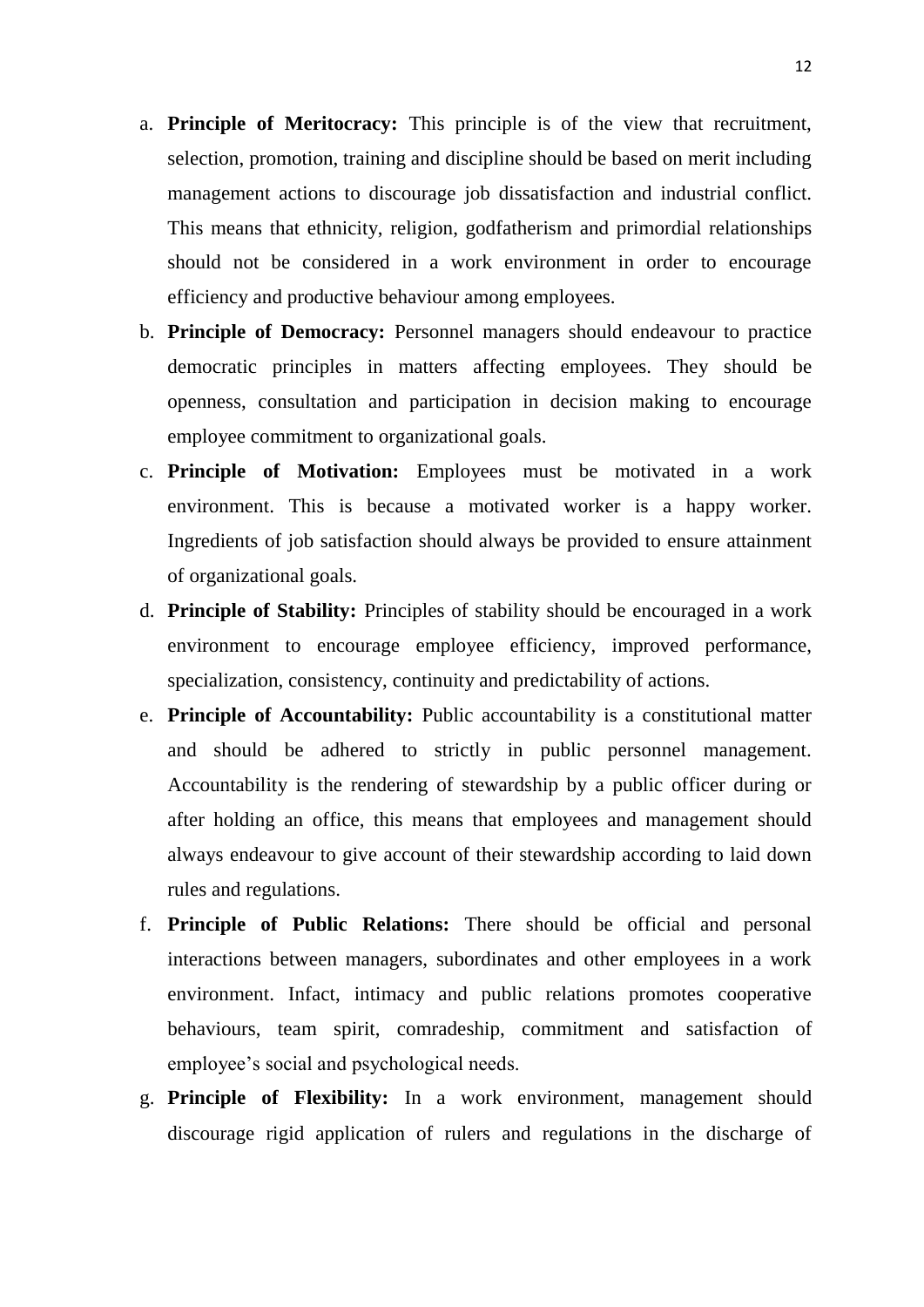a. **Principle of Meritocracy:** This principle is of the view that recruitment, selection, promotion, training and discipline should be based on merit including management actions to discourage job dissatisfaction and industrial conflict. This means that ethnicity, religion, godfatherism and primordial relationships should not be considered in a work environment in order to encourage efficiency and productive behaviour among employees.

b. **Principle of Democracy:** Personnel managers should endeavour to practice democratic principles in matters affecting employees. They should be openness, consultation and participation in decision making to encourage employee commitment to organizational goals.

c. **Principle of Motivation:** Employees must be motivated in a work environment. This is because a motivated worker is a happy worker. Ingredients of job satisfaction should always be provided to ensure attainment of organizational goals.

d. **Principle of Stability:** Principles of stability should be encouraged in a work environment to encourage employee efficiency, improved performance, specialization, consistency, continuity and predictability of actions.

e. **Principle of Accountability:** Public accountability is a constitutional matter and should be adhered to strictly in public personnel management. Accountability is the rendering of stewardship by a public officer during or after holding an office, this means that employees and management should always endeavour to give account of their stewardship according to laid down rules and regulations.

f. **Principle of Public Relations:** There should be official and personal interactions between managers, subordinates and other employees in a work environment. Infact, intimacy and public relations promotes cooperative behaviours, team spirit, comradeship, commitment and satisfaction of employee's social and psychological needs.

g. **Principle of Flexibility:** In a work environment, management should discourage rigid application of rulers and regulations in the discharge of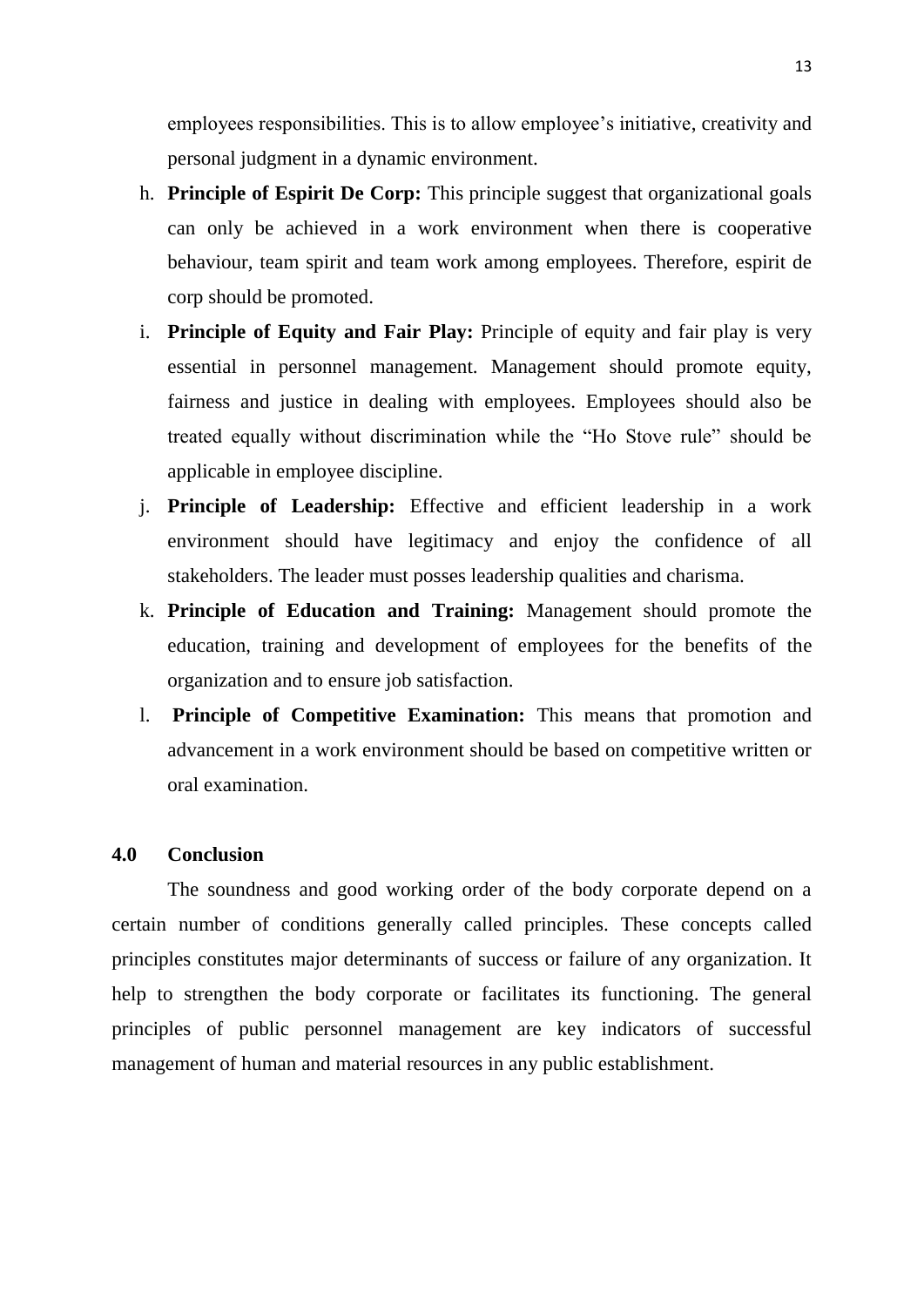employees responsibilities. This is to allow employee's initiative, creativity and personal judgment in a dynamic environment.

h. **Principle of Espirit De Corp:** This principle suggest that organizational goals can only be achieved in a work environment when there is cooperative behaviour, team spirit and team work among employees. Therefore, espirit de corp should be promoted.

i. **Principle of Equity and Fair Play:** Principle of equity and fair play is very essential in personnel management. Management should promote equity, fairness and justice in dealing with employees. Employees should also be treated equally without discrimination while the "Ho Stove rule" should be applicable in employee discipline.

j. **Principle of Leadership:** Effective and efficient leadership in a work environment should have legitimacy and enjoy the confidence of all stakeholders. The leader must posses leadership qualities and charisma.

k. **Principle of Education and Training:** Management should promote the education, training and development of employees for the benefits of the organization and to ensure job satisfaction.

l. **Principle of Competitive Examination:** This means that promotion and advancement in a work environment should be based on competitive written or oral examination.

## 4.0 Conclusion

The soundness and good working order of the body corporate depend on a certain number of conditions generally called principles. These concepts called principles constitutes major determinants of success or failure of any organization. It help to strengthen the body corporate or facilitates its functioning. The general principles of public personnel management are key indicators of successful management of human and material resources in any public establishment.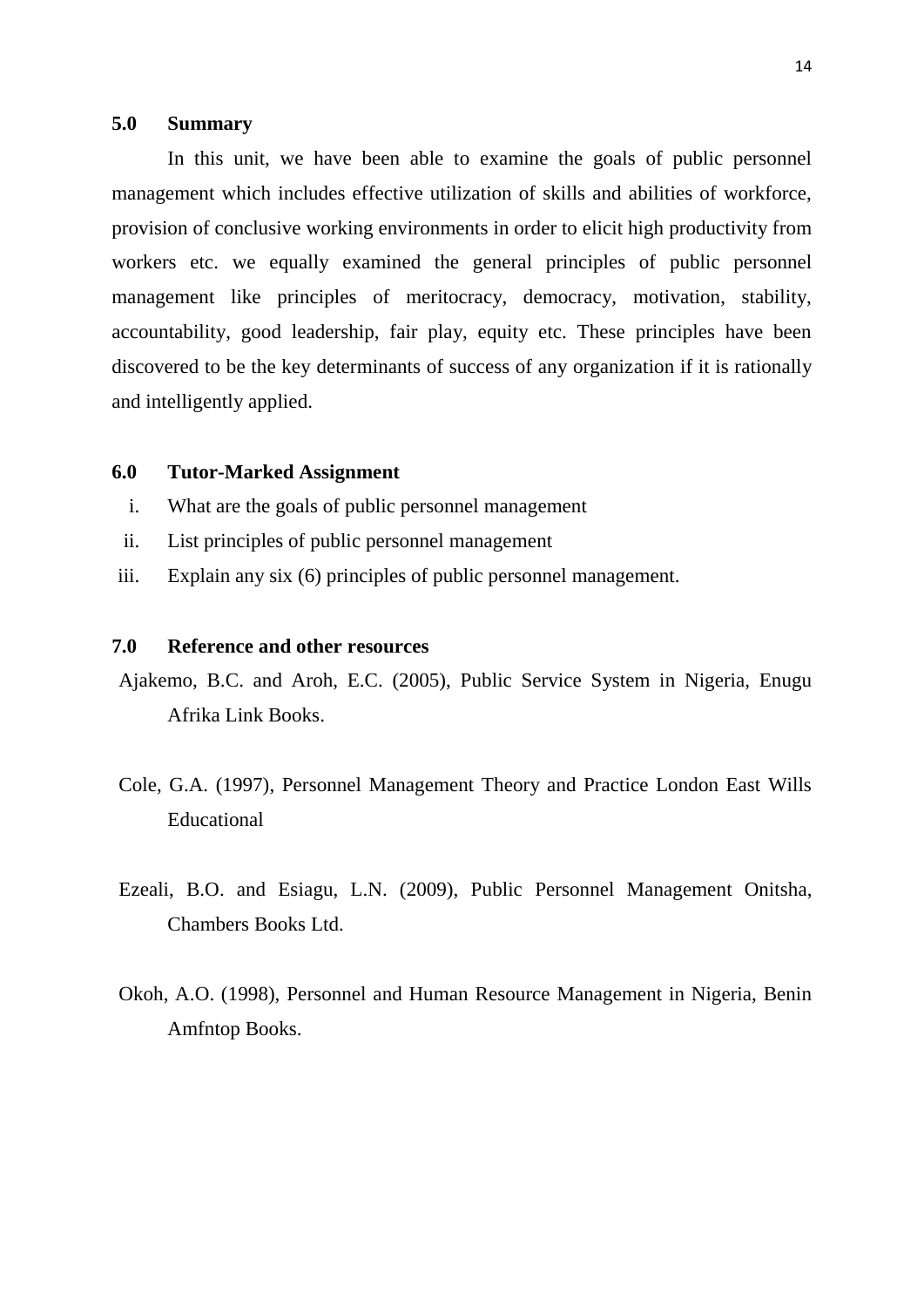## 5.0 Summary

In this unit, we have been able to examine the goals of public personnel management which includes effective utilization of skills and abilities of workforce, provision of conclusive working environments in order to elicit high productivity from workers etc. we equally examined the general principles of public personnel management like principles of meritocracy, democracy, motivation, stability, accountability, good leadership, fair play, equity etc. These principles have been discovered to be the key determinants of success of any organization if it is rationally and intelligently applied.

## 6.0 Tutor-Marked Assignment

i. What are the goals of public personnel management
ii. List principles of public personnel management
iii. Explain any six (6) principles of public personnel management.

## 7.0 Reference and other resources

Ajakemo, B.C. and Aroh, E.C. (2005), Public Service System in Nigeria, Enugu Afrika Link Books.

Cole, G.A. (1997), Personnel Management Theory and Practice London East Wills Educational

Ezeali, B.O. and Esiagu, L.N. (2009), Public Personnel Management Onitsha, Chambers Books Ltd.

Okoh, A.O. (1998), Personnel and Human Resource Management in Nigeria, Benin Amfntop Books.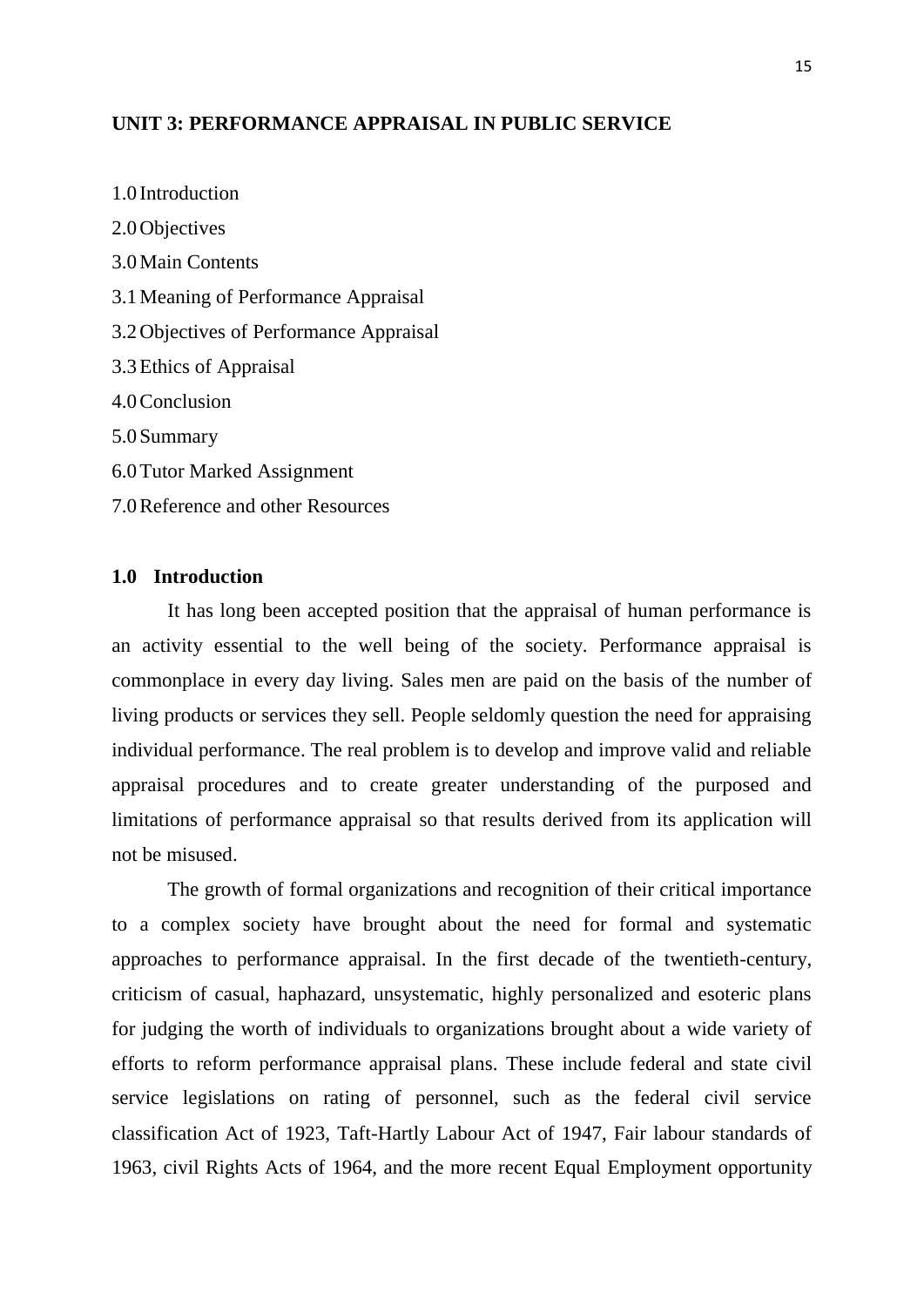## UNIT 3: PERFORMANCE APPRAISAL IN PUBLIC SERVICE

1.0 Introduction

2.0 Objectives

3.0 Main Contents

3.1 Meaning of Performance Appraisal

3.2 Objectives of Performance Appraisal

3.3 Ethics of Appraisal

4.0 Conclusion

5.0 Summary

6.0 Tutor Marked Assignment

7.0 Reference and other Resources

### 1.0 Introduction

It has long been accepted position that the appraisal of human performance is an activity essential to the well being of the society. Performance appraisal is commonplace in every day living. Sales men are paid on the basis of the number of living products or services they sell. People seldomly question the need for appraising individual performance. The real problem is to develop and improve valid and reliable appraisal procedures and to create greater understanding of the purposed and limitations of performance appraisal so that results derived from its application will not be misused.

The growth of formal organizations and recognition of their critical importance to a complex society have brought about the need for formal and systematic approaches to performance appraisal. In the first decade of the twentieth-century, criticism of casual, haphazard, unsystematic, highly personalized and esoteric plans for judging the worth of individuals to organizations brought about a wide variety of efforts to reform performance appraisal plans. These include federal and state civil service legislations on rating of personnel, such as the federal civil service classification Act of 1923, Taft-Hartly Labour Act of 1947, Fair labour standards of 1963, civil Rights Acts of 1964, and the more recent Equal Employment opportunity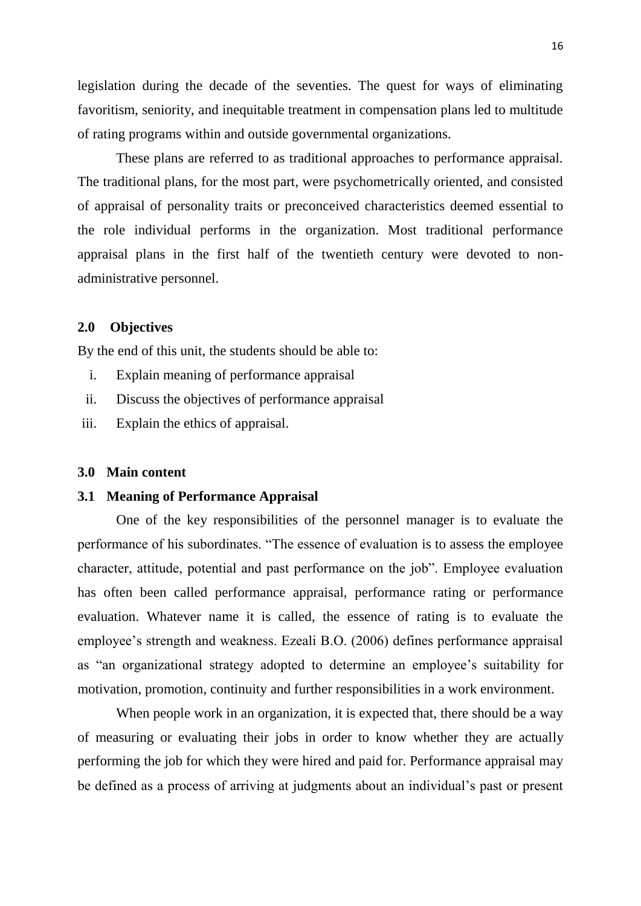legislation during the decade of the seventies. The quest for ways of eliminating favoritism, seniority, and inequitable treatment in compensation plans led to multitude of rating programs within and outside governmental organizations.

These plans are referred to as traditional approaches to performance appraisal. The traditional plans, for the most part, were psychometrically oriented, and consisted of appraisal of personality traits or preconceived characteristics deemed essential to the role individual performs in the organization. Most traditional performance appraisal plans in the first half of the twentieth century were devoted to non-administrative personnel.

## 2.0 Objectives

By the end of this unit, the students should be able to:

i. Explain meaning of performance appraisal
ii. Discuss the objectives of performance appraisal
iii. Explain the ethics of appraisal.

## 3.0 Main content

### 3.1 Meaning of Performance Appraisal

One of the key responsibilities of the personnel manager is to evaluate the performance of his subordinates. "The essence of evaluation is to assess the employee character, attitude, potential and past performance on the job". Employee evaluation has often been called performance appraisal, performance rating or performance evaluation. Whatever name it is called, the essence of rating is to evaluate the employee's strength and weakness. Ezeali B.O. (2006) defines performance appraisal as "an organizational strategy adopted to determine an employee's suitability for motivation, promotion, continuity and further responsibilities in a work environment.

When people work in an organization, it is expected that, there should be a way of measuring or evaluating their jobs in order to know whether they are actually performing the job for which they were hired and paid for. Performance appraisal may be defined as a process of arriving at judgments about an individual's past or present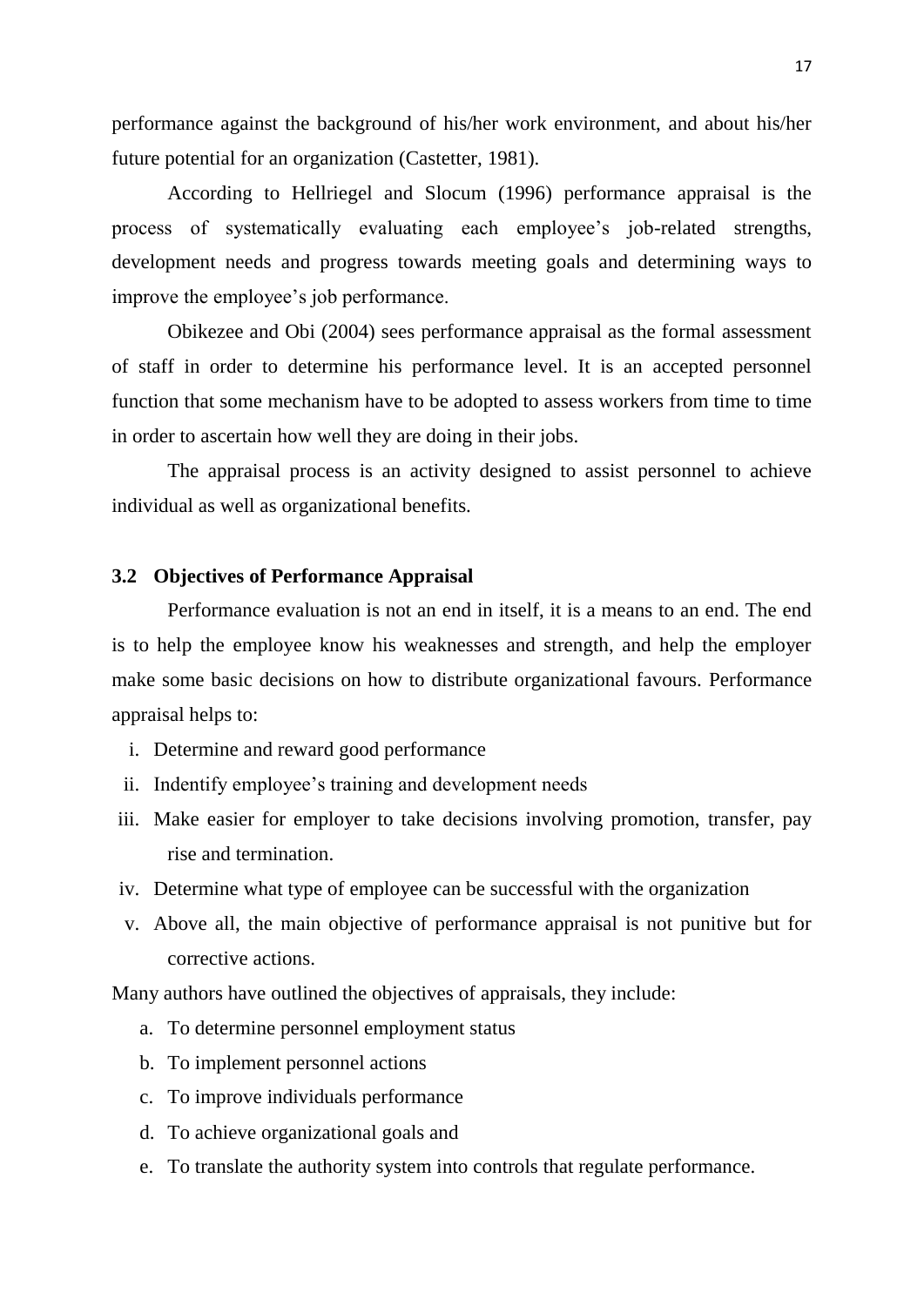performance against the background of his/her work environment, and about his/her future potential for an organization (Castetter, 1981).

According to Hellriegel and Slocum (1996) performance appraisal is the process of systematically evaluating each employee's job-related strengths, development needs and progress towards meeting goals and determining ways to improve the employee's job performance.

Obikezee and Obi (2004) sees performance appraisal as the formal assessment of staff in order to determine his performance level. It is an accepted personnel function that some mechanism have to be adopted to assess workers from time to time in order to ascertain how well they are doing in their jobs.

The appraisal process is an activity designed to assist personnel to achieve individual as well as organizational benefits.

### 3.2 Objectives of Performance Appraisal

Performance evaluation is not an end in itself, it is a means to an end. The end is to help the employee know his weaknesses and strength, and help the employer make some basic decisions on how to distribute organizational favours. Performance appraisal helps to:

i. Determine and reward good performance
ii. Indentify employee's training and development needs
iii. Make easier for employer to take decisions involving promotion, transfer, pay rise and termination.
iv. Determine what type of employee can be successful with the organization
v. Above all, the main objective of performance appraisal is not punitive but for corrective actions.

Many authors have outlined the objectives of appraisals, they include:

a. To determine personnel employment status
b. To implement personnel actions
c. To improve individuals performance
d. To achieve organizational goals and
e. To translate the authority system into controls that regulate performance.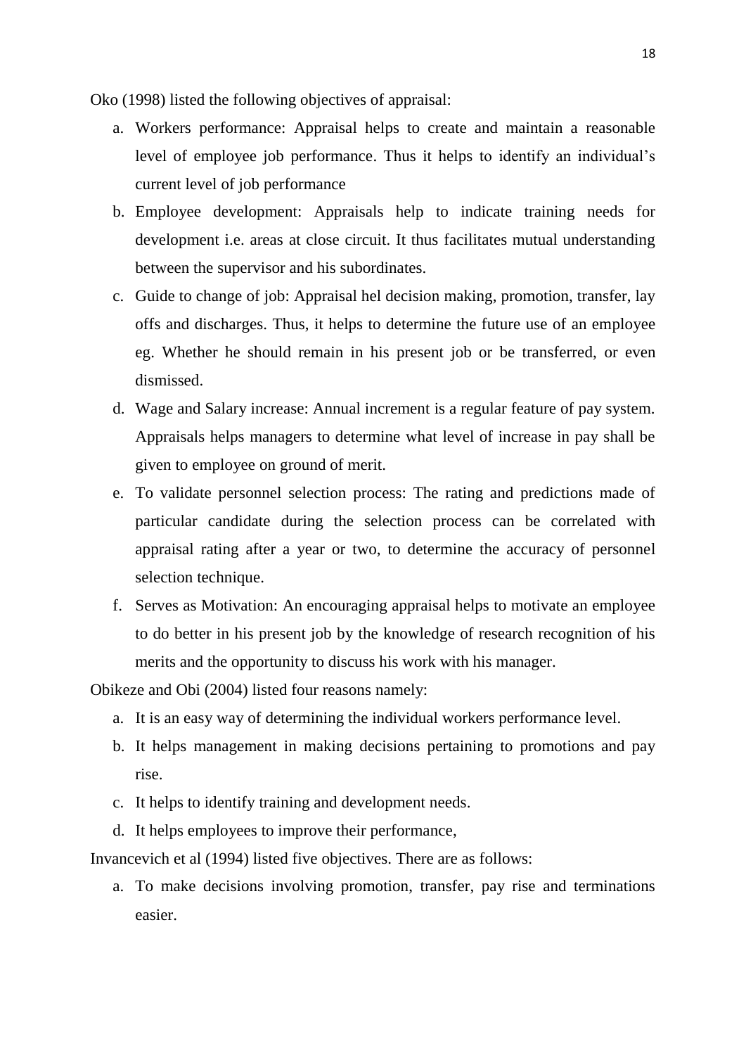Oko (1998) listed the following objectives of appraisal:

a. Workers performance: Appraisal helps to create and maintain a reasonable level of employee job performance. Thus it helps to identify an individual's current level of job performance
b. Employee development: Appraisals help to indicate training needs for development i.e. areas at close circuit. It thus facilitates mutual understanding between the supervisor and his subordinates.
c. Guide to change of job: Appraisal hel decision making, promotion, transfer, lay offs and discharges. Thus, it helps to determine the future use of an employee eg. Whether he should remain in his present job or be transferred, or even dismissed.
d. Wage and Salary increase: Annual increment is a regular feature of pay system. Appraisals helps managers to determine what level of increase in pay shall be given to employee on ground of merit.
e. To validate personnel selection process: The rating and predictions made of particular candidate during the selection process can be correlated with appraisal rating after a year or two, to determine the accuracy of personnel selection technique.
f. Serves as Motivation: An encouraging appraisal helps to motivate an employee to do better in his present job by the knowledge of research recognition of his merits and the opportunity to discuss his work with his manager.

Obikeze and Obi (2004) listed four reasons namely:

a. It is an easy way of determining the individual workers performance level.
b. It helps management in making decisions pertaining to promotions and pay rise.
c. It helps to identify training and development needs.
d. It helps employees to improve their performance,

Invancevich et al (1994) listed five objectives. There are as follows:

a. To make decisions involving promotion, transfer, pay rise and terminations easier.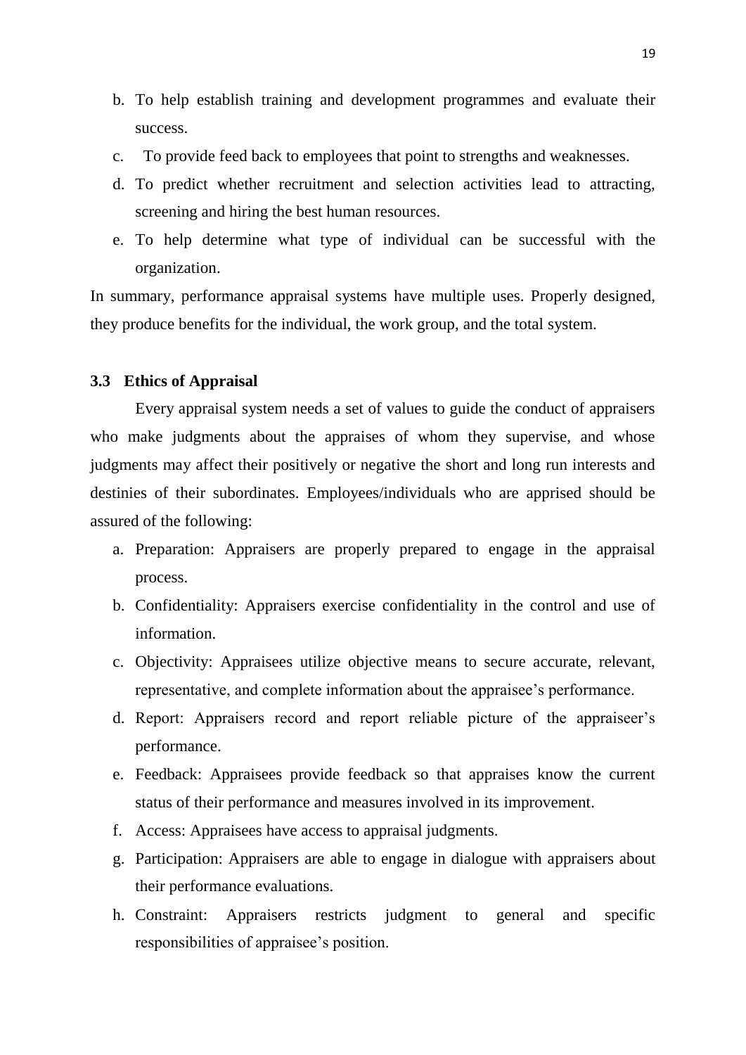b. To help establish training and development programmes and evaluate their success.
c. To provide feed back to employees that point to strengths and weaknesses.
d. To predict whether recruitment and selection activities lead to attracting, screening and hiring the best human resources.
e. To help determine what type of individual can be successful with the organization.

In summary, performance appraisal systems have multiple uses. Properly designed, they produce benefits for the individual, the work group, and the total system.

### 3.3 Ethics of Appraisal

Every appraisal system needs a set of values to guide the conduct of appraisers who make judgments about the appraises of whom they supervise, and whose judgments may affect their positively or negative the short and long run interests and destinies of their subordinates. Employees/individuals who are apprised should be assured of the following:

a. Preparation: Appraisers are properly prepared to engage in the appraisal process.
b. Confidentiality: Appraisers exercise confidentiality in the control and use of information.
c. Objectivity: Appraisees utilize objective means to secure accurate, relevant, representative, and complete information about the appraisee's performance.
d. Report: Appraisers record and report reliable picture of the appraiseer's performance.
e. Feedback: Appraisees provide feedback so that appraises know the current status of their performance and measures involved in its improvement.
f. Access: Appraisees have access to appraisal judgments.
g. Participation: Appraisers are able to engage in dialogue with appraisers about their performance evaluations.
h. Constraint: Appraisers restricts judgment to general and specific responsibilities of appraisee's position.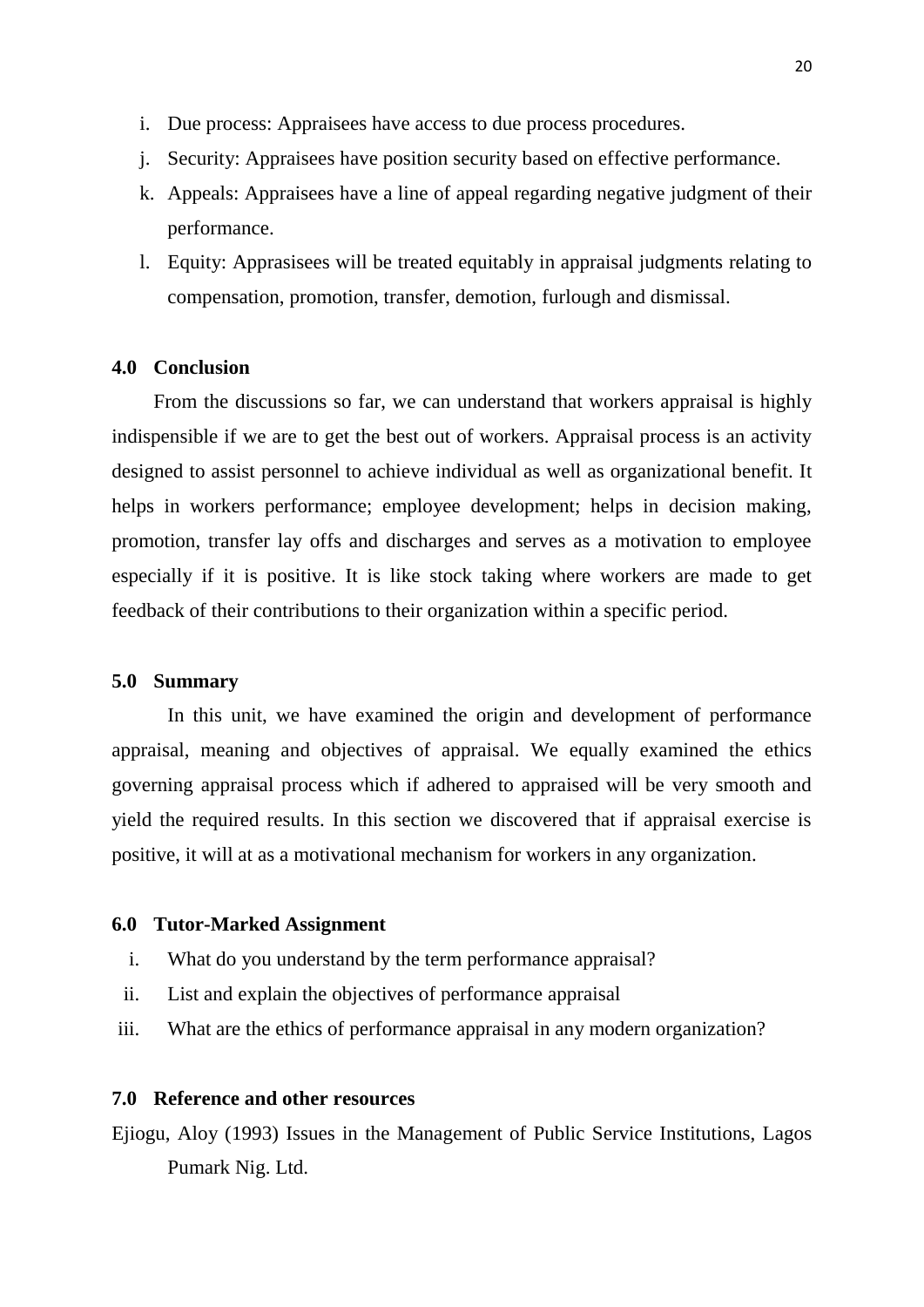i. Due process: Appraisees have access to due process procedures.
j. Security: Appraisees have position security based on effective performance.
k. Appeals: Appraisees have a line of appeal regarding negative judgment of their performance.
l. Equity: Apprasisees will be treated equitably in appraisal judgments relating to compensation, promotion, transfer, demotion, furlough and dismissal.

## 4.0 Conclusion

From the discussions so far, we can understand that workers appraisal is highly indispensible if we are to get the best out of workers. Appraisal process is an activity designed to assist personnel to achieve individual as well as organizational benefit. It helps in workers performance; employee development; helps in decision making, promotion, transfer lay offs and discharges and serves as a motivation to employee especially if it is positive. It is like stock taking where workers are made to get feedback of their contributions to their organization within a specific period.

## 5.0 Summary

In this unit, we have examined the origin and development of performance appraisal, meaning and objectives of appraisal. We equally examined the ethics governing appraisal process which if adhered to appraised will be very smooth and yield the required results. In this section we discovered that if appraisal exercise is positive, it will at as a motivational mechanism for workers in any organization.

## 6.0 Tutor-Marked Assignment

i. What do you understand by the term performance appraisal?
ii. List and explain the objectives of performance appraisal
iii. What are the ethics of performance appraisal in any modern organization?

## 7.0 Reference and other resources

Ejiogu, Aloy (1993) Issues in the Management of Public Service Institutions, Lagos Pumark Nig. Ltd.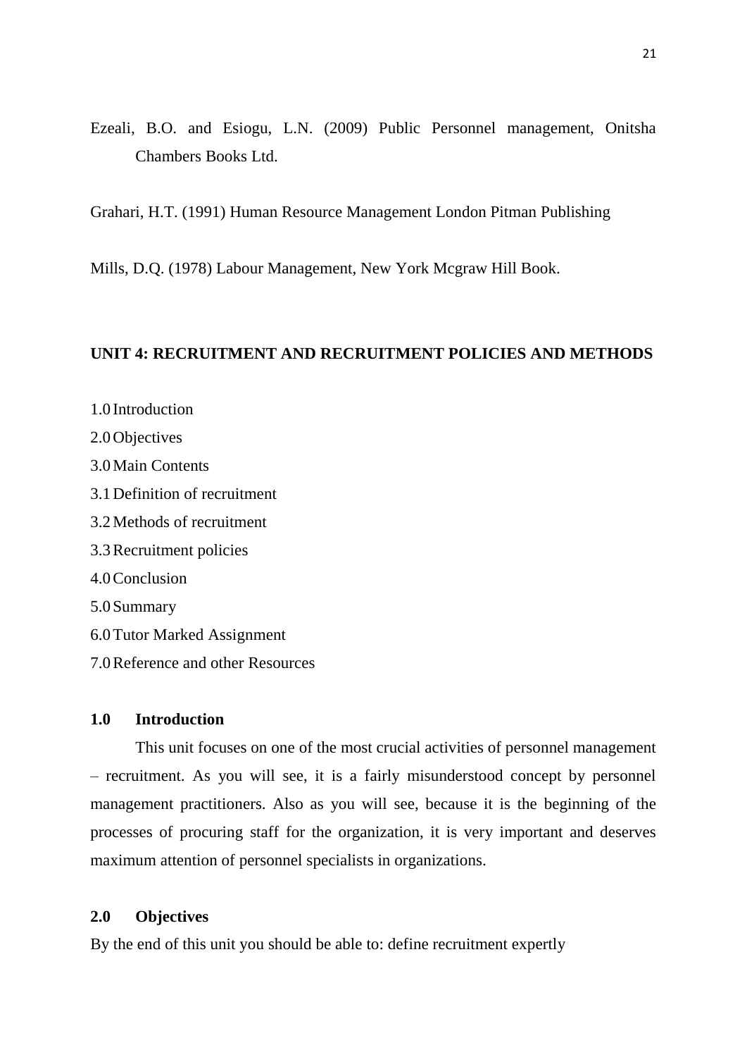Ezeali, B.O. and Esiogu, L.N. (2009) Public Personnel management, Onitsha Chambers Books Ltd.

Grahari, H.T. (1991) Human Resource Management London Pitman Publishing

Mills, D.Q. (1978) Labour Management, New York Mcgraw Hill Book.

## UNIT 4: RECRUITMENT AND RECRUITMENT POLICIES AND METHODS

1.0 Introduction
2.0 Objectives
3.0 Main Contents
3.1 Definition of recruitment
3.2 Methods of recruitment
3.3 Recruitment policies
4.0 Conclusion
5.0 Summary
6.0 Tutor Marked Assignment
7.0 Reference and other Resources

### 1.0 Introduction

This unit focuses on one of the most crucial activities of personnel management – recruitment. As you will see, it is a fairly misunderstood concept by personnel management practitioners. Also as you will see, because it is the beginning of the processes of procuring staff for the organization, it is very important and deserves maximum attention of personnel specialists in organizations.

### 2.0 Objectives

By the end of this unit you should be able to: define recruitment expertly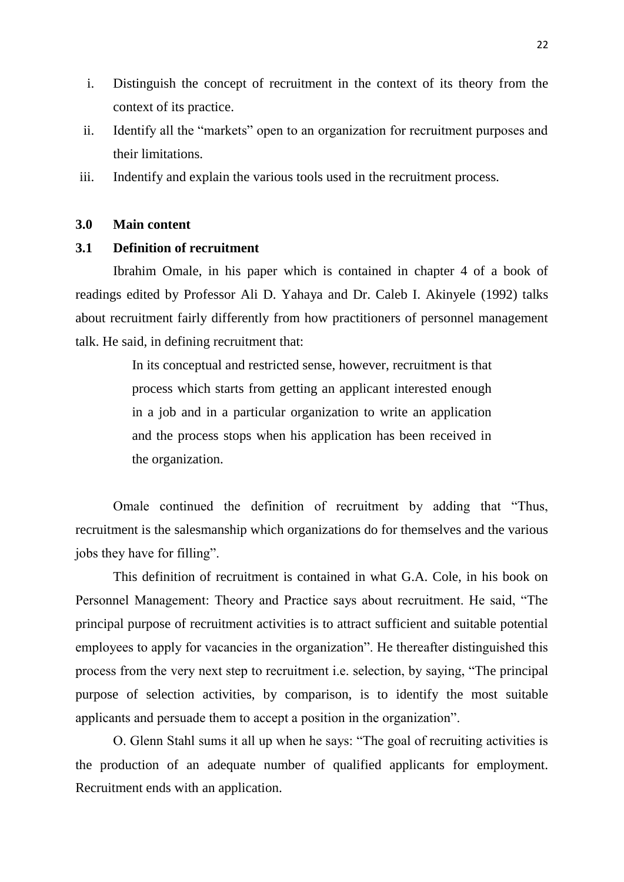i. Distinguish the concept of recruitment in the context of its theory from the context of its practice.
ii. Identify all the "markets" open to an organization for recruitment purposes and their limitations.
iii. Indentify and explain the various tools used in the recruitment process.

## 3.0 Main content

### 3.1 Definition of recruitment

Ibrahim Omale, in his paper which is contained in chapter 4 of a book of readings edited by Professor Ali D. Yahaya and Dr. Caleb I. Akinyele (1992) talks about recruitment fairly differently from how practitioners of personnel management talk. He said, in defining recruitment that:

> In its conceptual and restricted sense, however, recruitment is that process which starts from getting an applicant interested enough in a job and in a particular organization to write an application and the process stops when his application has been received in the organization.

Omale continued the definition of recruitment by adding that "Thus, recruitment is the salesmanship which organizations do for themselves and the various jobs they have for filling".

This definition of recruitment is contained in what G.A. Cole, in his book on Personnel Management: Theory and Practice says about recruitment. He said, "The principal purpose of recruitment activities is to attract sufficient and suitable potential employees to apply for vacancies in the organization". He thereafter distinguished this process from the very next step to recruitment i.e. selection, by saying, "The principal purpose of selection activities, by comparison, is to identify the most suitable applicants and persuade them to accept a position in the organization".

O. Glenn Stahl sums it all up when he says: "The goal of recruiting activities is the production of an adequate number of qualified applicants for employment. Recruitment ends with an application.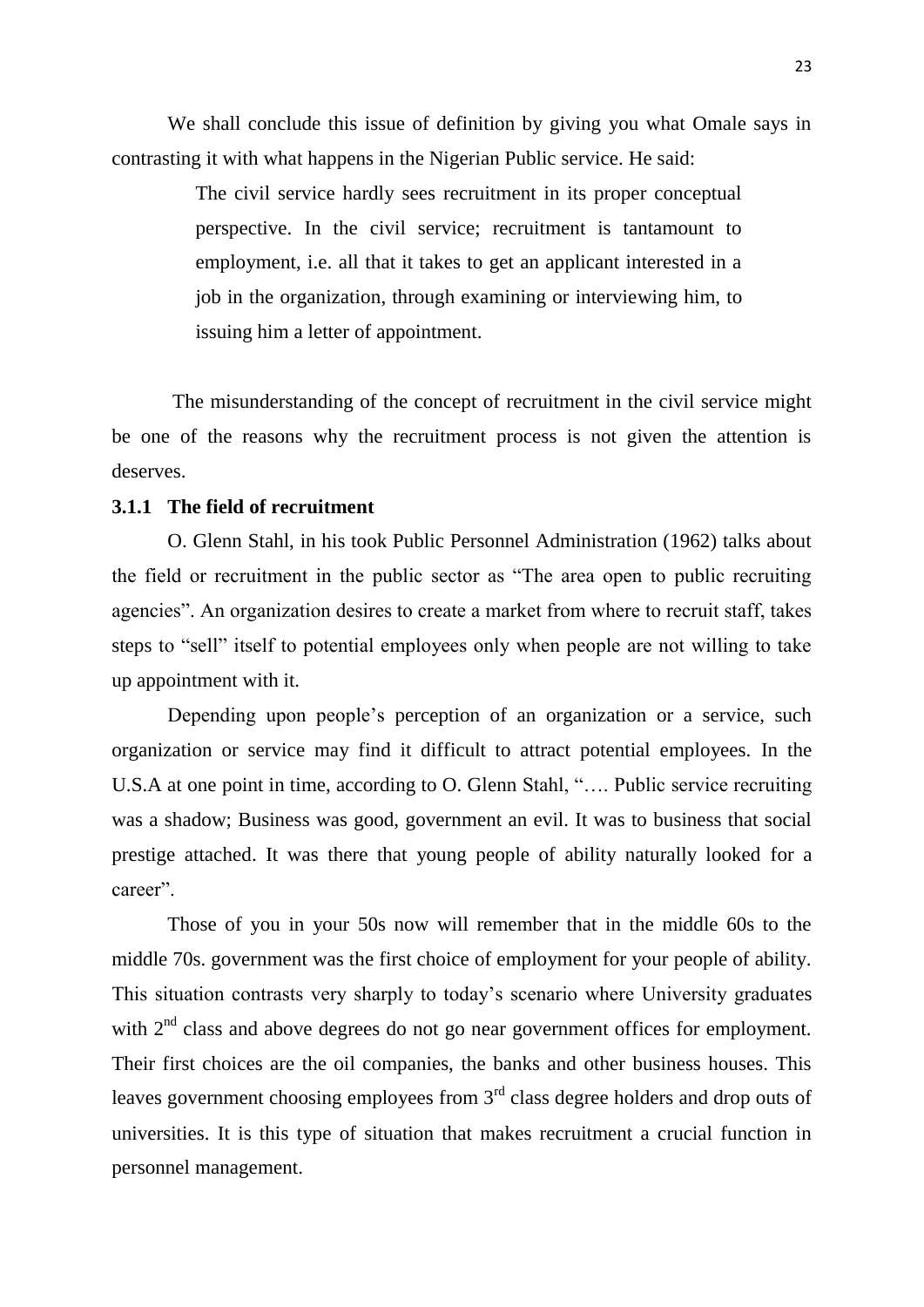We shall conclude this issue of definition by giving you what Omale says in contrasting it with what happens in the Nigerian Public service. He said:

> The civil service hardly sees recruitment in its proper conceptual perspective. In the civil service; recruitment is tantamount to employment, i.e. all that it takes to get an applicant interested in a job in the organization, through examining or interviewing him, to issuing him a letter of appointment.

The misunderstanding of the concept of recruitment in the civil service might be one of the reasons why the recruitment process is not given the attention is deserves.

### 3.1.1 The field of recruitment

O. Glenn Stahl, in his took Public Personnel Administration (1962) talks about the field or recruitment in the public sector as "The area open to public recruiting agencies". An organization desires to create a market from where to recruit staff, takes steps to "sell" itself to potential employees only when people are not willing to take up appointment with it.

Depending upon people's perception of an organization or a service, such organization or service may find it difficult to attract potential employees. In the U.S.A at one point in time, according to O. Glenn Stahl, "…. Public service recruiting was a shadow; Business was good, government an evil. It was to business that social prestige attached. It was there that young people of ability naturally looked for a career".

Those of you in your 50s now will remember that in the middle 60s to the middle 70s. government was the first choice of employment for your people of ability. This situation contrasts very sharply to today's scenario where University graduates with 2nd class and above degrees do not go near government offices for employment. Their first choices are the oil companies, the banks and other business houses. This leaves government choosing employees from 3rd class degree holders and drop outs of universities. It is this type of situation that makes recruitment a crucial function in personnel management.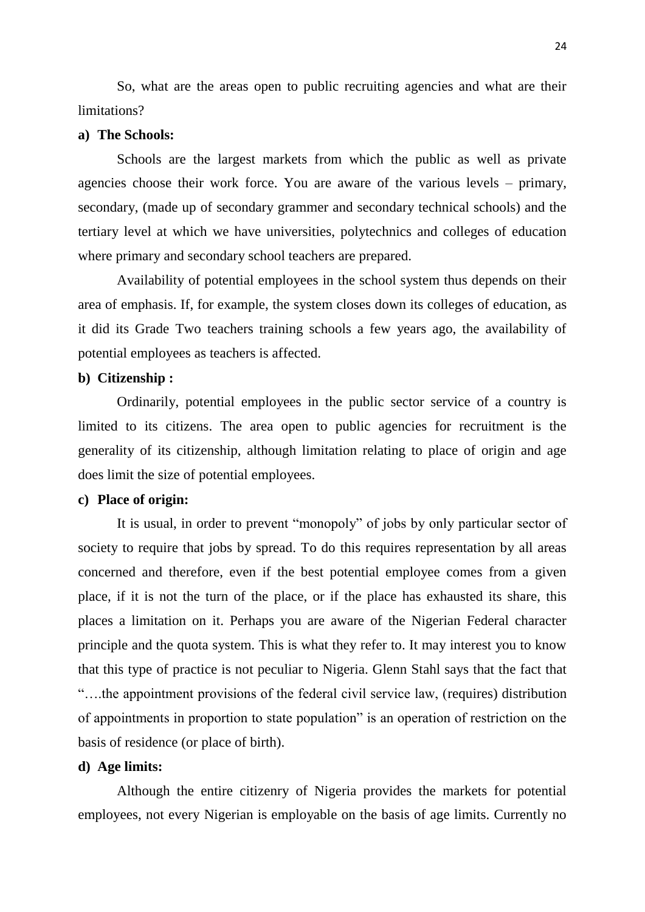So, what are the areas open to public recruiting agencies and what are their limitations?

**a) The Schools:**

Schools are the largest markets from which the public as well as private agencies choose their work force. You are aware of the various levels – primary, secondary, (made up of secondary grammer and secondary technical schools) and the tertiary level at which we have universities, polytechnics and colleges of education where primary and secondary school teachers are prepared.

Availability of potential employees in the school system thus depends on their area of emphasis. If, for example, the system closes down its colleges of education, as it did its Grade Two teachers training schools a few years ago, the availability of potential employees as teachers is affected.

**b) Citizenship :**

Ordinarily, potential employees in the public sector service of a country is limited to its citizens. The area open to public agencies for recruitment is the generality of its citizenship, although limitation relating to place of origin and age does limit the size of potential employees.

**c) Place of origin:**

It is usual, in order to prevent "monopoly" of jobs by only particular sector of society to require that jobs by spread. To do this requires representation by all areas concerned and therefore, even if the best potential employee comes from a given place, if it is not the turn of the place, or if the place has exhausted its share, this places a limitation on it. Perhaps you are aware of the Nigerian Federal character principle and the quota system. This is what they refer to. It may interest you to know that this type of practice is not peculiar to Nigeria. Glenn Stahl says that the fact that "….the appointment provisions of the federal civil service law, (requires) distribution of appointments in proportion to state population" is an operation of restriction on the basis of residence (or place of birth).

**d) Age limits:**

Although the entire citizenry of Nigeria provides the markets for potential employees, not every Nigerian is employable on the basis of age limits. Currently no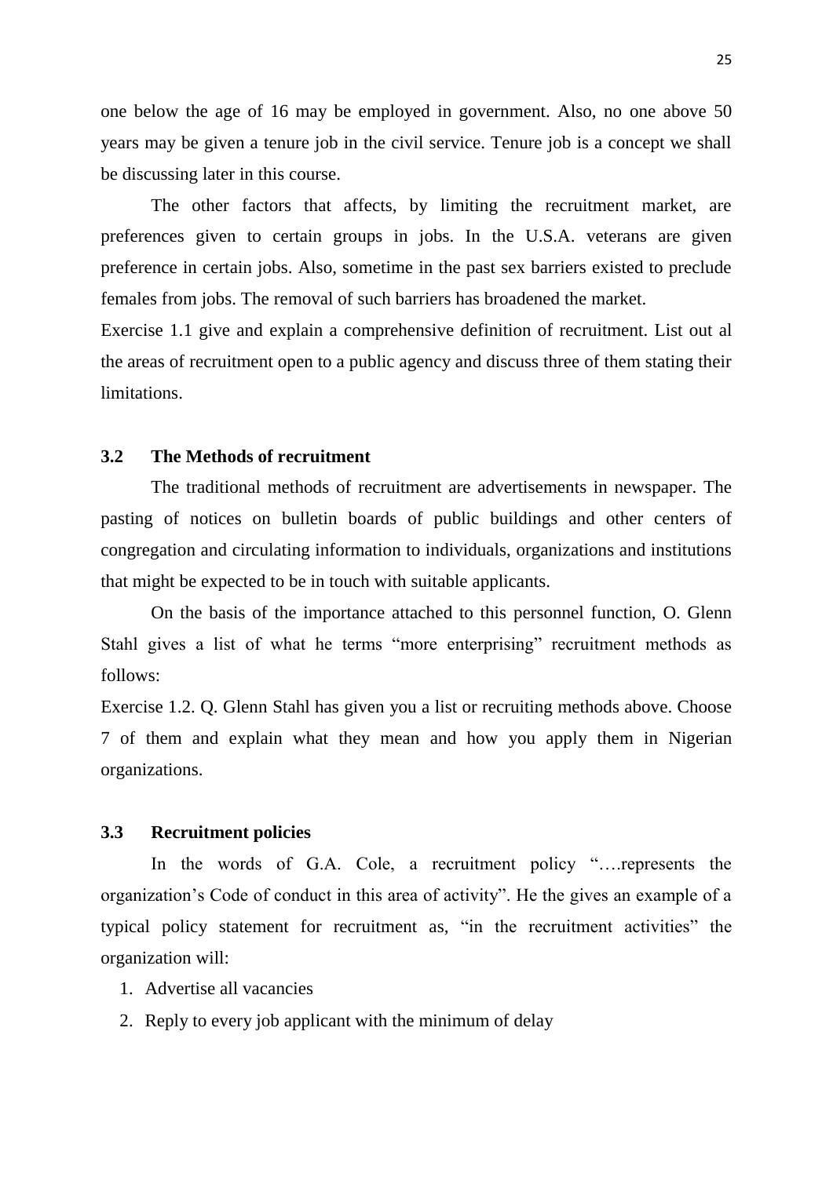one below the age of 16 may be employed in government. Also, no one above 50 years may be given a tenure job in the civil service. Tenure job is a concept we shall be discussing later in this course.

The other factors that affects, by limiting the recruitment market, are preferences given to certain groups in jobs. In the U.S.A. veterans are given preference in certain jobs. Also, sometime in the past sex barriers existed to preclude females from jobs. The removal of such barriers has broadened the market.

Exercise 1.1 give and explain a comprehensive definition of recruitment. List out al the areas of recruitment open to a public agency and discuss three of them stating their limitations.

### 3.2 The Methods of recruitment

The traditional methods of recruitment are advertisements in newspaper. The pasting of notices on bulletin boards of public buildings and other centers of congregation and circulating information to individuals, organizations and institutions that might be expected to be in touch with suitable applicants.

On the basis of the importance attached to this personnel function, O. Glenn Stahl gives a list of what he terms "more enterprising" recruitment methods as follows:

Exercise 1.2. Q. Glenn Stahl has given you a list or recruiting methods above. Choose 7 of them and explain what they mean and how you apply them in Nigerian organizations.

### 3.3 Recruitment policies

In the words of G.A. Cole, a recruitment policy "….represents the organization's Code of conduct in this area of activity". He the gives an example of a typical policy statement for recruitment as, "in the recruitment activities" the organization will:

1. Advertise all vacancies
2. Reply to every job applicant with the minimum of delay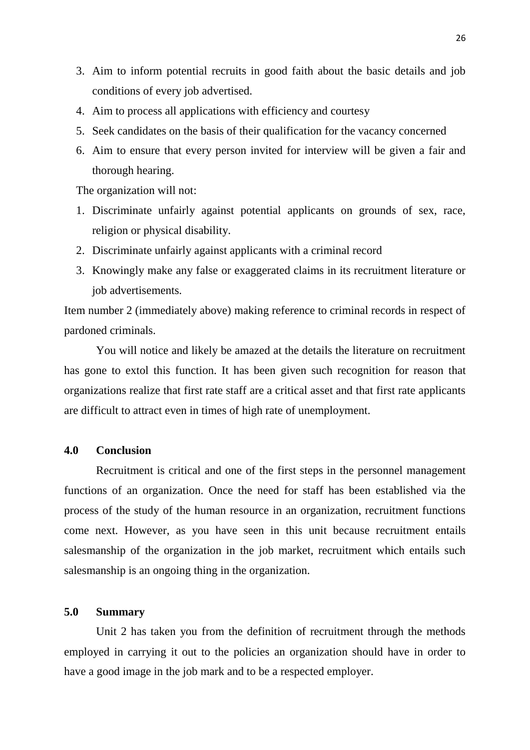3. Aim to inform potential recruits in good faith about the basic details and job conditions of every job advertised.
4. Aim to process all applications with efficiency and courtesy
5. Seek candidates on the basis of their qualification for the vacancy concerned
6. Aim to ensure that every person invited for interview will be given a fair and thorough hearing.

The organization will not:

1. Discriminate unfairly against potential applicants on grounds of sex, race, religion or physical disability.
2. Discriminate unfairly against applicants with a criminal record
3. Knowingly make any false or exaggerated claims in its recruitment literature or job advertisements.

Item number 2 (immediately above) making reference to criminal records in respect of pardoned criminals.

You will notice and likely be amazed at the details the literature on recruitment has gone to extol this function. It has been given such recognition for reason that organizations realize that first rate staff are a critical asset and that first rate applicants are difficult to attract even in times of high rate of unemployment.

## 4.0 Conclusion

Recruitment is critical and one of the first steps in the personnel management functions of an organization. Once the need for staff has been established via the process of the study of the human resource in an organization, recruitment functions come next. However, as you have seen in this unit because recruitment entails salesmanship of the organization in the job market, recruitment which entails such salesmanship is an ongoing thing in the organization.

## 5.0 Summary

Unit 2 has taken you from the definition of recruitment through the methods employed in carrying it out to the policies an organization should have in order to have a good image in the job mark and to be a respected employer.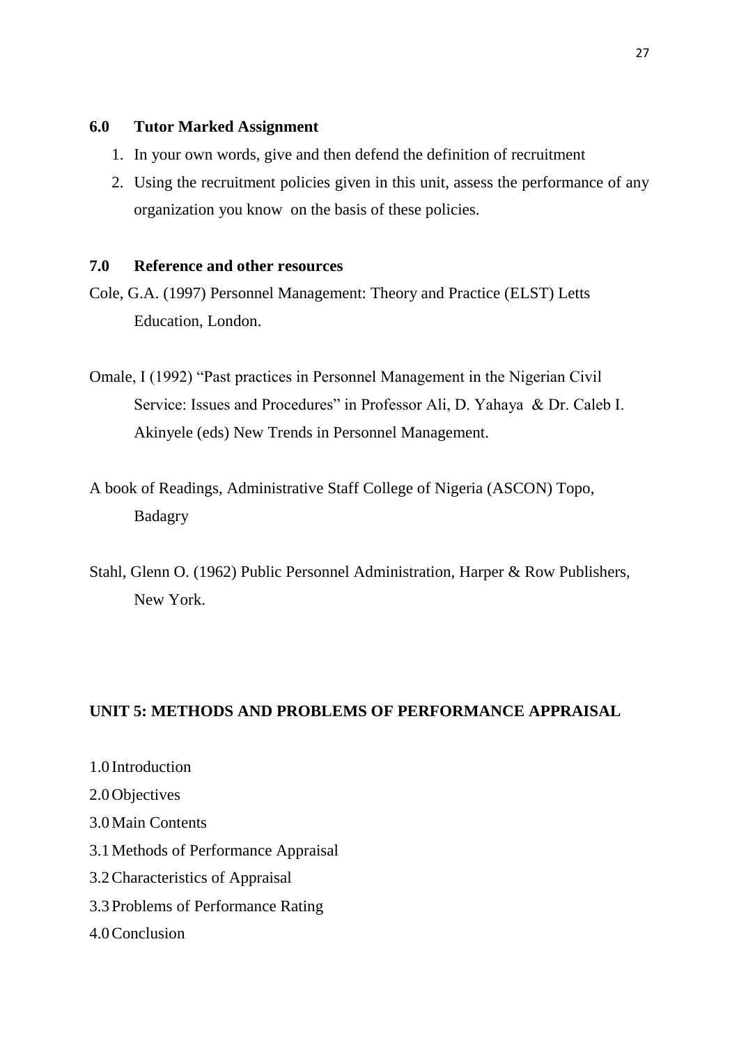## 6.0 Tutor Marked Assignment

1. In your own words, give and then defend the definition of recruitment
2. Using the recruitment policies given in this unit, assess the performance of any organization you know on the basis of these policies.

## 7.0 Reference and other resources

Cole, G.A. (1997) Personnel Management: Theory and Practice (ELST) Letts Education, London.

Omale, I (1992) "Past practices in Personnel Management in the Nigerian Civil Service: Issues and Procedures" in Professor Ali, D. Yahaya & Dr. Caleb I. Akinyele (eds) New Trends in Personnel Management.

A book of Readings, Administrative Staff College of Nigeria (ASCON) Topo, Badagry

Stahl, Glenn O. (1962) Public Personnel Administration, Harper & Row Publishers, New York.

# UNIT 5: METHODS AND PROBLEMS OF PERFORMANCE APPRAISAL

1.0 Introduction

2.0 Objectives

3.0 Main Contents

3.1 Methods of Performance Appraisal

3.2 Characteristics of Appraisal

3.3 Problems of Performance Rating

4.0 Conclusion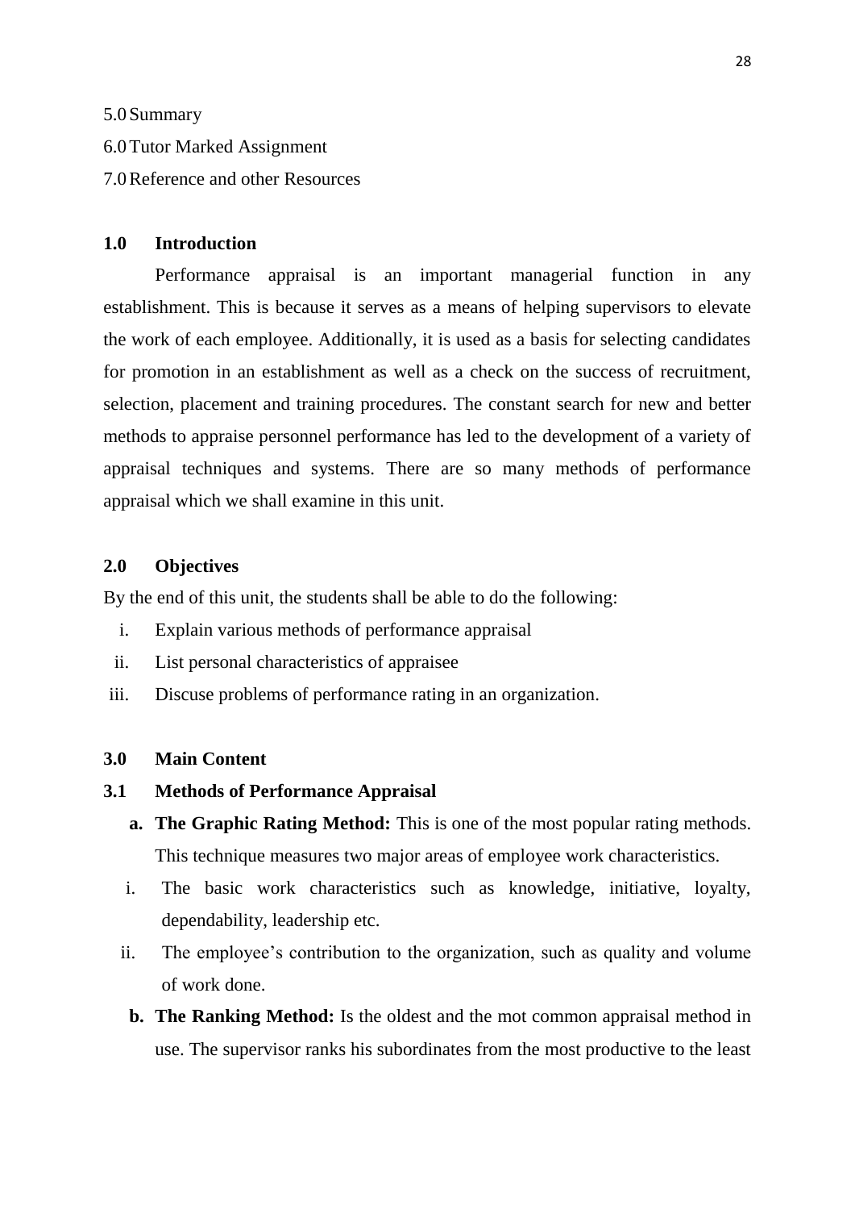5.0 Summary

6.0 Tutor Marked Assignment

7.0 Reference and other Resources

## 1.0 Introduction

Performance appraisal is an important managerial function in any establishment. This is because it serves as a means of helping supervisors to elevate the work of each employee. Additionally, it is used as a basis for selecting candidates for promotion in an establishment as well as a check on the success of recruitment, selection, placement and training procedures. The constant search for new and better methods to appraise personnel performance has led to the development of a variety of appraisal techniques and systems. There are so many methods of performance appraisal which we shall examine in this unit.

## 2.0 Objectives

By the end of this unit, the students shall be able to do the following:

i. Explain various methods of performance appraisal
ii. List personal characteristics of appraisee
iii. Discuse problems of performance rating in an organization.

## 3.0 Main Content

### 3.1 Methods of Performance Appraisal

**a. The Graphic Rating Method:** This is one of the most popular rating methods. This technique measures two major areas of employee work characteristics.

i. The basic work characteristics such as knowledge, initiative, loyalty, dependability, leadership etc.
ii. The employee's contribution to the organization, such as quality and volume of work done.

**b. The Ranking Method:** Is the oldest and the mot common appraisal method in use. The supervisor ranks his subordinates from the most productive to the least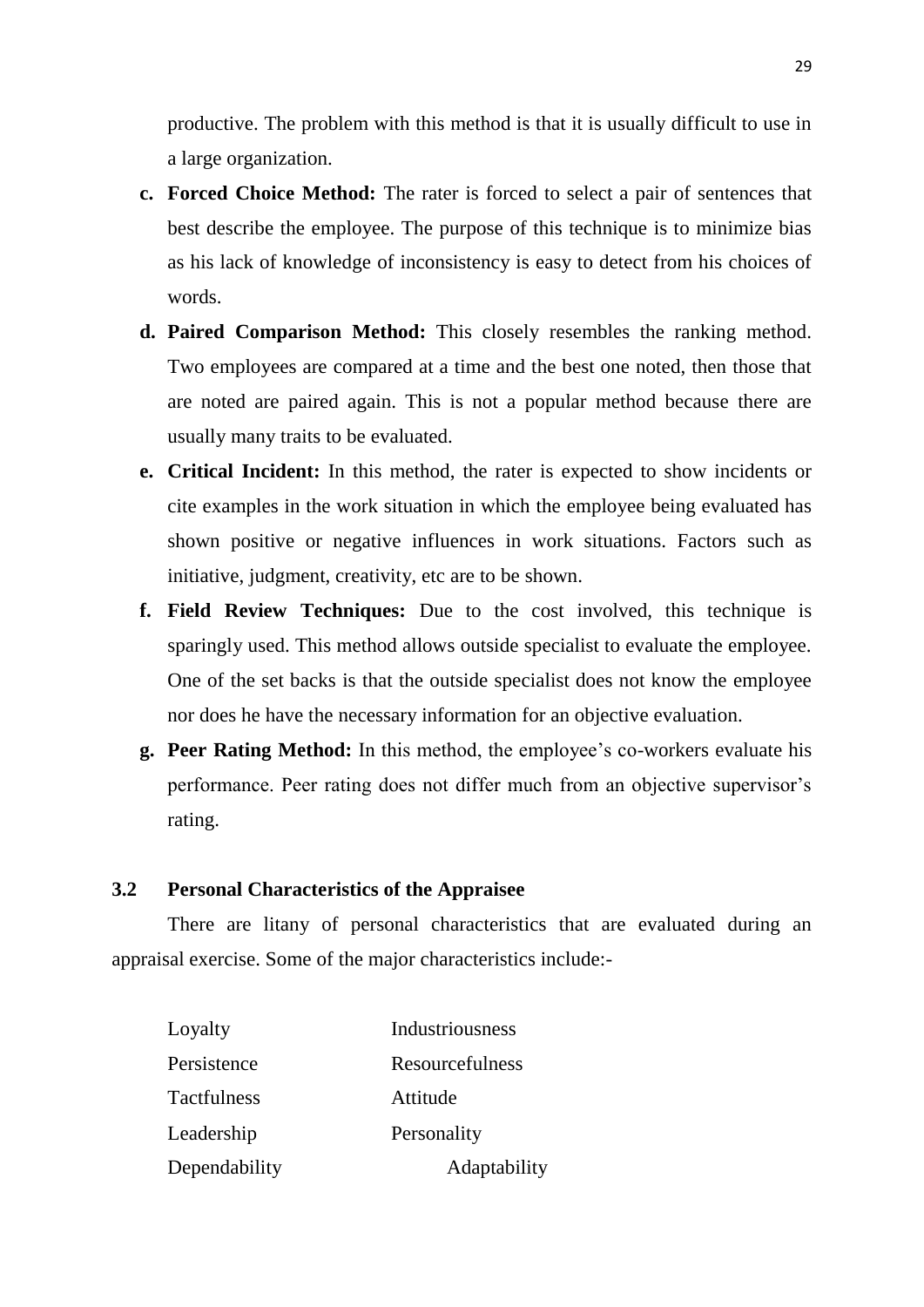productive. The problem with this method is that it is usually difficult to use in a large organization.

c. **Forced Choice Method:** The rater is forced to select a pair of sentences that best describe the employee. The purpose of this technique is to minimize bias as his lack of knowledge of inconsistency is easy to detect from his choices of words.

d. **Paired Comparison Method:** This closely resembles the ranking method. Two employees are compared at a time and the best one noted, then those that are noted are paired again. This is not a popular method because there are usually many traits to be evaluated.

e. **Critical Incident:** In this method, the rater is expected to show incidents or cite examples in the work situation in which the employee being evaluated has shown positive or negative influences in work situations. Factors such as initiative, judgment, creativity, etc are to be shown.

f. **Field Review Techniques:** Due to the cost involved, this technique is sparingly used. This method allows outside specialist to evaluate the employee. One of the set backs is that the outside specialist does not know the employee nor does he have the necessary information for an objective evaluation.

g. **Peer Rating Method:** In this method, the employee's co-workers evaluate his performance. Peer rating does not differ much from an objective supervisor's rating.

### 3.2 Personal Characteristics of the Appraisee

There are litany of personal characteristics that are evaluated during an appraisal exercise. Some of the major characteristics include:-

| | |
|---|---|
| Loyalty | Industriousness |
| Persistence | Resourcefulness |
| Tactfulness | Attitude |
| Leadership | Personality |
| Dependability | Adaptability |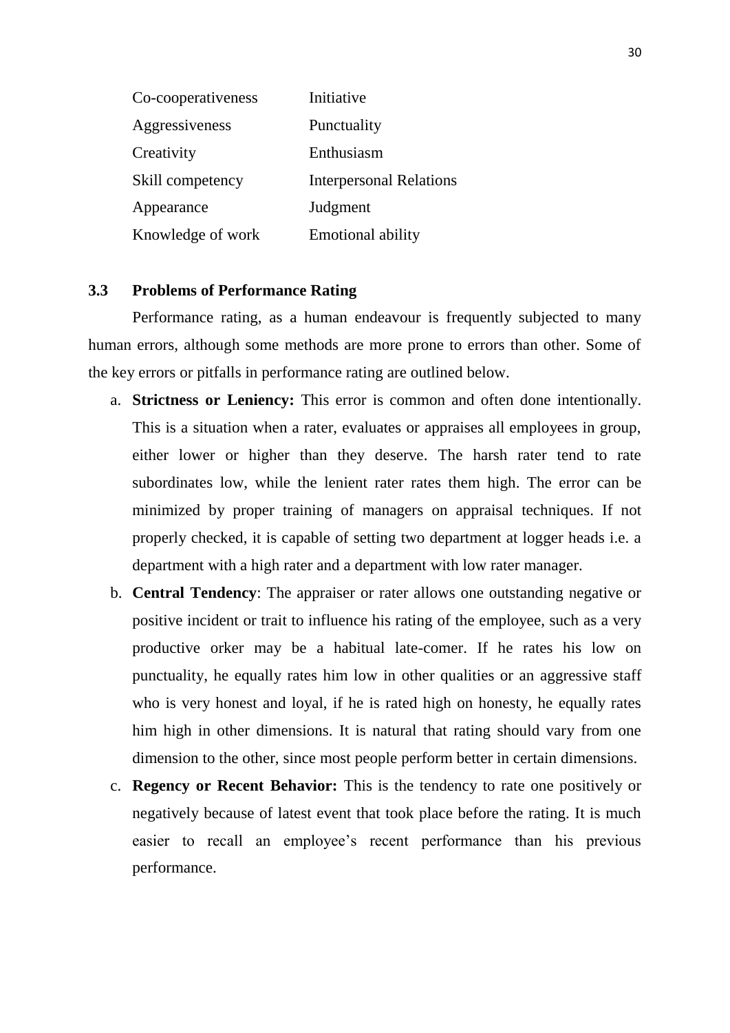| | |
|---|---|
| Co-cooperativeness | Initiative |
| Aggressiveness | Punctuality |
| Creativity | Enthusiasm |
| Skill competency | Interpersonal Relations |
| Appearance | Judgment |
| Knowledge of work | Emotional ability |

### 3.3 Problems of Performance Rating

Performance rating, as a human endeavour is frequently subjected to many human errors, although some methods are more prone to errors than other. Some of the key errors or pitfalls in performance rating are outlined below.

a. **Strictness or Leniency:** This error is common and often done intentionally. This is a situation when a rater, evaluates or appraises all employees in group, either lower or higher than they deserve. The harsh rater tend to rate subordinates low, while the lenient rater rates them high. The error can be minimized by proper training of managers on appraisal techniques. If not properly checked, it is capable of setting two department at logger heads i.e. a department with a high rater and a department with low rater manager.

b. **Central Tendency**: The appraiser or rater allows one outstanding negative or positive incident or trait to influence his rating of the employee, such as a very productive orker may be a habitual late-comer. If he rates his low on punctuality, he equally rates him low in other qualities or an aggressive staff who is very honest and loyal, if he is rated high on honesty, he equally rates him high in other dimensions. It is natural that rating should vary from one dimension to the other, since most people perform better in certain dimensions.

c. **Regency or Recent Behavior:** This is the tendency to rate one positively or negatively because of latest event that took place before the rating. It is much easier to recall an employee's recent performance than his previous performance.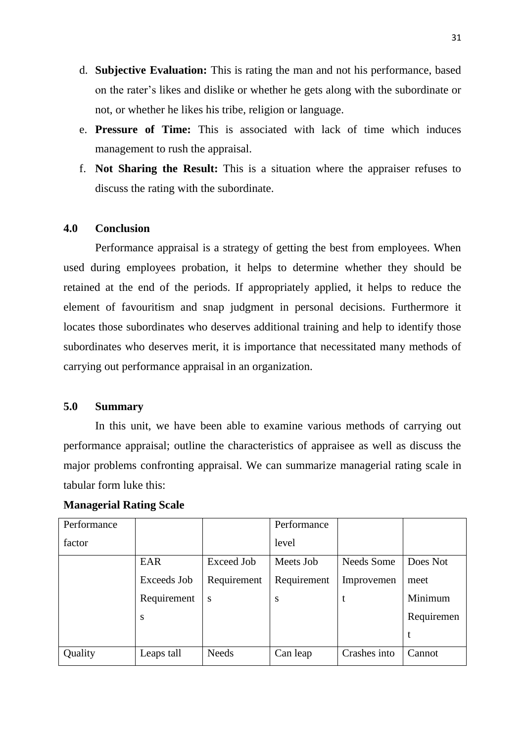d. **Subjective Evaluation:** This is rating the man and not his performance, based on the rater's likes and dislike or whether he gets along with the subordinate or not, or whether he likes his tribe, religion or language.

e. **Pressure of Time:** This is associated with lack of time which induces management to rush the appraisal.

f. **Not Sharing the Result:** This is a situation where the appraiser refuses to discuss the rating with the subordinate.

## 4.0 Conclusion

Performance appraisal is a strategy of getting the best from employees. When used during employees probation, it helps to determine whether they should be retained at the end of the periods. If appropriately applied, it helps to reduce the element of favouritism and snap judgment in personal decisions. Furthermore it locates those subordinates who deserves additional training and help to identify those subordinates who deserves merit, it is importance that necessitated many methods of carrying out performance appraisal in an organization.

## 5.0 Summary

In this unit, we have been able to examine various methods of carrying out performance appraisal; outline the characteristics of appraisee as well as discuss the major problems confronting appraisal. We can summarize managerial rating scale in tabular form luke this:

**Managerial Rating Scale**

| Performance factor | | | Performance level | | |
|---|---|---|---|---|---|
| | EAR Exceeds Job Requirements | Exceed Job Requirements | Meets Job Requirements | Needs Some Improvement | Does Not meet Minimum Requirement |
| Quality | Leaps tall | Needs | Can leap | Crashes into | Cannot |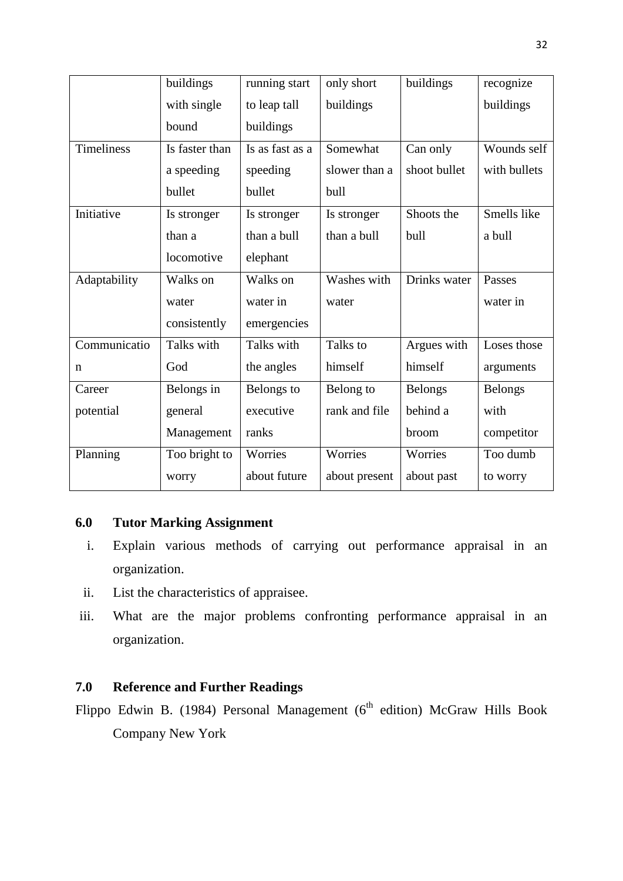| | | | | | |
|---|---|---|---|---|---|
| | buildings with single bound | running start to leap tall buildings | only short buildings | buildings | recognize buildings |
| Timeliness | Is faster than a speeding bullet | Is as fast as a speeding bullet | Somewhat slower than a bull | Can only shoot bullet | Wounds self with bullets |
| Initiative | Is stronger than a locomotive | Is stronger than a bull elephant | Is stronger than a bull | Shoots the bull | Smells like a bull |
| Adaptability | Walks on water consistently | Walks on water in emergencies | Washes with water | Drinks water | Passes water in |
| Communication | Talks with God | Talks with the angles | Talks to himself | Argues with himself | Loses those arguments |
| Career potential | Belongs in general Management | Belongs to executive ranks | Belong to rank and file | Belongs behind a broom | Belongs with competitor |
| Planning | Too bright to worry | Worries about future | Worries about present | Worries about past | Too dumb to worry |

## 6.0 Tutor Marking Assignment

i. Explain various methods of carrying out performance appraisal in an organization.

ii. List the characteristics of appraisee.

iii. What are the major problems confronting performance appraisal in an organization.

## 7.0 Reference and Further Readings

Flippo Edwin B. (1984) Personal Management (6th edition) McGraw Hills Book Company New York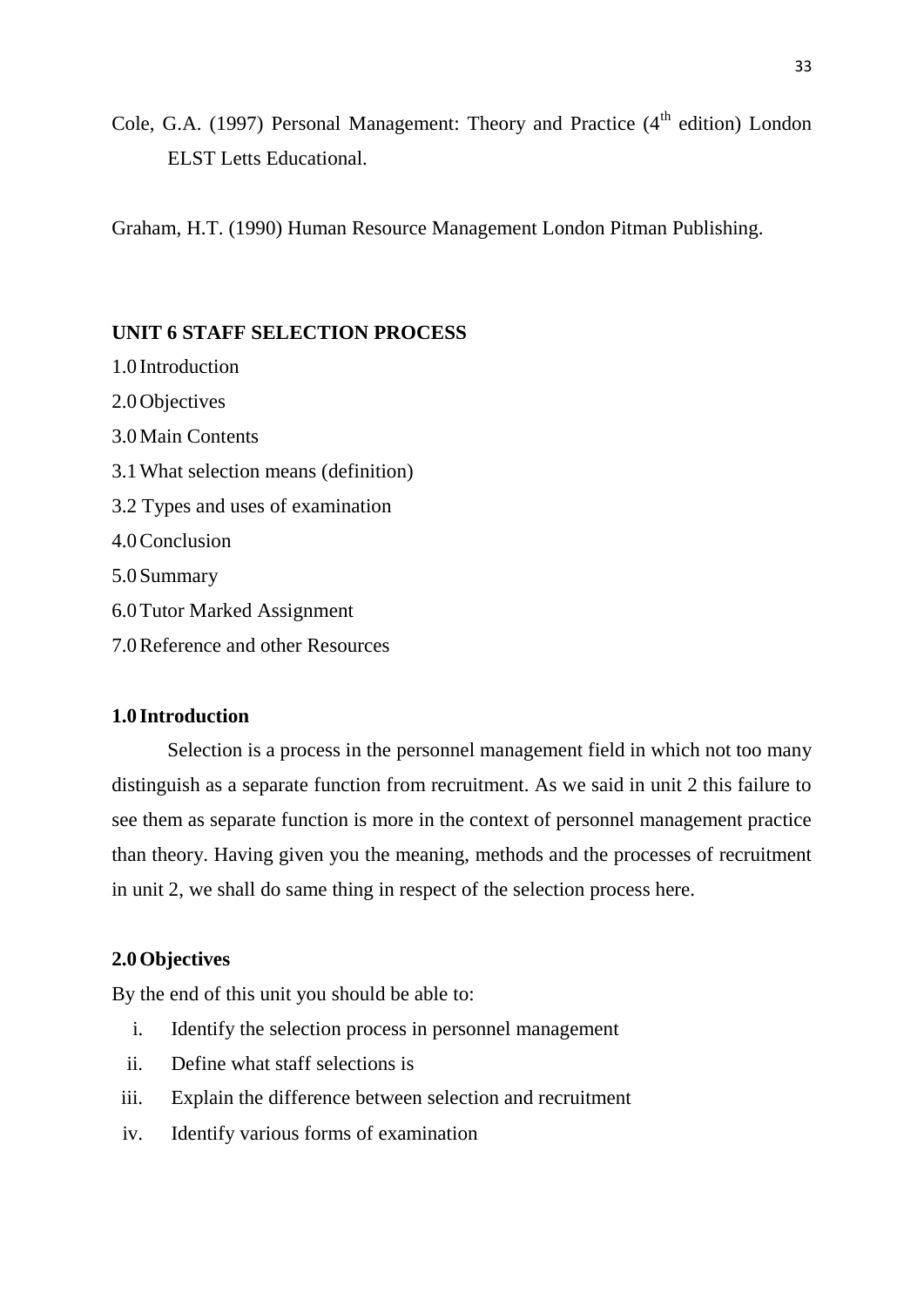Cole, G.A. (1997) Personal Management: Theory and Practice (4th edition) London ELST Letts Educational.

Graham, H.T. (1990) Human Resource Management London Pitman Publishing.

## UNIT 6 STAFF SELECTION PROCESS

1.0 Introduction

2.0 Objectives

3.0 Main Contents

3.1 What selection means (definition)

3.2 Types and uses of examination

4.0 Conclusion

5.0 Summary

6.0 Tutor Marked Assignment

7.0 Reference and other Resources

### 1.0 Introduction

Selection is a process in the personnel management field in which not too many distinguish as a separate function from recruitment. As we said in unit 2 this failure to see them as separate function is more in the context of personnel management practice than theory. Having given you the meaning, methods and the processes of recruitment in unit 2, we shall do same thing in respect of the selection process here.

### 2.0 Objectives

By the end of this unit you should be able to:

i. Identify the selection process in personnel management
ii. Define what staff selections is
iii. Explain the difference between selection and recruitment
iv. Identify various forms of examination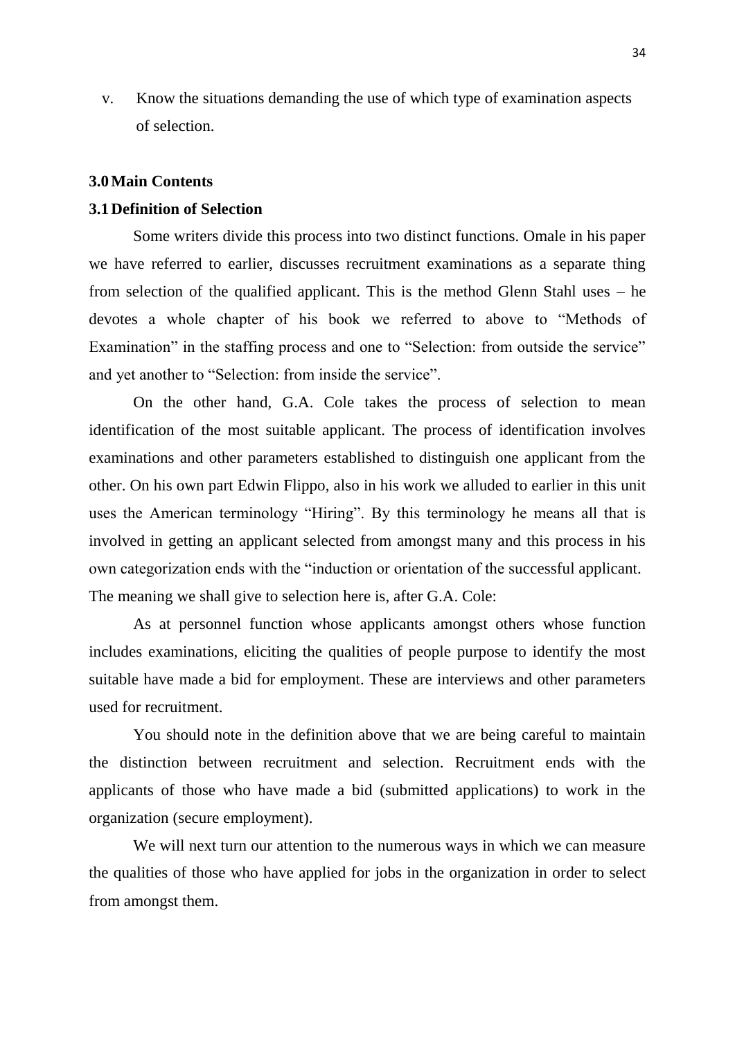v. Know the situations demanding the use of which type of examination aspects of selection.

## 3.0 Main Contents

### 3.1 Definition of Selection

Some writers divide this process into two distinct functions. Omale in his paper we have referred to earlier, discusses recruitment examinations as a separate thing from selection of the qualified applicant. This is the method Glenn Stahl uses – he devotes a whole chapter of his book we referred to above to "Methods of Examination" in the staffing process and one to "Selection: from outside the service" and yet another to "Selection: from inside the service".

On the other hand, G.A. Cole takes the process of selection to mean identification of the most suitable applicant. The process of identification involves examinations and other parameters established to distinguish one applicant from the other. On his own part Edwin Flippo, also in his work we alluded to earlier in this unit uses the American terminology "Hiring". By this terminology he means all that is involved in getting an applicant selected from amongst many and this process in his own categorization ends with the "induction or orientation of the successful applicant. The meaning we shall give to selection here is, after G.A. Cole:

As at personnel function whose applicants amongst others whose function includes examinations, eliciting the qualities of people purpose to identify the most suitable have made a bid for employment. These are interviews and other parameters used for recruitment.

You should note in the definition above that we are being careful to maintain the distinction between recruitment and selection. Recruitment ends with the applicants of those who have made a bid (submitted applications) to work in the organization (secure employment).

We will next turn our attention to the numerous ways in which we can measure the qualities of those who have applied for jobs in the organization in order to select from amongst them.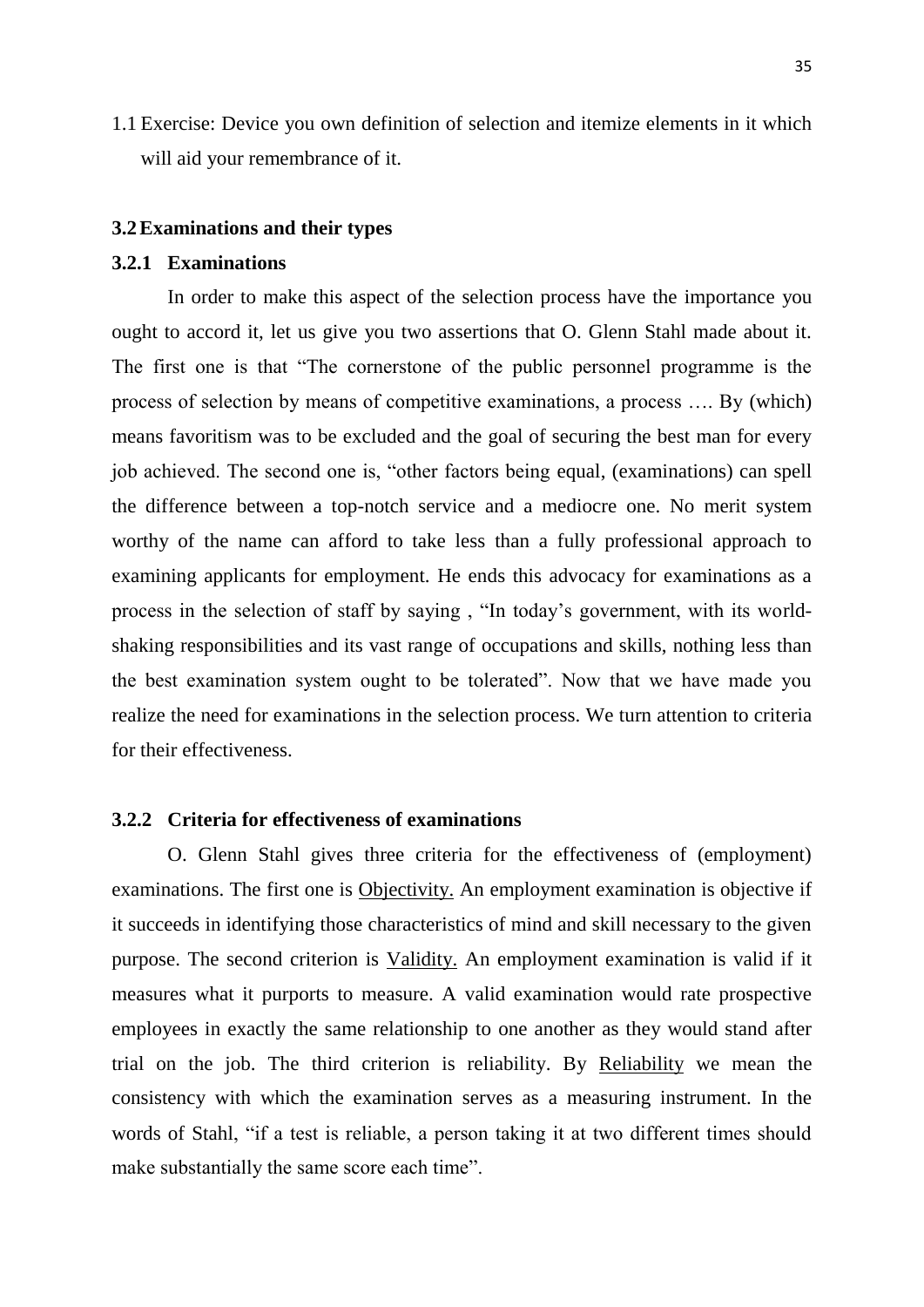1.1 Exercise: Device you own definition of selection and itemize elements in it which will aid your remembrance of it.

### 3.2 Examinations and their types

#### 3.2.1 Examinations

In order to make this aspect of the selection process have the importance you ought to accord it, let us give you two assertions that O. Glenn Stahl made about it. The first one is that "The cornerstone of the public personnel programme is the process of selection by means of competitive examinations, a process …. By (which) means favoritism was to be excluded and the goal of securing the best man for every job achieved. The second one is, "other factors being equal, (examinations) can spell the difference between a top-notch service and a mediocre one. No merit system worthy of the name can afford to take less than a fully professional approach to examining applicants for employment. He ends this advocacy for examinations as a process in the selection of staff by saying , "In today's government, with its world-shaking responsibilities and its vast range of occupations and skills, nothing less than the best examination system ought to be tolerated". Now that we have made you realize the need for examinations in the selection process. We turn attention to criteria for their effectiveness.

#### 3.2.2 Criteria for effectiveness of examinations

O. Glenn Stahl gives three criteria for the effectiveness of (employment) examinations. The first one is <u>Objectivity.</u> An employment examination is objective if it succeeds in identifying those characteristics of mind and skill necessary to the given purpose. The second criterion is <u>Validity.</u> An employment examination is valid if it measures what it purports to measure. A valid examination would rate prospective employees in exactly the same relationship to one another as they would stand after trial on the job. The third criterion is reliability. By <u>Reliability</u> we mean the consistency with which the examination serves as a measuring instrument. In the words of Stahl, "if a test is reliable, a person taking it at two different times should make substantially the same score each time".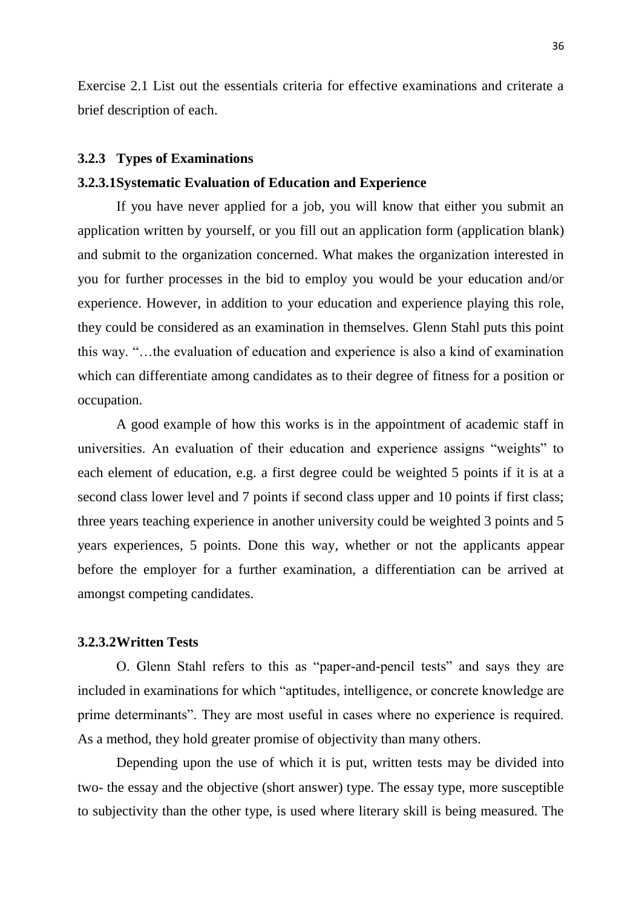Exercise 2.1 List out the essentials criteria for effective examinations and criterate a brief description of each.

### 3.2.3 Types of Examinations

#### 3.2.3.1 Systematic Evaluation of Education and Experience

If you have never applied for a job, you will know that either you submit an application written by yourself, or you fill out an application form (application blank) and submit to the organization concerned. What makes the organization interested in you for further processes in the bid to employ you would be your education and/or experience. However, in addition to your education and experience playing this role, they could be considered as an examination in themselves. Glenn Stahl puts this point this way. "…the evaluation of education and experience is also a kind of examination which can differentiate among candidates as to their degree of fitness for a position or occupation.

A good example of how this works is in the appointment of academic staff in universities. An evaluation of their education and experience assigns "weights" to each element of education, e.g. a first degree could be weighted 5 points if it is at a second class lower level and 7 points if second class upper and 10 points if first class; three years teaching experience in another university could be weighted 3 points and 5 years experiences, 5 points. Done this way, whether or not the applicants appear before the employer for a further examination, a differentiation can be arrived at amongst competing candidates.

#### 3.2.3.2 Written Tests

O. Glenn Stahl refers to this as "paper-and-pencil tests" and says they are included in examinations for which "aptitudes, intelligence, or concrete knowledge are prime determinants". They are most useful in cases where no experience is required. As a method, they hold greater promise of objectivity than many others.

Depending upon the use of which it is put, written tests may be divided into two- the essay and the objective (short answer) type. The essay type, more susceptible to subjectivity than the other type, is used where literary skill is being measured. The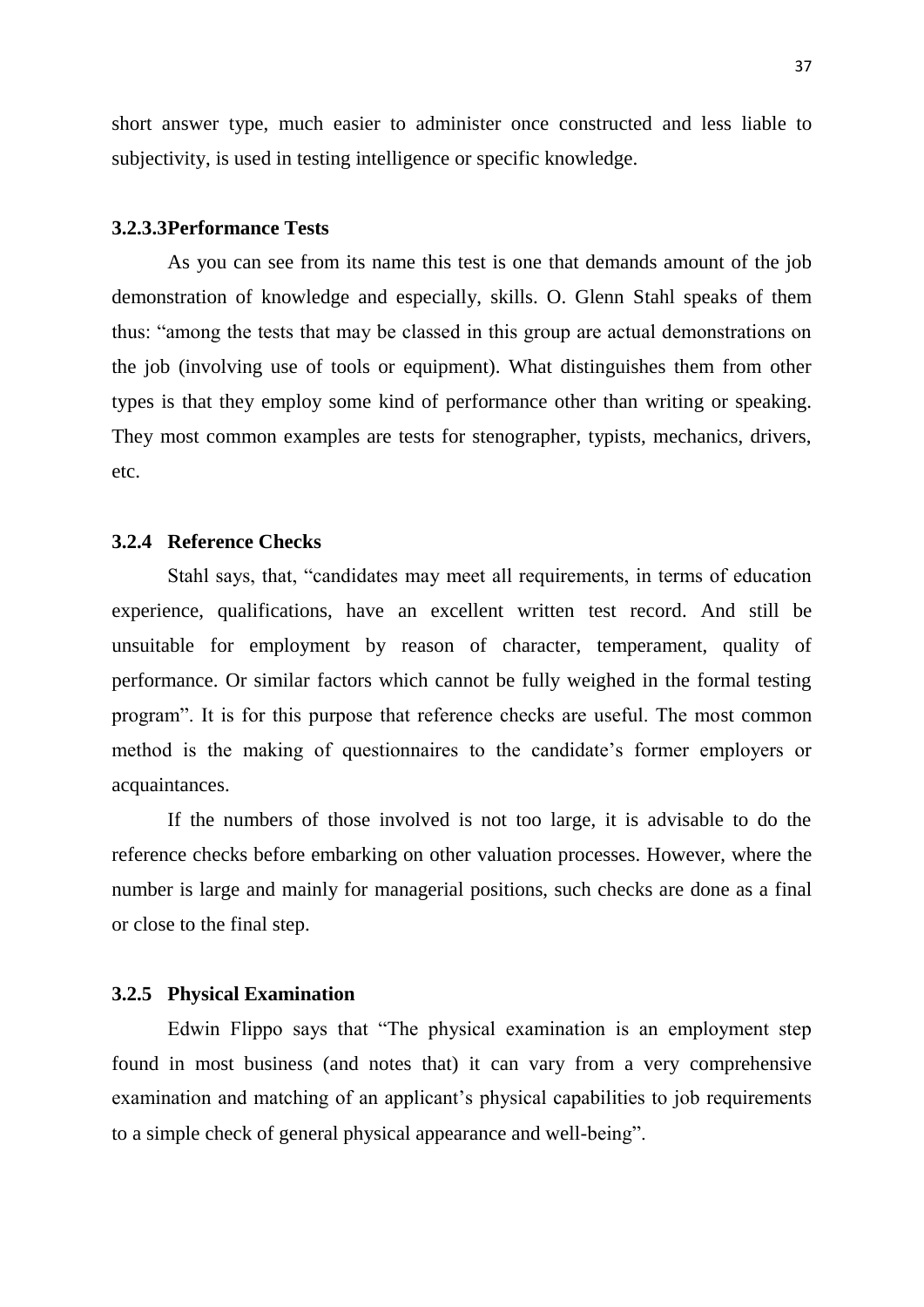short answer type, much easier to administer once constructed and less liable to subjectivity, is used in testing intelligence or specific knowledge.

#### 3.2.3.3Performance Tests

As you can see from its name this test is one that demands amount of the job demonstration of knowledge and especially, skills. O. Glenn Stahl speaks of them thus: "among the tests that may be classed in this group are actual demonstrations on the job (involving use of tools or equipment). What distinguishes them from other types is that they employ some kind of performance other than writing or speaking. They most common examples are tests for stenographer, typists, mechanics, drivers, etc.

### 3.2.4 Reference Checks

Stahl says, that, "candidates may meet all requirements, in terms of education experience, qualifications, have an excellent written test record. And still be unsuitable for employment by reason of character, temperament, quality of performance. Or similar factors which cannot be fully weighed in the formal testing program". It is for this purpose that reference checks are useful. The most common method is the making of questionnaires to the candidate's former employers or acquaintances.

If the numbers of those involved is not too large, it is advisable to do the reference checks before embarking on other valuation processes. However, where the number is large and mainly for managerial positions, such checks are done as a final or close to the final step.

### 3.2.5 Physical Examination

Edwin Flippo says that "The physical examination is an employment step found in most business (and notes that) it can vary from a very comprehensive examination and matching of an applicant's physical capabilities to job requirements to a simple check of general physical appearance and well-being".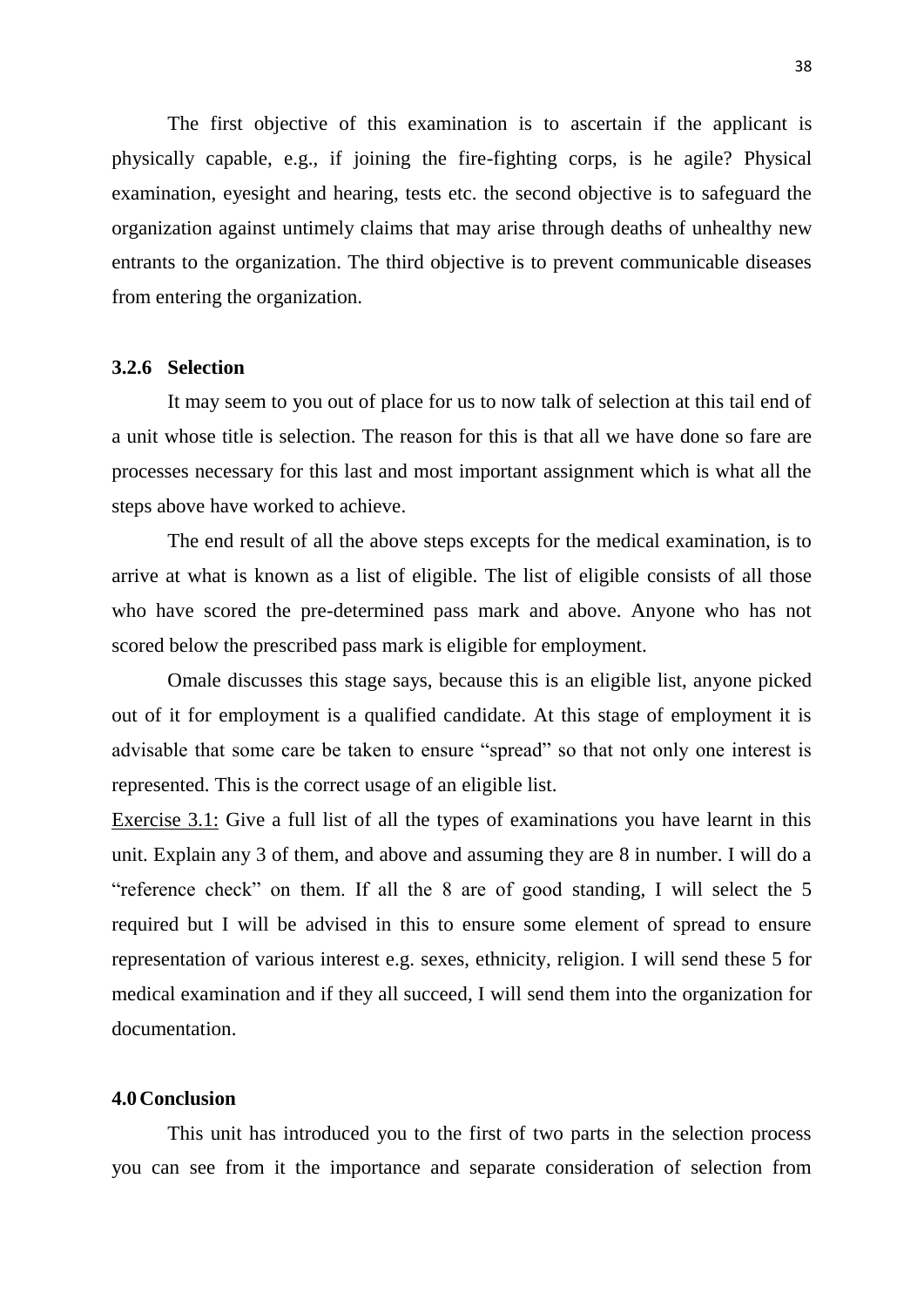The first objective of this examination is to ascertain if the applicant is physically capable, e.g., if joining the fire-fighting corps, is he agile? Physical examination, eyesight and hearing, tests etc. the second objective is to safeguard the organization against untimely claims that may arise through deaths of unhealthy new entrants to the organization. The third objective is to prevent communicable diseases from entering the organization.

### 3.2.6 Selection

It may seem to you out of place for us to now talk of selection at this tail end of a unit whose title is selection. The reason for this is that all we have done so fare are processes necessary for this last and most important assignment which is what all the steps above have worked to achieve.

The end result of all the above steps excepts for the medical examination, is to arrive at what is known as a list of eligible. The list of eligible consists of all those who have scored the pre-determined pass mark and above. Anyone who has not scored below the prescribed pass mark is eligible for employment.

Omale discusses this stage says, because this is an eligible list, anyone picked out of it for employment is a qualified candidate. At this stage of employment it is advisable that some care be taken to ensure "spread" so that not only one interest is represented. This is the correct usage of an eligible list.

Exercise 3.1: Give a full list of all the types of examinations you have learnt in this unit. Explain any 3 of them, and above and assuming they are 8 in number. I will do a "reference check" on them. If all the 8 are of good standing, I will select the 5 required but I will be advised in this to ensure some element of spread to ensure representation of various interest e.g. sexes, ethnicity, religion. I will send these 5 for medical examination and if they all succeed, I will send them into the organization for documentation.

## 4.0 Conclusion

This unit has introduced you to the first of two parts in the selection process you can see from it the importance and separate consideration of selection from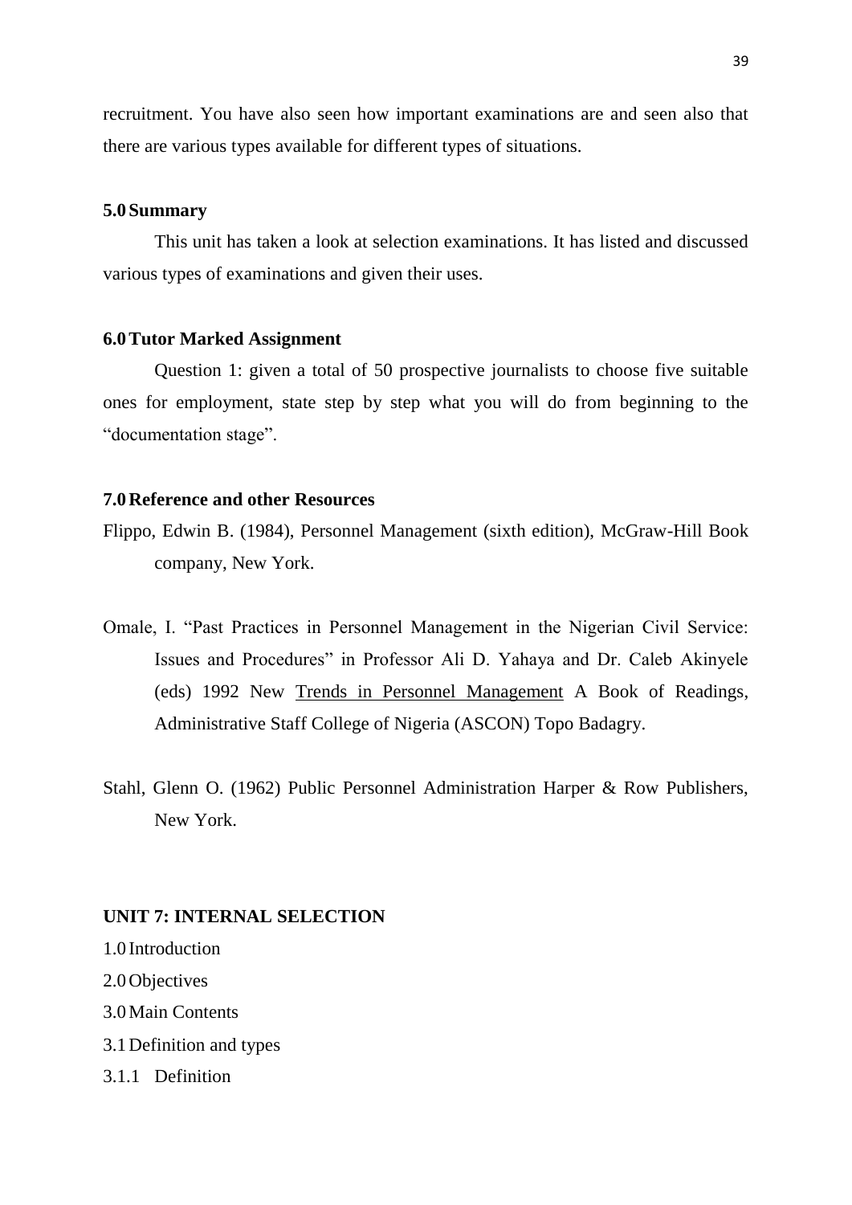recruitment. You have also seen how important examinations are and seen also that there are various types available for different types of situations.

## 5.0 Summary

This unit has taken a look at selection examinations. It has listed and discussed various types of examinations and given their uses.

## 6.0 Tutor Marked Assignment

Question 1: given a total of 50 prospective journalists to choose five suitable ones for employment, state step by step what you will do from beginning to the "documentation stage".

## 7.0 Reference and other Resources

Flippo, Edwin B. (1984), Personnel Management (sixth edition), McGraw-Hill Book company, New York.

Omale, I. "Past Practices in Personnel Management in the Nigerian Civil Service: Issues and Procedures" in Professor Ali D. Yahaya and Dr. Caleb Akinyele (eds) 1992 New Trends in Personnel Management A Book of Readings, Administrative Staff College of Nigeria (ASCON) Topo Badagry.

Stahl, Glenn O. (1962) Public Personnel Administration Harper & Row Publishers, New York.

# UNIT 7: INTERNAL SELECTION

1.0 Introduction

2.0 Objectives

3.0 Main Contents

3.1 Definition and types

3.1.1 Definition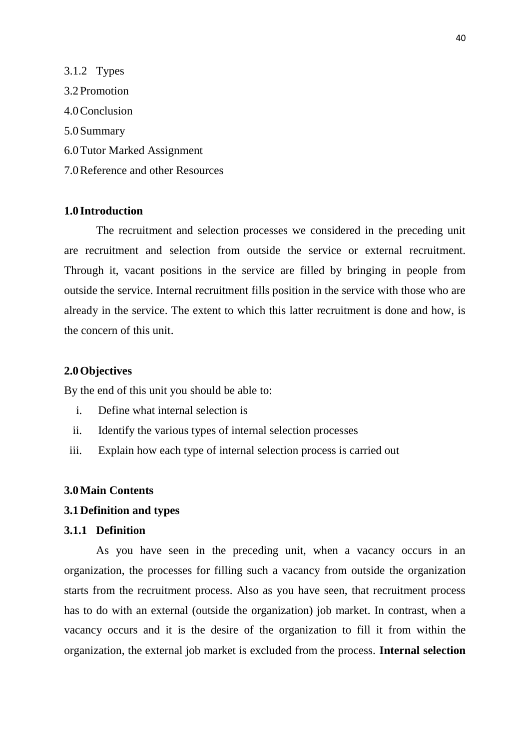3.1.2 Types

3.2 Promotion

4.0 Conclusion

5.0 Summary

6.0 Tutor Marked Assignment

7.0 Reference and other Resources

**1.0 Introduction**

The recruitment and selection processes we considered in the preceding unit are recruitment and selection from outside the service or external recruitment. Through it, vacant positions in the service are filled by bringing in people from outside the service. Internal recruitment fills position in the service with those who are already in the service. The extent to which this latter recruitment is done and how, is the concern of this unit.

**2.0 Objectives**

By the end of this unit you should be able to:

i. Define what internal selection is
ii. Identify the various types of internal selection processes
iii. Explain how each type of internal selection process is carried out

**3.0 Main Contents**

**3.1 Definition and types**

**3.1.1 Definition**

As you have seen in the preceding unit, when a vacancy occurs in an organization, the processes for filling such a vacancy from outside the organization starts from the recruitment process. Also as you have seen, that recruitment process has to do with an external (outside the organization) job market. In contrast, when a vacancy occurs and it is the desire of the organization to fill it from within the organization, the external job market is excluded from the process. **Internal selection**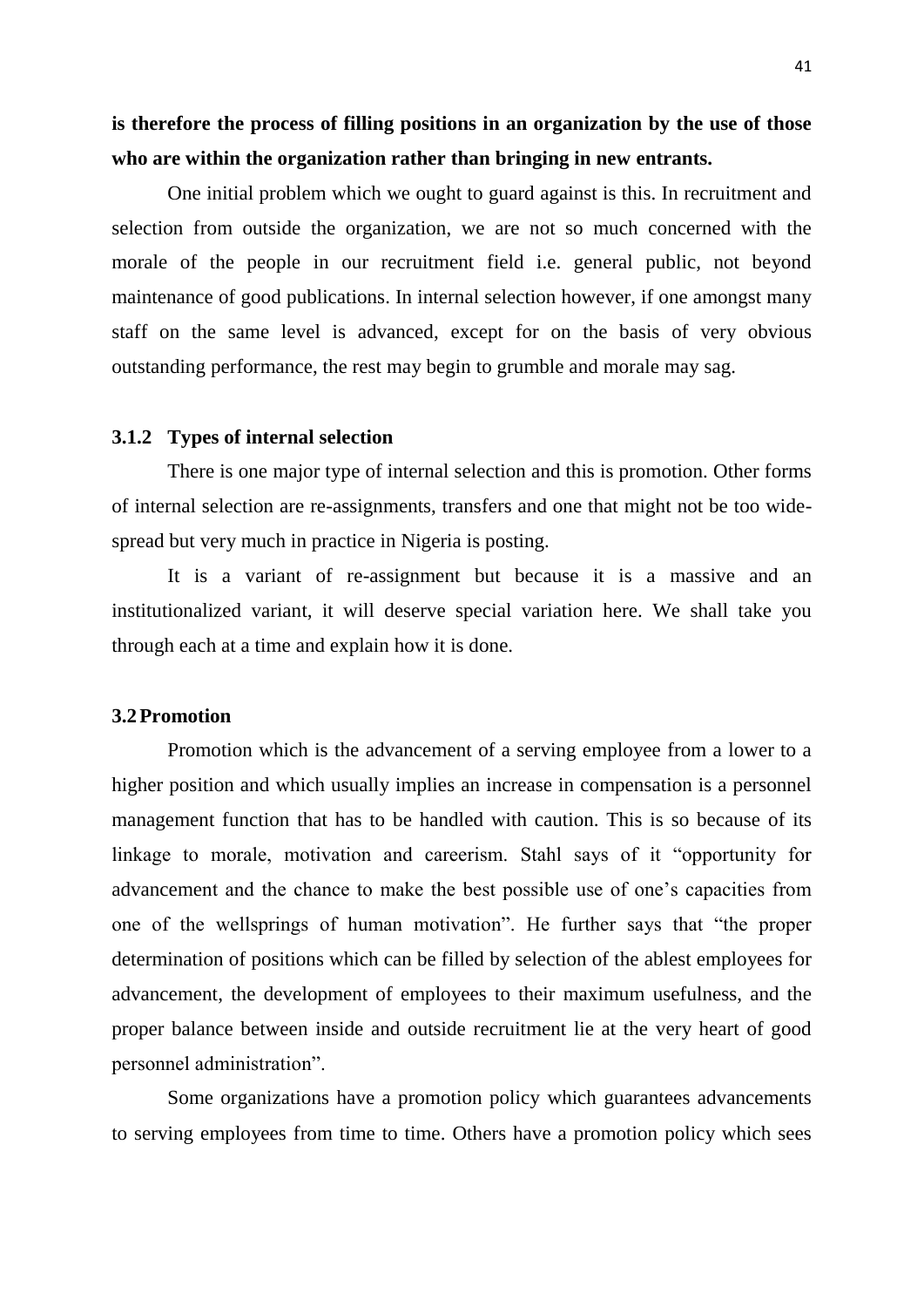**is therefore the process of filling positions in an organization by the use of those who are within the organization rather than bringing in new entrants.**

One initial problem which we ought to guard against is this. In recruitment and selection from outside the organization, we are not so much concerned with the morale of the people in our recruitment field i.e. general public, not beyond maintenance of good publications. In internal selection however, if one amongst many staff on the same level is advanced, except for on the basis of very obvious outstanding performance, the rest may begin to grumble and morale may sag.

### 3.1.2 Types of internal selection

There is one major type of internal selection and this is promotion. Other forms of internal selection are re-assignments, transfers and one that might not be too wide-spread but very much in practice in Nigeria is posting.

It is a variant of re-assignment but because it is a massive and an institutionalized variant, it will deserve special variation here. We shall take you through each at a time and explain how it is done.

### 3.2 Promotion

Promotion which is the advancement of a serving employee from a lower to a higher position and which usually implies an increase in compensation is a personnel management function that has to be handled with caution. This is so because of its linkage to morale, motivation and careerism. Stahl says of it "opportunity for advancement and the chance to make the best possible use of one's capacities from one of the wellsprings of human motivation". He further says that "the proper determination of positions which can be filled by selection of the ablest employees for advancement, the development of employees to their maximum usefulness, and the proper balance between inside and outside recruitment lie at the very heart of good personnel administration".

Some organizations have a promotion policy which guarantees advancements to serving employees from time to time. Others have a promotion policy which sees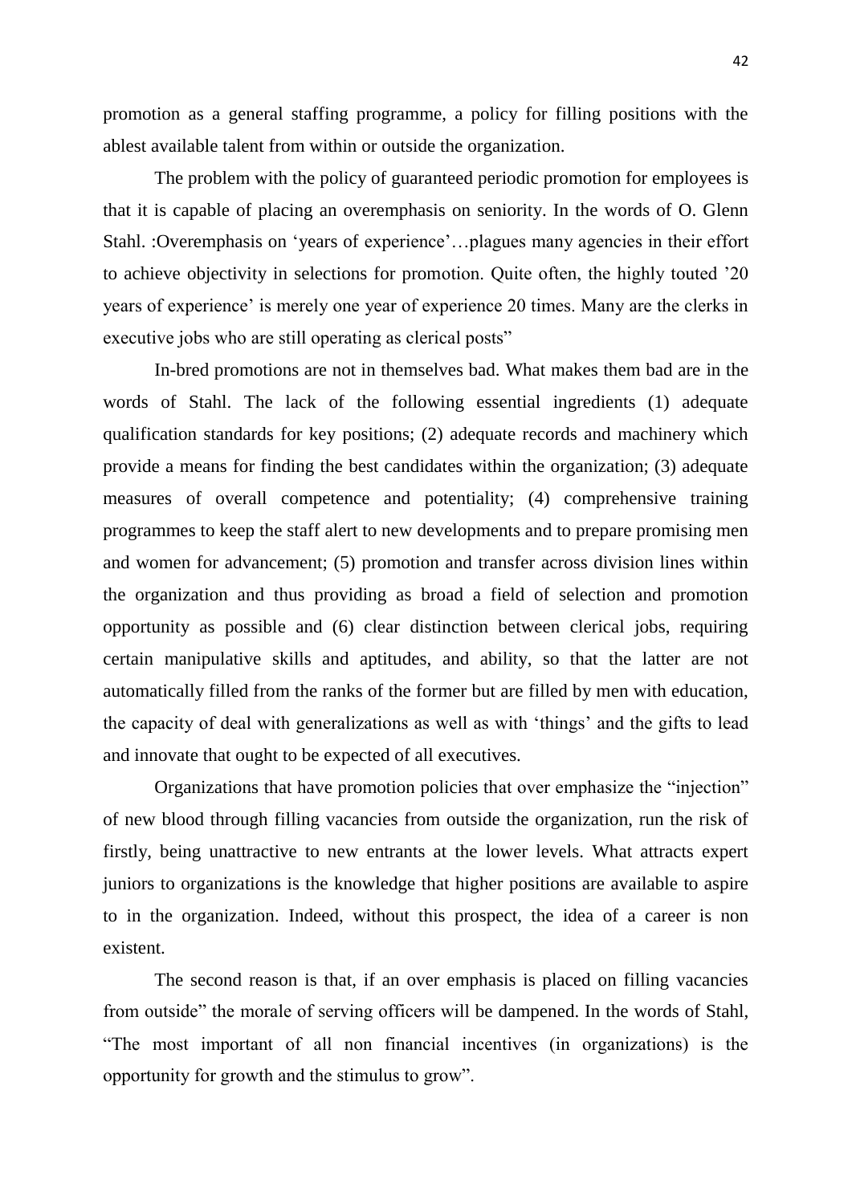promotion as a general staffing programme, a policy for filling positions with the ablest available talent from within or outside the organization.

The problem with the policy of guaranteed periodic promotion for employees is that it is capable of placing an overemphasis on seniority. In the words of O. Glenn Stahl. :Overemphasis on 'years of experience'…plagues many agencies in their effort to achieve objectivity in selections for promotion. Quite often, the highly touted '20 years of experience' is merely one year of experience 20 times. Many are the clerks in executive jobs who are still operating as clerical posts"

In-bred promotions are not in themselves bad. What makes them bad are in the words of Stahl. The lack of the following essential ingredients (1) adequate qualification standards for key positions; (2) adequate records and machinery which provide a means for finding the best candidates within the organization; (3) adequate measures of overall competence and potentiality; (4) comprehensive training programmes to keep the staff alert to new developments and to prepare promising men and women for advancement; (5) promotion and transfer across division lines within the organization and thus providing as broad a field of selection and promotion opportunity as possible and (6) clear distinction between clerical jobs, requiring certain manipulative skills and aptitudes, and ability, so that the latter are not automatically filled from the ranks of the former but are filled by men with education, the capacity of deal with generalizations as well as with 'things' and the gifts to lead and innovate that ought to be expected of all executives.

Organizations that have promotion policies that over emphasize the "injection" of new blood through filling vacancies from outside the organization, run the risk of firstly, being unattractive to new entrants at the lower levels. What attracts expert juniors to organizations is the knowledge that higher positions are available to aspire to in the organization. Indeed, without this prospect, the idea of a career is non existent.

The second reason is that, if an over emphasis is placed on filling vacancies from outside" the morale of serving officers will be dampened. In the words of Stahl, "The most important of all non financial incentives (in organizations) is the opportunity for growth and the stimulus to grow".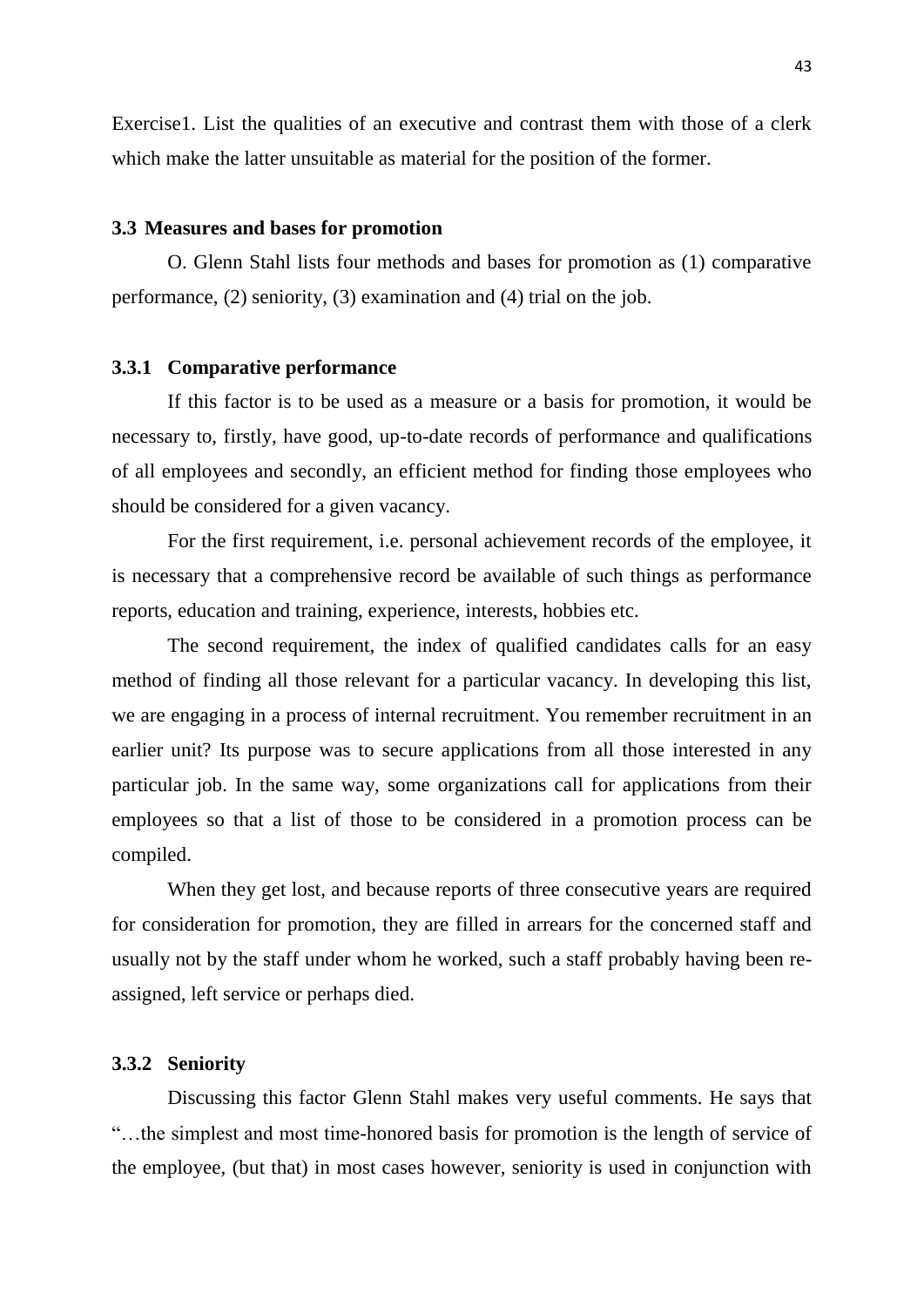Exercise1. List the qualities of an executive and contrast them with those of a clerk which make the latter unsuitable as material for the position of the former.

### 3.3 Measures and bases for promotion

O. Glenn Stahl lists four methods and bases for promotion as (1) comparative performance, (2) seniority, (3) examination and (4) trial on the job.

#### 3.3.1 Comparative performance

If this factor is to be used as a measure or a basis for promotion, it would be necessary to, firstly, have good, up-to-date records of performance and qualifications of all employees and secondly, an efficient method for finding those employees who should be considered for a given vacancy.

For the first requirement, i.e. personal achievement records of the employee, it is necessary that a comprehensive record be available of such things as performance reports, education and training, experience, interests, hobbies etc.

The second requirement, the index of qualified candidates calls for an easy method of finding all those relevant for a particular vacancy. In developing this list, we are engaging in a process of internal recruitment. You remember recruitment in an earlier unit? Its purpose was to secure applications from all those interested in any particular job. In the same way, some organizations call for applications from their employees so that a list of those to be considered in a promotion process can be compiled.

When they get lost, and because reports of three consecutive years are required for consideration for promotion, they are filled in arrears for the concerned staff and usually not by the staff under whom he worked, such a staff probably having been re-assigned, left service or perhaps died.

#### 3.3.2 Seniority

Discussing this factor Glenn Stahl makes very useful comments. He says that "…the simplest and most time-honored basis for promotion is the length of service of the employee, (but that) in most cases however, seniority is used in conjunction with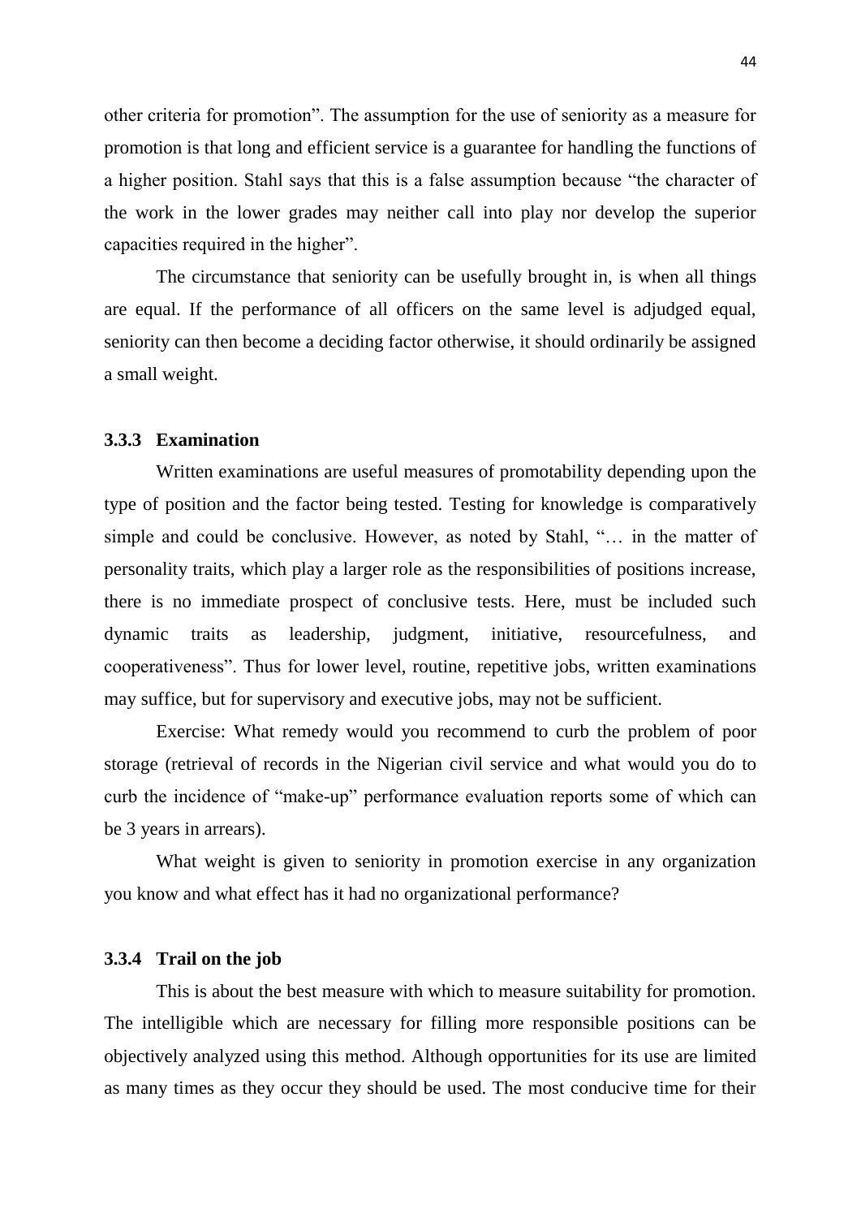other criteria for promotion". The assumption for the use of seniority as a measure for promotion is that long and efficient service is a guarantee for handling the functions of a higher position. Stahl says that this is a false assumption because "the character of the work in the lower grades may neither call into play nor develop the superior capacities required in the higher".

The circumstance that seniority can be usefully brought in, is when all things are equal. If the performance of all officers on the same level is adjudged equal, seniority can then become a deciding factor otherwise, it should ordinarily be assigned a small weight.

### 3.3.3 Examination

Written examinations are useful measures of promotability depending upon the type of position and the factor being tested. Testing for knowledge is comparatively simple and could be conclusive. However, as noted by Stahl, "… in the matter of personality traits, which play a larger role as the responsibilities of positions increase, there is no immediate prospect of conclusive tests. Here, must be included such dynamic traits as leadership, judgment, initiative, resourcefulness, and cooperativeness". Thus for lower level, routine, repetitive jobs, written examinations may suffice, but for supervisory and executive jobs, may not be sufficient.

Exercise: What remedy would you recommend to curb the problem of poor storage (retrieval of records in the Nigerian civil service and what would you do to curb the incidence of "make-up" performance evaluation reports some of which can be 3 years in arrears).

What weight is given to seniority in promotion exercise in any organization you know and what effect has it had no organizational performance?

### 3.3.4 Trail on the job

This is about the best measure with which to measure suitability for promotion. The intelligible which are necessary for filling more responsible positions can be objectively analyzed using this method. Although opportunities for its use are limited as many times as they occur they should be used. The most conducive time for their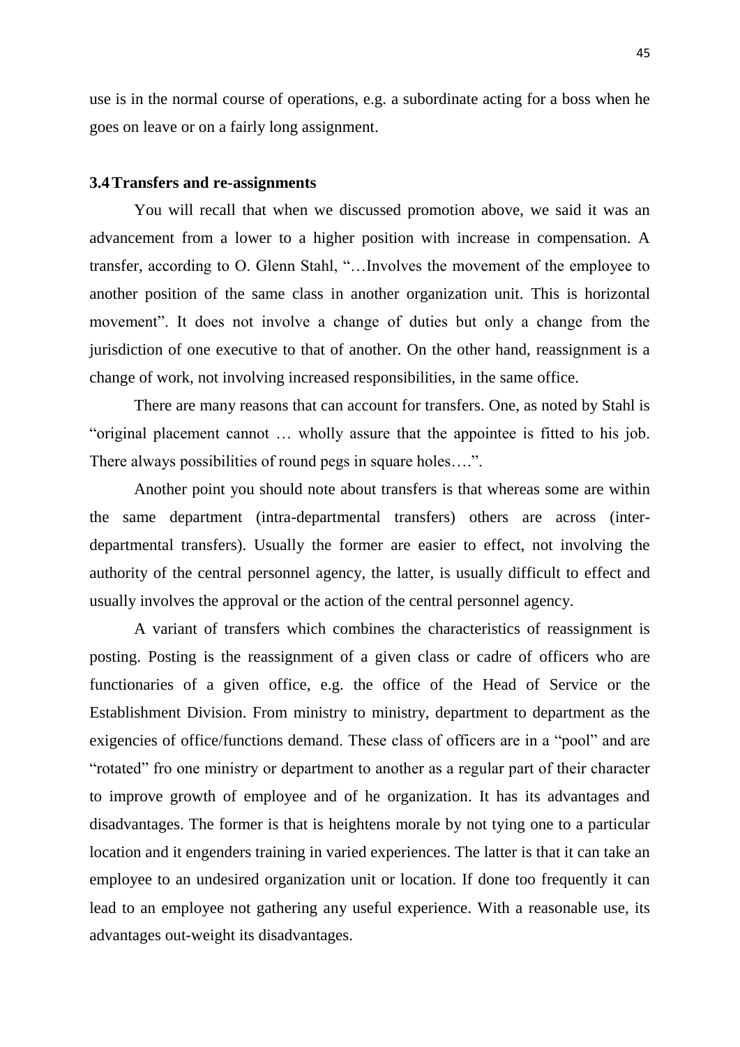use is in the normal course of operations, e.g. a subordinate acting for a boss when he goes on leave or on a fairly long assignment.

### 3.4 Transfers and re-assignments

You will recall that when we discussed promotion above, we said it was an advancement from a lower to a higher position with increase in compensation. A transfer, according to O. Glenn Stahl, "…Involves the movement of the employee to another position of the same class in another organization unit. This is horizontal movement". It does not involve a change of duties but only a change from the jurisdiction of one executive to that of another. On the other hand, reassignment is a change of work, not involving increased responsibilities, in the same office.

There are many reasons that can account for transfers. One, as noted by Stahl is "original placement cannot … wholly assure that the appointee is fitted to his job. There always possibilities of round pegs in square holes….".

Another point you should note about transfers is that whereas some are within the same department (intra-departmental transfers) others are across (inter-departmental transfers). Usually the former are easier to effect, not involving the authority of the central personnel agency, the latter, is usually difficult to effect and usually involves the approval or the action of the central personnel agency.

A variant of transfers which combines the characteristics of reassignment is posting. Posting is the reassignment of a given class or cadre of officers who are functionaries of a given office, e.g. the office of the Head of Service or the Establishment Division. From ministry to ministry, department to department as the exigencies of office/functions demand. These class of officers are in a "pool" and are "rotated" fro one ministry or department to another as a regular part of their character to improve growth of employee and of he organization. It has its advantages and disadvantages. The former is that is heightens morale by not tying one to a particular location and it engenders training in varied experiences. The latter is that it can take an employee to an undesired organization unit or location. If done too frequently it can lead to an employee not gathering any useful experience. With a reasonable use, its advantages out-weight its disadvantages.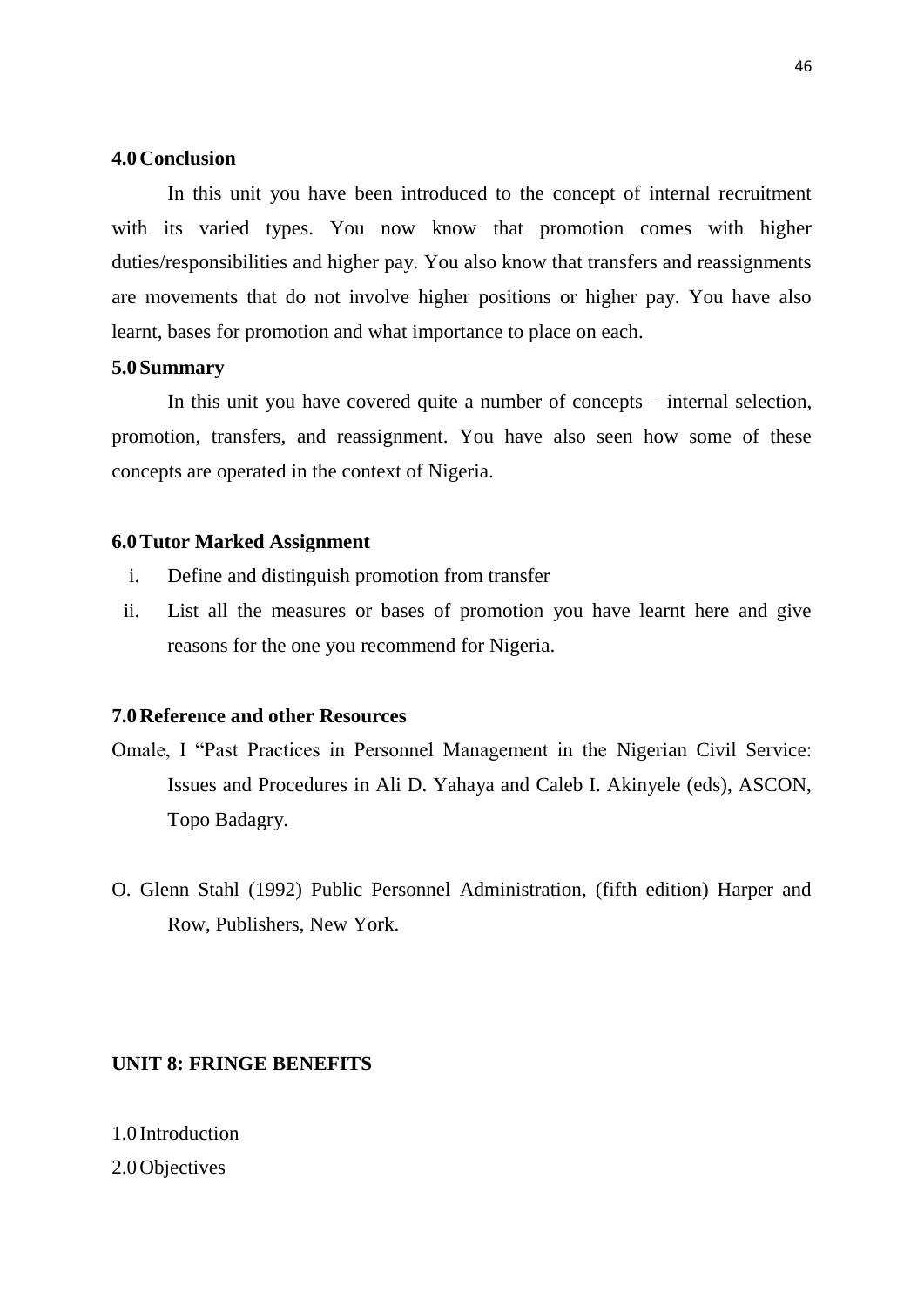### 4.0 Conclusion

In this unit you have been introduced to the concept of internal recruitment with its varied types. You now know that promotion comes with higher duties/responsibilities and higher pay. You also know that transfers and reassignments are movements that do not involve higher positions or higher pay. You have also learnt, bases for promotion and what importance to place on each.

### 5.0 Summary

In this unit you have covered quite a number of concepts – internal selection, promotion, transfers, and reassignment. You have also seen how some of these concepts are operated in the context of Nigeria.

### 6.0 Tutor Marked Assignment

i. Define and distinguish promotion from transfer
ii. List all the measures or bases of promotion you have learnt here and give reasons for the one you recommend for Nigeria.

### 7.0 Reference and other Resources

Omale, I "Past Practices in Personnel Management in the Nigerian Civil Service: Issues and Procedures in Ali D. Yahaya and Caleb I. Akinyele (eds), ASCON, Topo Badagry.

O. Glenn Stahl (1992) Public Personnel Administration, (fifth edition) Harper and Row, Publishers, New York.

## UNIT 8: FRINGE BENEFITS

1.0 Introduction
2.0 Objectives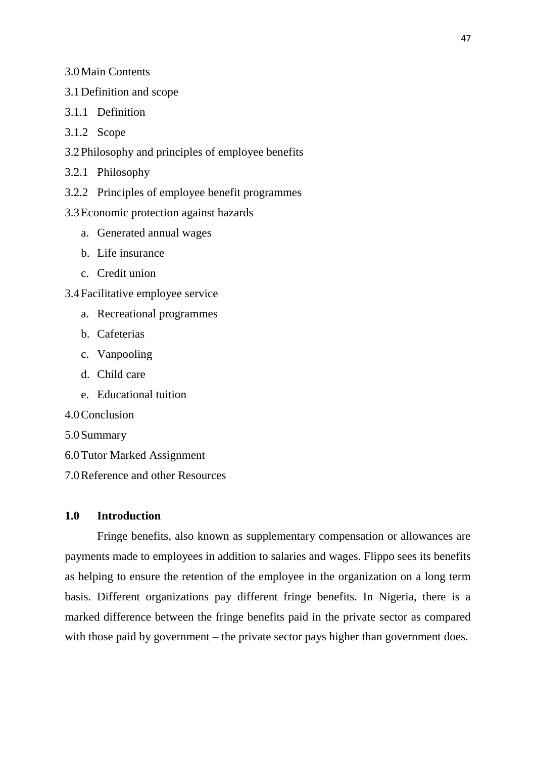3.0 Main Contents

3.1 Definition and scope

3.1.1 Definition

3.1.2 Scope

3.2 Philosophy and principles of employee benefits

3.2.1 Philosophy

3.2.2 Principles of employee benefit programmes

3.3 Economic protection against hazards

a. Generated annual wages
b. Life insurance
c. Credit union

3.4 Facilitative employee service

a. Recreational programmes
b. Cafeterias
c. Vanpooling
d. Child care
e. Educational tuition

4.0 Conclusion

5.0 Summary

6.0 Tutor Marked Assignment

7.0 Reference and other Resources

## 1.0 Introduction

Fringe benefits, also known as supplementary compensation or allowances are payments made to employees in addition to salaries and wages. Flippo sees its benefits as helping to ensure the retention of the employee in the organization on a long term basis. Different organizations pay different fringe benefits. In Nigeria, there is a marked difference between the fringe benefits paid in the private sector as compared with those paid by government – the private sector pays higher than government does.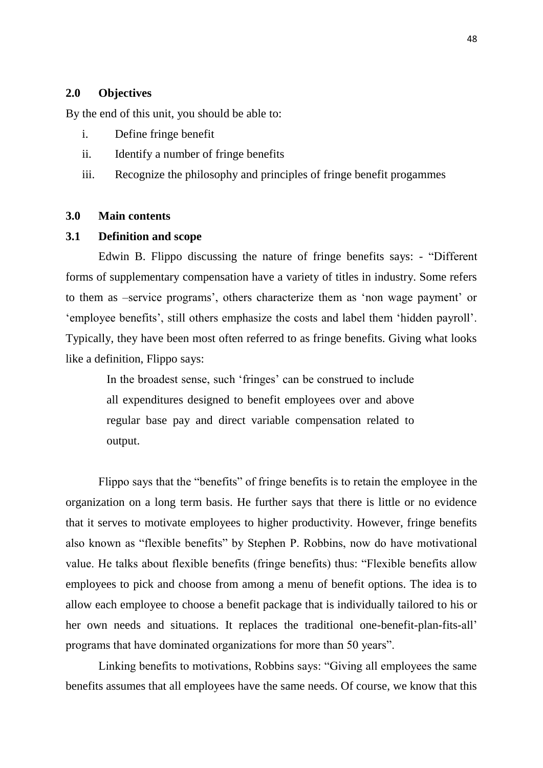## 2.0 Objectives

By the end of this unit, you should be able to:

i. Define fringe benefit

ii. Identify a number of fringe benefits

iii. Recognize the philosophy and principles of fringe benefit progammes

## 3.0 Main contents

### 3.1 Definition and scope

Edwin B. Flippo discussing the nature of fringe benefits says: - "Different forms of supplementary compensation have a variety of titles in industry. Some refers to them as –service programs', others characterize them as 'non wage payment' or 'employee benefits', still others emphasize the costs and label them 'hidden payroll'. Typically, they have been most often referred to as fringe benefits. Giving what looks like a definition, Flippo says:

> In the broadest sense, such 'fringes' can be construed to include all expenditures designed to benefit employees over and above regular base pay and direct variable compensation related to output.

Flippo says that the "benefits" of fringe benefits is to retain the employee in the organization on a long term basis. He further says that there is little or no evidence that it serves to motivate employees to higher productivity. However, fringe benefits also known as "flexible benefits" by Stephen P. Robbins, now do have motivational value. He talks about flexible benefits (fringe benefits) thus: "Flexible benefits allow employees to pick and choose from among a menu of benefit options. The idea is to allow each employee to choose a benefit package that is individually tailored to his or her own needs and situations. It replaces the traditional one-benefit-plan-fits-all' programs that have dominated organizations for more than 50 years".

Linking benefits to motivations, Robbins says: "Giving all employees the same benefits assumes that all employees have the same needs. Of course, we know that this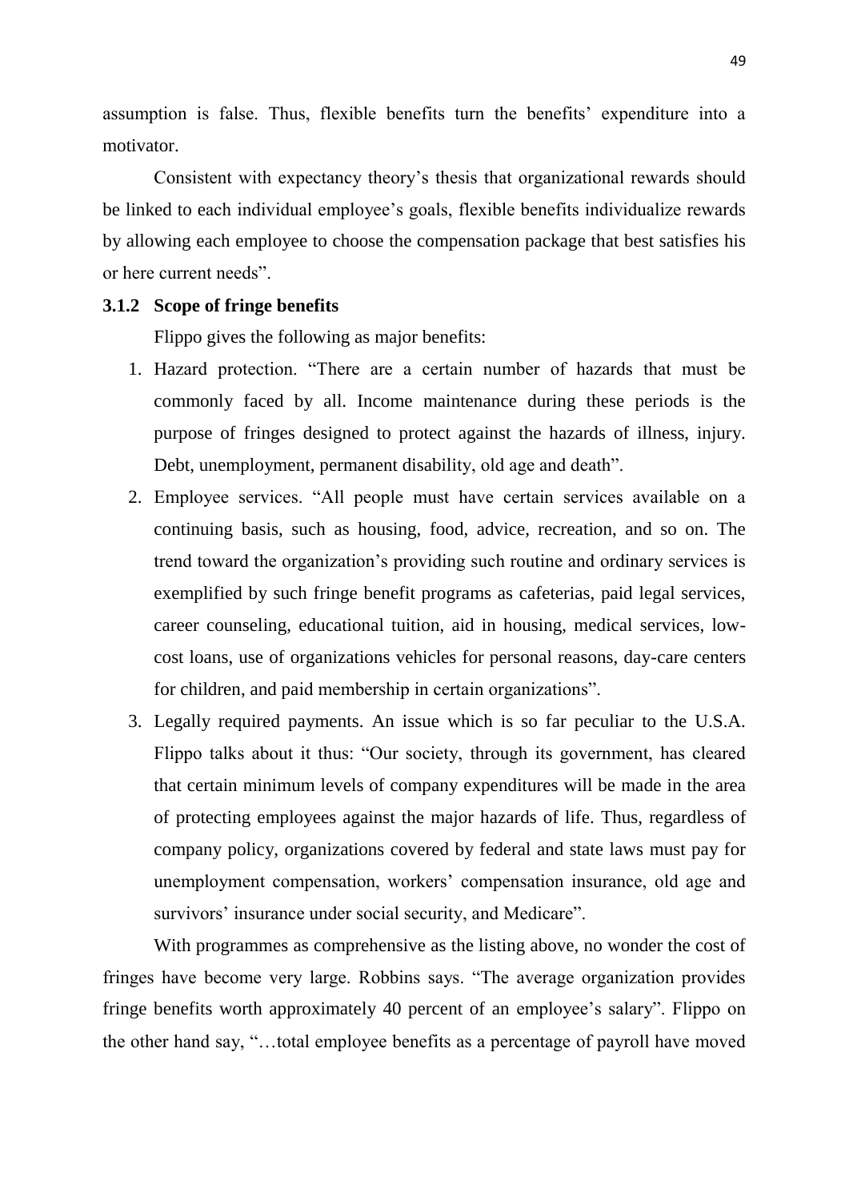assumption is false. Thus, flexible benefits turn the benefits' expenditure into a motivator.

Consistent with expectancy theory's thesis that organizational rewards should be linked to each individual employee's goals, flexible benefits individualize rewards by allowing each employee to choose the compensation package that best satisfies his or here current needs".

### 3.1.2 Scope of fringe benefits

Flippo gives the following as major benefits:

1. Hazard protection. "There are a certain number of hazards that must be commonly faced by all. Income maintenance during these periods is the purpose of fringes designed to protect against the hazards of illness, injury. Debt, unemployment, permanent disability, old age and death".
2. Employee services. "All people must have certain services available on a continuing basis, such as housing, food, advice, recreation, and so on. The trend toward the organization's providing such routine and ordinary services is exemplified by such fringe benefit programs as cafeterias, paid legal services, career counseling, educational tuition, aid in housing, medical services, low-cost loans, use of organizations vehicles for personal reasons, day-care centers for children, and paid membership in certain organizations".
3. Legally required payments. An issue which is so far peculiar to the U.S.A. Flippo talks about it thus: "Our society, through its government, has cleared that certain minimum levels of company expenditures will be made in the area of protecting employees against the major hazards of life. Thus, regardless of company policy, organizations covered by federal and state laws must pay for unemployment compensation, workers' compensation insurance, old age and survivors' insurance under social security, and Medicare".

With programmes as comprehensive as the listing above, no wonder the cost of fringes have become very large. Robbins says. "The average organization provides fringe benefits worth approximately 40 percent of an employee's salary". Flippo on the other hand say, "…total employee benefits as a percentage of payroll have moved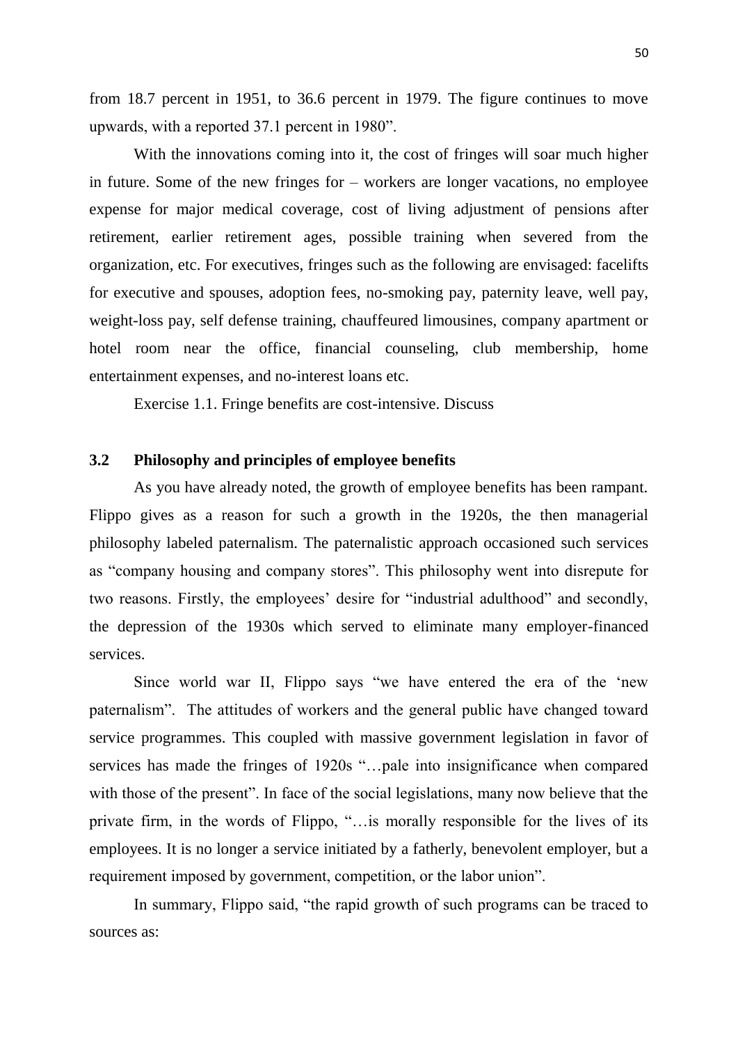from 18.7 percent in 1951, to 36.6 percent in 1979. The figure continues to move upwards, with a reported 37.1 percent in 1980".

With the innovations coming into it, the cost of fringes will soar much higher in future. Some of the new fringes for – workers are longer vacations, no employee expense for major medical coverage, cost of living adjustment of pensions after retirement, earlier retirement ages, possible training when severed from the organization, etc. For executives, fringes such as the following are envisaged: facelifts for executive and spouses, adoption fees, no-smoking pay, paternity leave, well pay, weight-loss pay, self defense training, chauffeured limousines, company apartment or hotel room near the office, financial counseling, club membership, home entertainment expenses, and no-interest loans etc.

Exercise 1.1. Fringe benefits are cost-intensive. Discuss

### 3.2 Philosophy and principles of employee benefits

As you have already noted, the growth of employee benefits has been rampant. Flippo gives as a reason for such a growth in the 1920s, the then managerial philosophy labeled paternalism. The paternalistic approach occasioned such services as "company housing and company stores". This philosophy went into disrepute for two reasons. Firstly, the employees' desire for "industrial adulthood" and secondly, the depression of the 1930s which served to eliminate many employer-financed services.

Since world war II, Flippo says "we have entered the era of the 'new paternalism". The attitudes of workers and the general public have changed toward service programmes. This coupled with massive government legislation in favor of services has made the fringes of 1920s "…pale into insignificance when compared with those of the present". In face of the social legislations, many now believe that the private firm, in the words of Flippo, "…is morally responsible for the lives of its employees. It is no longer a service initiated by a fatherly, benevolent employer, but a requirement imposed by government, competition, or the labor union".

In summary, Flippo said, "the rapid growth of such programs can be traced to sources as: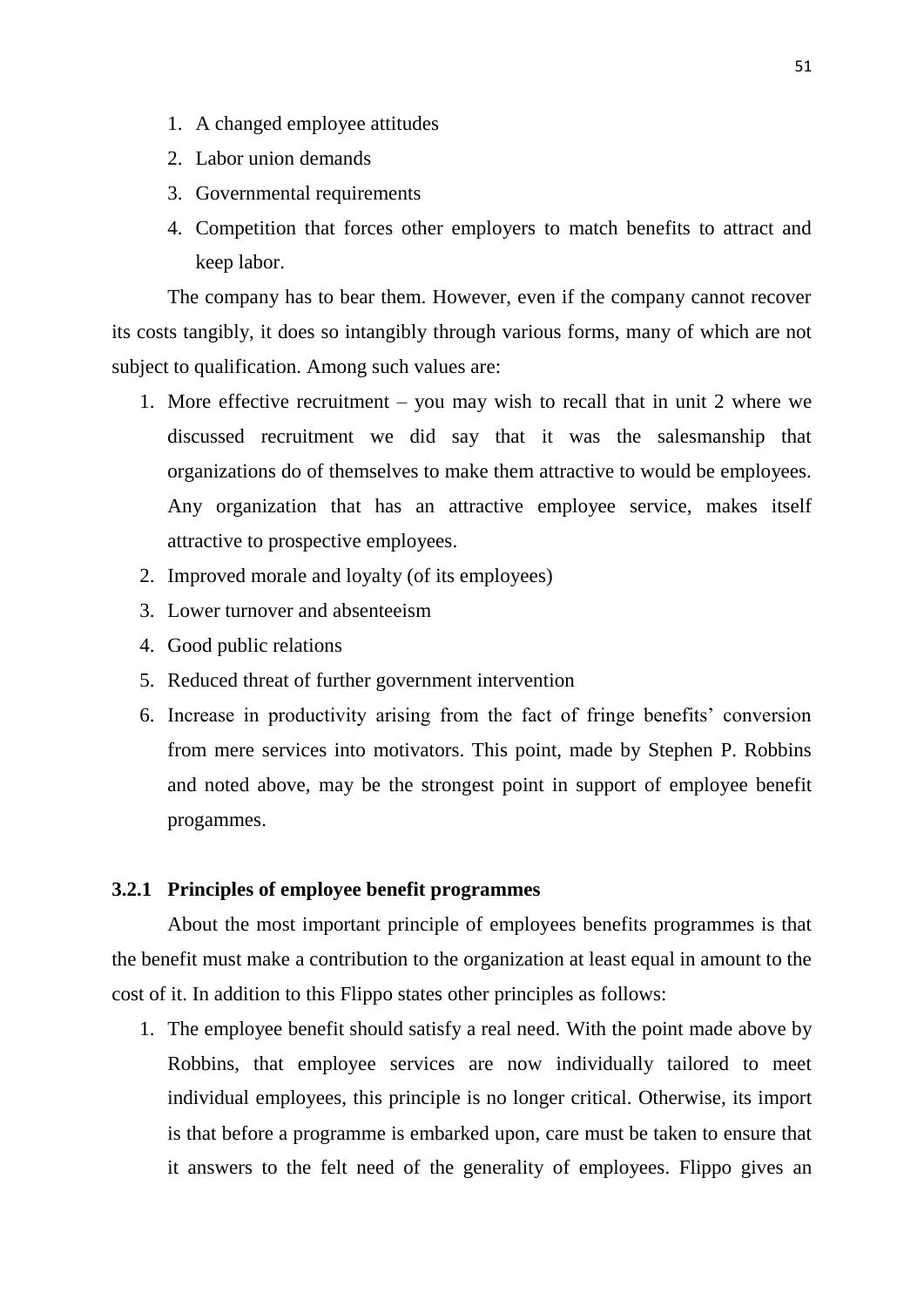1. A changed employee attitudes
2. Labor union demands
3. Governmental requirements
4. Competition that forces other employers to match benefits to attract and keep labor.

The company has to bear them. However, even if the company cannot recover its costs tangibly, it does so intangibly through various forms, many of which are not subject to qualification. Among such values are:

1. More effective recruitment – you may wish to recall that in unit 2 where we discussed recruitment we did say that it was the salesmanship that organizations do of themselves to make them attractive to would be employees. Any organization that has an attractive employee service, makes itself attractive to prospective employees.
2. Improved morale and loyalty (of its employees)
3. Lower turnover and absenteeism
4. Good public relations
5. Reduced threat of further government intervention
6. Increase in productivity arising from the fact of fringe benefits' conversion from mere services into motivators. This point, made by Stephen P. Robbins and noted above, may be the strongest point in support of employee benefit progammes.

### 3.2.1 Principles of employee benefit programmes

About the most important principle of employees benefits programmes is that the benefit must make a contribution to the organization at least equal in amount to the cost of it. In addition to this Flippo states other principles as follows:

1. The employee benefit should satisfy a real need. With the point made above by Robbins, that employee services are now individually tailored to meet individual employees, this principle is no longer critical. Otherwise, its import is that before a programme is embarked upon, care must be taken to ensure that it answers to the felt need of the generality of employees. Flippo gives an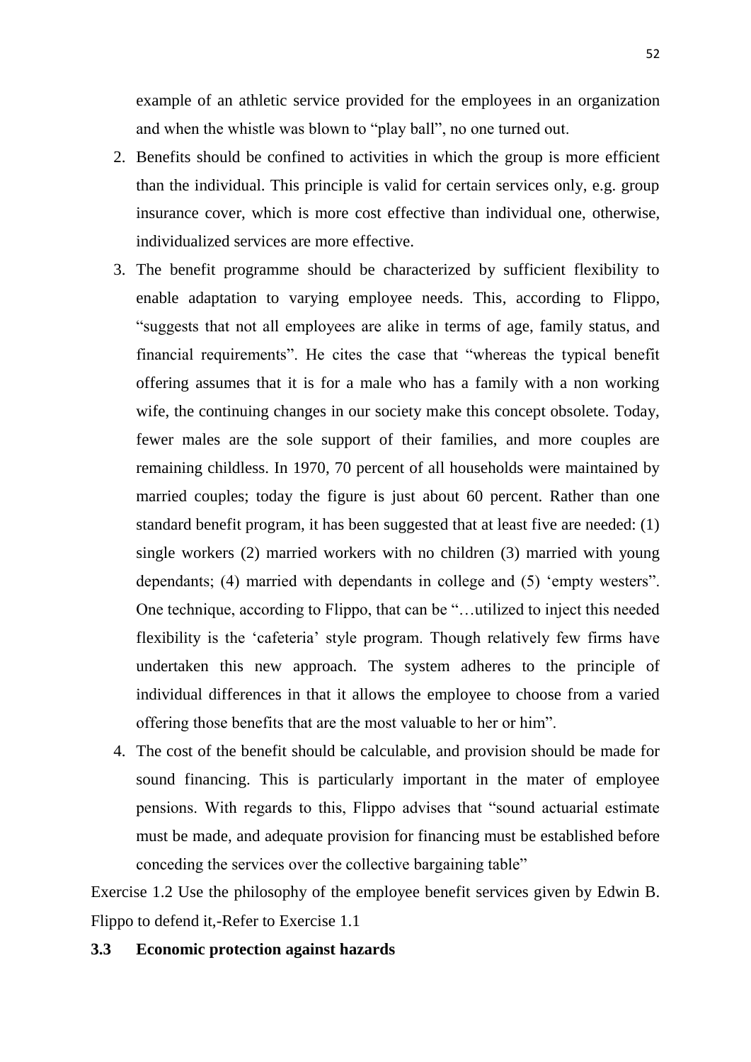example of an athletic service provided for the employees in an organization and when the whistle was blown to "play ball", no one turned out.

2. Benefits should be confined to activities in which the group is more efficient than the individual. This principle is valid for certain services only, e.g. group insurance cover, which is more cost effective than individual one, otherwise, individualized services are more effective.
3. The benefit programme should be characterized by sufficient flexibility to enable adaptation to varying employee needs. This, according to Flippo, "suggests that not all employees are alike in terms of age, family status, and financial requirements". He cites the case that "whereas the typical benefit offering assumes that it is for a male who has a family with a non working wife, the continuing changes in our society make this concept obsolete. Today, fewer males are the sole support of their families, and more couples are remaining childless. In 1970, 70 percent of all households were maintained by married couples; today the figure is just about 60 percent. Rather than one standard benefit program, it has been suggested that at least five are needed: (1) single workers (2) married workers with no children (3) married with young dependants; (4) married with dependants in college and (5) 'empty westers". One technique, according to Flippo, that can be "…utilized to inject this needed flexibility is the 'cafeteria' style program. Though relatively few firms have undertaken this new approach. The system adheres to the principle of individual differences in that it allows the employee to choose from a varied offering those benefits that are the most valuable to her or him".
4. The cost of the benefit should be calculable, and provision should be made for sound financing. This is particularly important in the mater of employee pensions. With regards to this, Flippo advises that "sound actuarial estimate must be made, and adequate provision for financing must be established before conceding the services over the collective bargaining table"

Exercise 1.2 Use the philosophy of the employee benefit services given by Edwin B. Flippo to defend it,-Refer to Exercise 1.1

## 3.3 Economic protection against hazards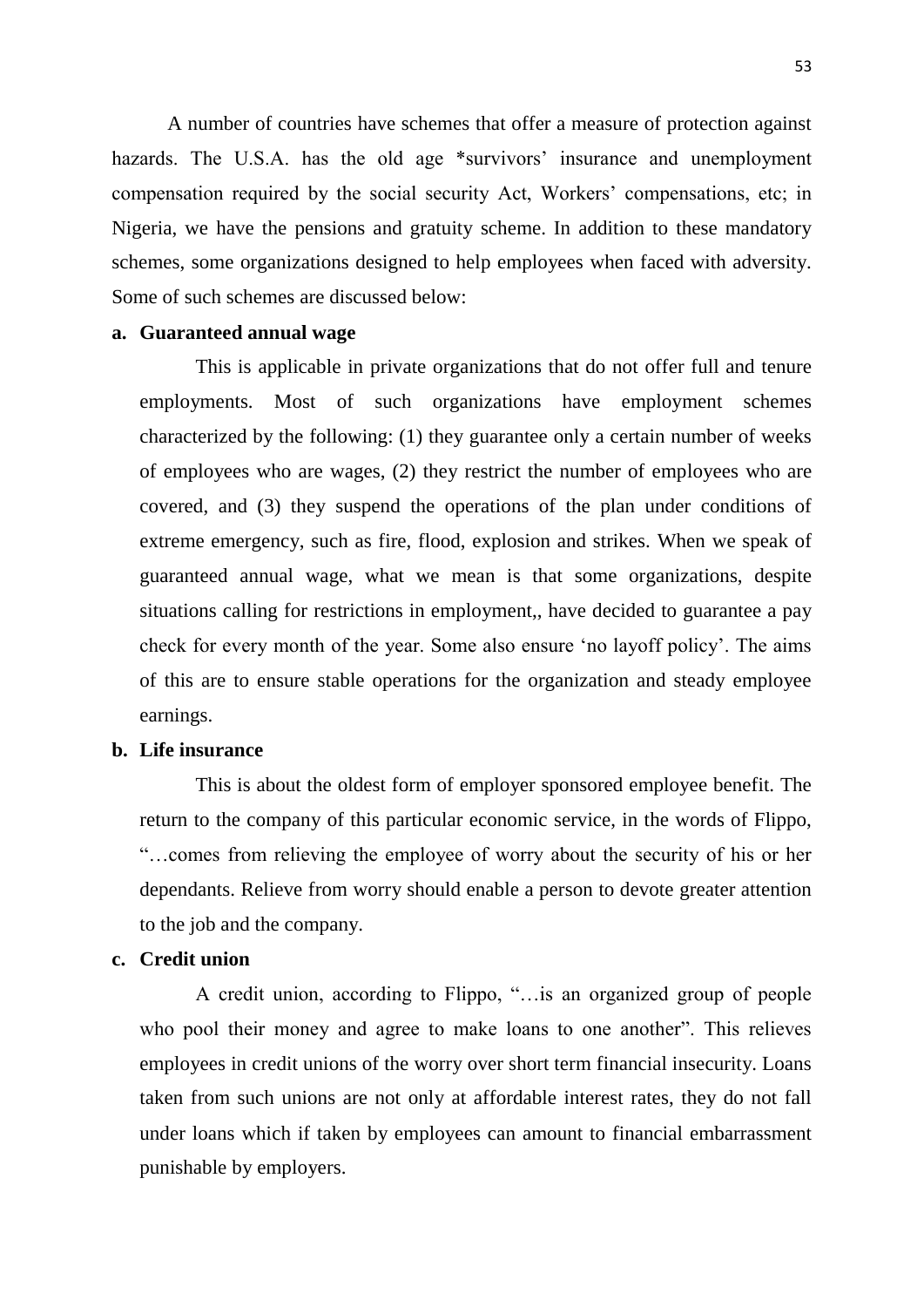A number of countries have schemes that offer a measure of protection against hazards. The U.S.A. has the old age *survivors' insurance and unemployment compensation required by the social security Act, Workers' compensations, etc; in Nigeria, we have the pensions and gratuity scheme. In addition to these mandatory schemes, some organizations designed to help employees when faced with adversity. Some of such schemes are discussed below:

**a. Guaranteed annual wage**

This is applicable in private organizations that do not offer full and tenure employments. Most of such organizations have employment schemes characterized by the following: (1) they guarantee only a certain number of weeks of employees who are wages, (2) they restrict the number of employees who are covered, and (3) they suspend the operations of the plan under conditions of extreme emergency, such as fire, flood, explosion and strikes. When we speak of guaranteed annual wage, what we mean is that some organizations, despite situations calling for restrictions in employment,, have decided to guarantee a pay check for every month of the year. Some also ensure 'no layoff policy'. The aims of this are to ensure stable operations for the organization and steady employee earnings.

**b. Life insurance**

This is about the oldest form of employer sponsored employee benefit. The return to the company of this particular economic service, in the words of Flippo, "…comes from relieving the employee of worry about the security of his or her dependants. Relieve from worry should enable a person to devote greater attention to the job and the company.

**c. Credit union**

A credit union, according to Flippo, "…is an organized group of people who pool their money and agree to make loans to one another". This relieves employees in credit unions of the worry over short term financial insecurity. Loans taken from such unions are not only at affordable interest rates, they do not fall under loans which if taken by employees can amount to financial embarrassment punishable by employers.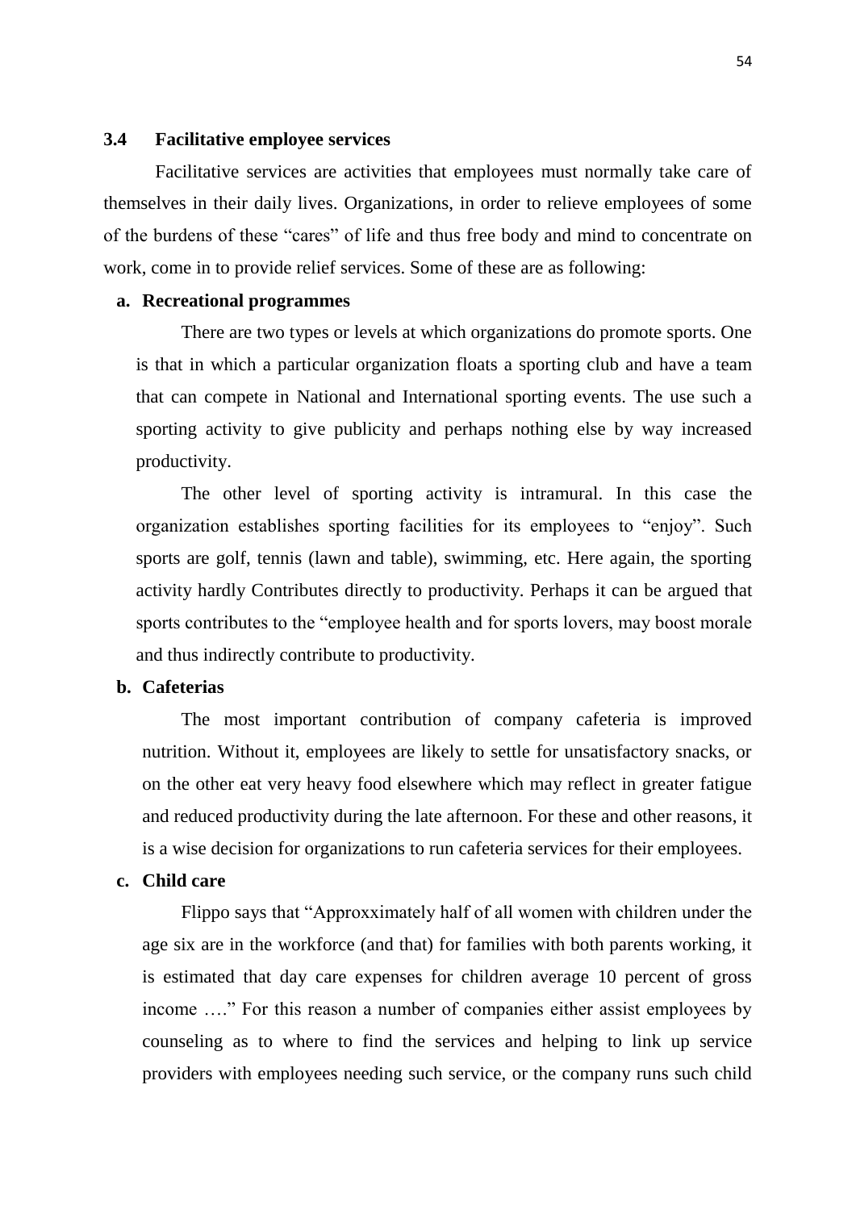### 3.4 Facilitative employee services

Facilitative services are activities that employees must normally take care of themselves in their daily lives. Organizations, in order to relieve employees of some of the burdens of these "cares" of life and thus free body and mind to concentrate on work, come in to provide relief services. Some of these are as following:

**a. Recreational programmes**

There are two types or levels at which organizations do promote sports. One is that in which a particular organization floats a sporting club and have a team that can compete in National and International sporting events. The use such a sporting activity to give publicity and perhaps nothing else by way increased productivity.

The other level of sporting activity is intramural. In this case the organization establishes sporting facilities for its employees to "enjoy". Such sports are golf, tennis (lawn and table), swimming, etc. Here again, the sporting activity hardly Contributes directly to productivity. Perhaps it can be argued that sports contributes to the "employee health and for sports lovers, may boost morale and thus indirectly contribute to productivity.

**b. Cafeterias**

The most important contribution of company cafeteria is improved nutrition. Without it, employees are likely to settle for unsatisfactory snacks, or on the other eat very heavy food elsewhere which may reflect in greater fatigue and reduced productivity during the late afternoon. For these and other reasons, it is a wise decision for organizations to run cafeteria services for their employees.

**c. Child care**

Flippo says that "Approxximately half of all women with children under the age six are in the workforce (and that) for families with both parents working, it is estimated that day care expenses for children average 10 percent of gross income …." For this reason a number of companies either assist employees by counseling as to where to find the services and helping to link up service providers with employees needing such service, or the company runs such child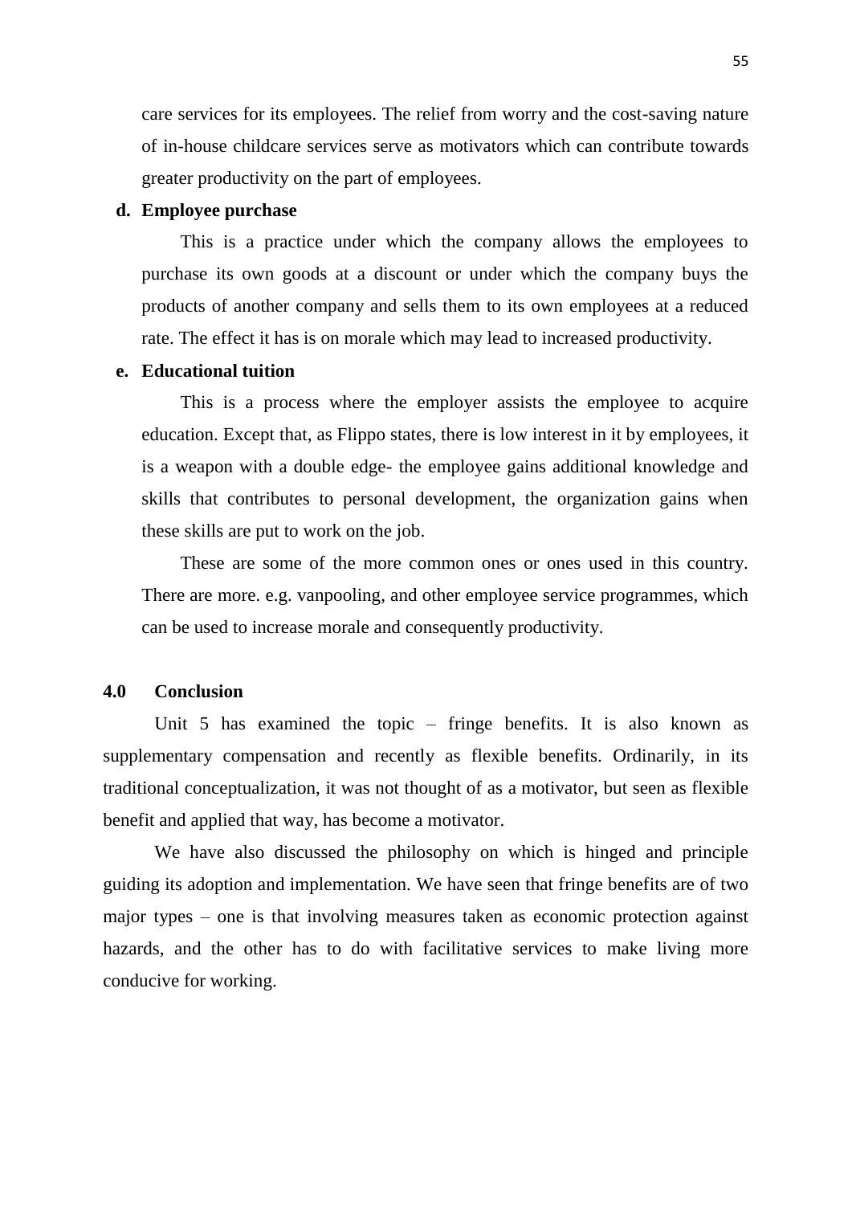care services for its employees. The relief from worry and the cost-saving nature of in-house childcare services serve as motivators which can contribute towards greater productivity on the part of employees.

**d. Employee purchase**

This is a practice under which the company allows the employees to purchase its own goods at a discount or under which the company buys the products of another company and sells them to its own employees at a reduced rate. The effect it has is on morale which may lead to increased productivity.

**e. Educational tuition**

This is a process where the employer assists the employee to acquire education. Except that, as Flippo states, there is low interest in it by employees, it is a weapon with a double edge- the employee gains additional knowledge and skills that contributes to personal development, the organization gains when these skills are put to work on the job.

These are some of the more common ones or ones used in this country. There are more. e.g. vanpooling, and other employee service programmes, which can be used to increase morale and consequently productivity.

## 4.0 Conclusion

Unit 5 has examined the topic – fringe benefits. It is also known as supplementary compensation and recently as flexible benefits. Ordinarily, in its traditional conceptualization, it was not thought of as a motivator, but seen as flexible benefit and applied that way, has become a motivator.

We have also discussed the philosophy on which is hinged and principle guiding its adoption and implementation. We have seen that fringe benefits are of two major types – one is that involving measures taken as economic protection against hazards, and the other has to do with facilitative services to make living more conducive for working.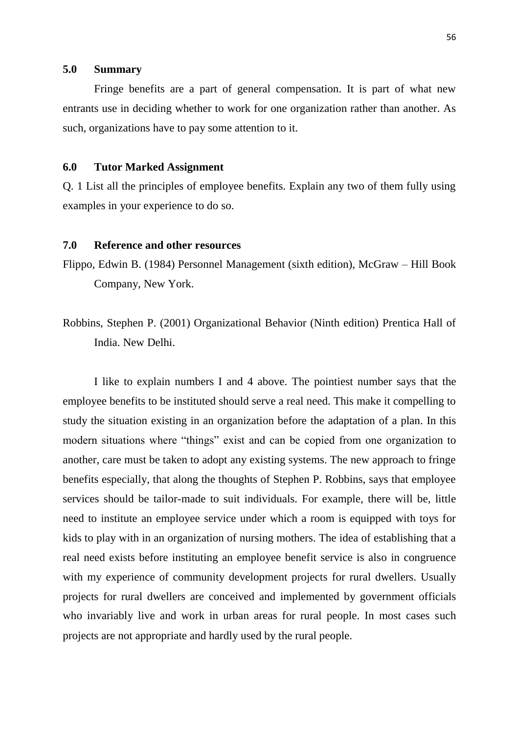## 5.0 Summary

Fringe benefits are a part of general compensation. It is part of what new entrants use in deciding whether to work for one organization rather than another. As such, organizations have to pay some attention to it.

## 6.0 Tutor Marked Assignment

Q. 1 List all the principles of employee benefits. Explain any two of them fully using examples in your experience to do so.

## 7.0 Reference and other resources

Flippo, Edwin B. (1984) Personnel Management (sixth edition), McGraw – Hill Book Company, New York.

Robbins, Stephen P. (2001) Organizational Behavior (Ninth edition) Prentica Hall of India. New Delhi.

I like to explain numbers I and 4 above. The pointiest number says that the employee benefits to be instituted should serve a real need. This make it compelling to study the situation existing in an organization before the adaptation of a plan. In this modern situations where "things" exist and can be copied from one organization to another, care must be taken to adopt any existing systems. The new approach to fringe benefits especially, that along the thoughts of Stephen P. Robbins, says that employee services should be tailor-made to suit individuals. For example, there will be, little need to institute an employee service under which a room is equipped with toys for kids to play with in an organization of nursing mothers. The idea of establishing that a real need exists before instituting an employee benefit service is also in congruence with my experience of community development projects for rural dwellers. Usually projects for rural dwellers are conceived and implemented by government officials who invariably live and work in urban areas for rural people. In most cases such projects are not appropriate and hardly used by the rural people.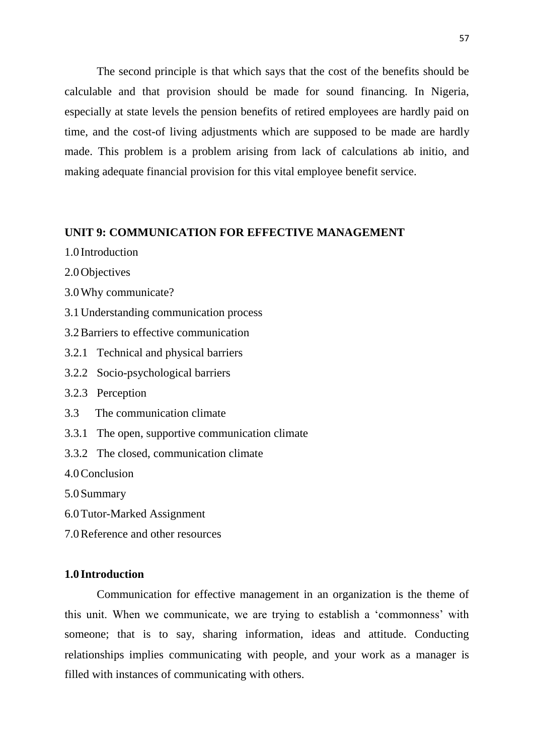The second principle is that which says that the cost of the benefits should be calculable and that provision should be made for sound financing. In Nigeria, especially at state levels the pension benefits of retired employees are hardly paid on time, and the cost-of living adjustments which are supposed to be made are hardly made. This problem is a problem arising from lack of calculations ab initio, and making adequate financial provision for this vital employee benefit service.

## UNIT 9: COMMUNICATION FOR EFFECTIVE MANAGEMENT

1.0 Introduction

2.0 Objectives

3.0 Why communicate?

3.1 Understanding communication process

3.2 Barriers to effective communication

3.2.1 Technical and physical barriers

3.2.2 Socio-psychological barriers

3.2.3 Perception

3.3 The communication climate

3.3.1 The open, supportive communication climate

3.3.2 The closed, communication climate

4.0 Conclusion

5.0 Summary

6.0 Tutor-Marked Assignment

7.0 Reference and other resources

### 1.0 Introduction

Communication for effective management in an organization is the theme of this unit. When we communicate, we are trying to establish a 'commonness' with someone; that is to say, sharing information, ideas and attitude. Conducting relationships implies communicating with people, and your work as a manager is filled with instances of communicating with others.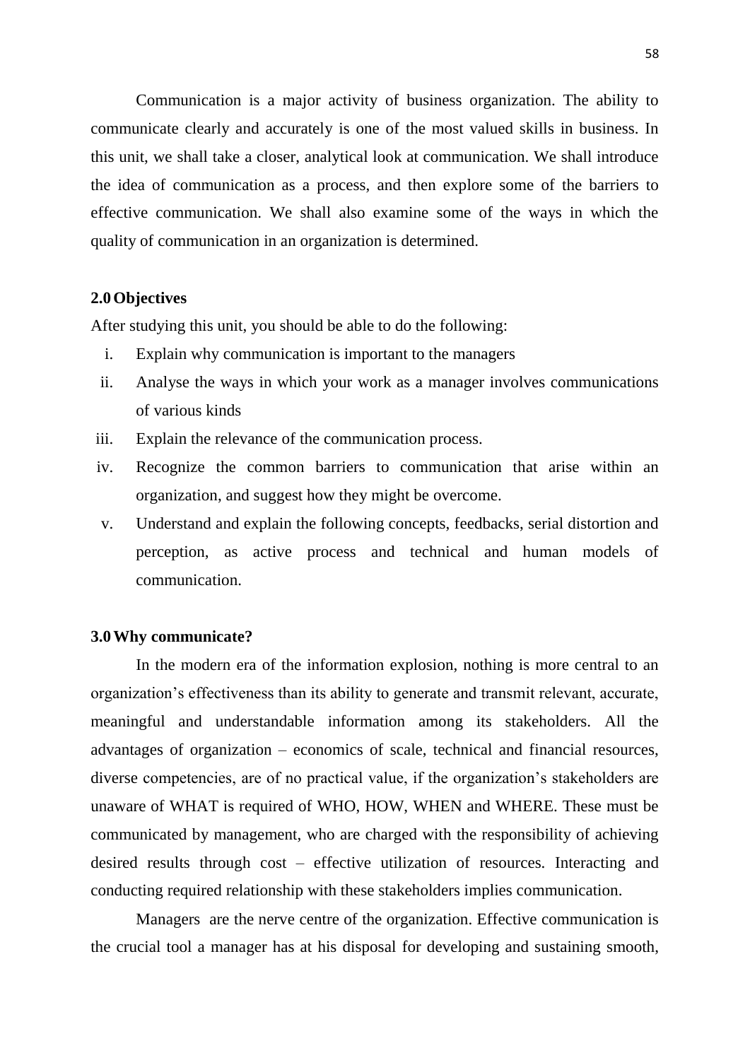Communication is a major activity of business organization. The ability to communicate clearly and accurately is one of the most valued skills in business. In this unit, we shall take a closer, analytical look at communication. We shall introduce the idea of communication as a process, and then explore some of the barriers to effective communication. We shall also examine some of the ways in which the quality of communication in an organization is determined.

## 2.0 Objectives

After studying this unit, you should be able to do the following:

i. Explain why communication is important to the managers
ii. Analyse the ways in which your work as a manager involves communications of various kinds
iii. Explain the relevance of the communication process.
iv. Recognize the common barriers to communication that arise within an organization, and suggest how they might be overcome.
v. Understand and explain the following concepts, feedbacks, serial distortion and perception, as active process and technical and human models of communication.

## 3.0 Why communicate?

In the modern era of the information explosion, nothing is more central to an organization's effectiveness than its ability to generate and transmit relevant, accurate, meaningful and understandable information among its stakeholders. All the advantages of organization – economics of scale, technical and financial resources, diverse competencies, are of no practical value, if the organization's stakeholders are unaware of WHAT is required of WHO, HOW, WHEN and WHERE. These must be communicated by management, who are charged with the responsibility of achieving desired results through cost – effective utilization of resources. Interacting and conducting required relationship with these stakeholders implies communication.

Managers are the nerve centre of the organization. Effective communication is the crucial tool a manager has at his disposal for developing and sustaining smooth,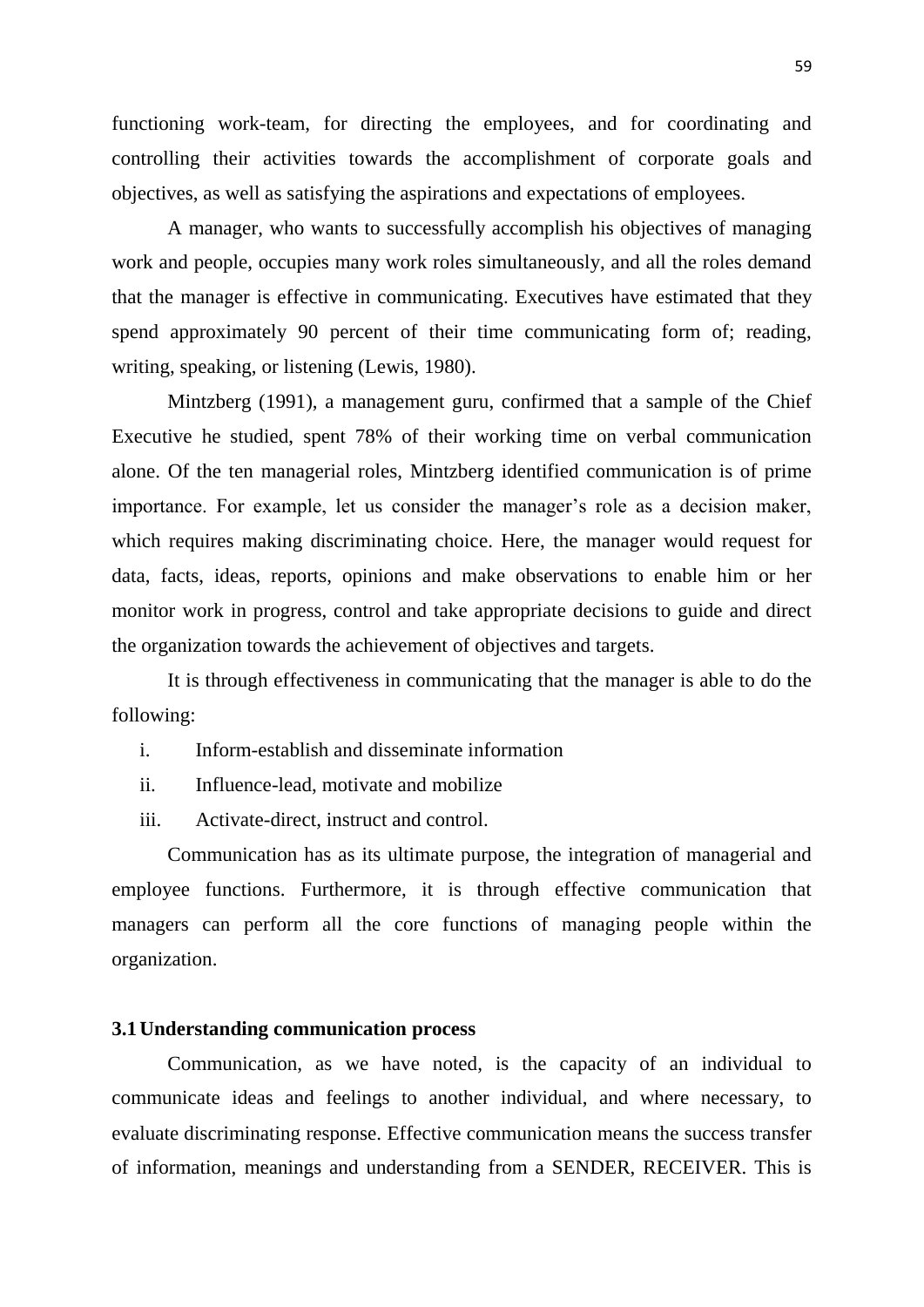functioning work-team, for directing the employees, and for coordinating and controlling their activities towards the accomplishment of corporate goals and objectives, as well as satisfying the aspirations and expectations of employees.

A manager, who wants to successfully accomplish his objectives of managing work and people, occupies many work roles simultaneously, and all the roles demand that the manager is effective in communicating. Executives have estimated that they spend approximately 90 percent of their time communicating form of; reading, writing, speaking, or listening (Lewis, 1980).

Mintzberg (1991), a management guru, confirmed that a sample of the Chief Executive he studied, spent 78% of their working time on verbal communication alone. Of the ten managerial roles, Mintzberg identified communication is of prime importance. For example, let us consider the manager's role as a decision maker, which requires making discriminating choice. Here, the manager would request for data, facts, ideas, reports, opinions and make observations to enable him or her monitor work in progress, control and take appropriate decisions to guide and direct the organization towards the achievement of objectives and targets.

It is through effectiveness in communicating that the manager is able to do the following:

i. Inform-establish and disseminate information
ii. Influence-lead, motivate and mobilize
iii. Activate-direct, instruct and control.

Communication has as its ultimate purpose, the integration of managerial and employee functions. Furthermore, it is through effective communication that managers can perform all the core functions of managing people within the organization.

### 3.1 Understanding communication process

Communication, as we have noted, is the capacity of an individual to communicate ideas and feelings to another individual, and where necessary, to evaluate discriminating response. Effective communication means the success transfer of information, meanings and understanding from a SENDER, RECEIVER. This is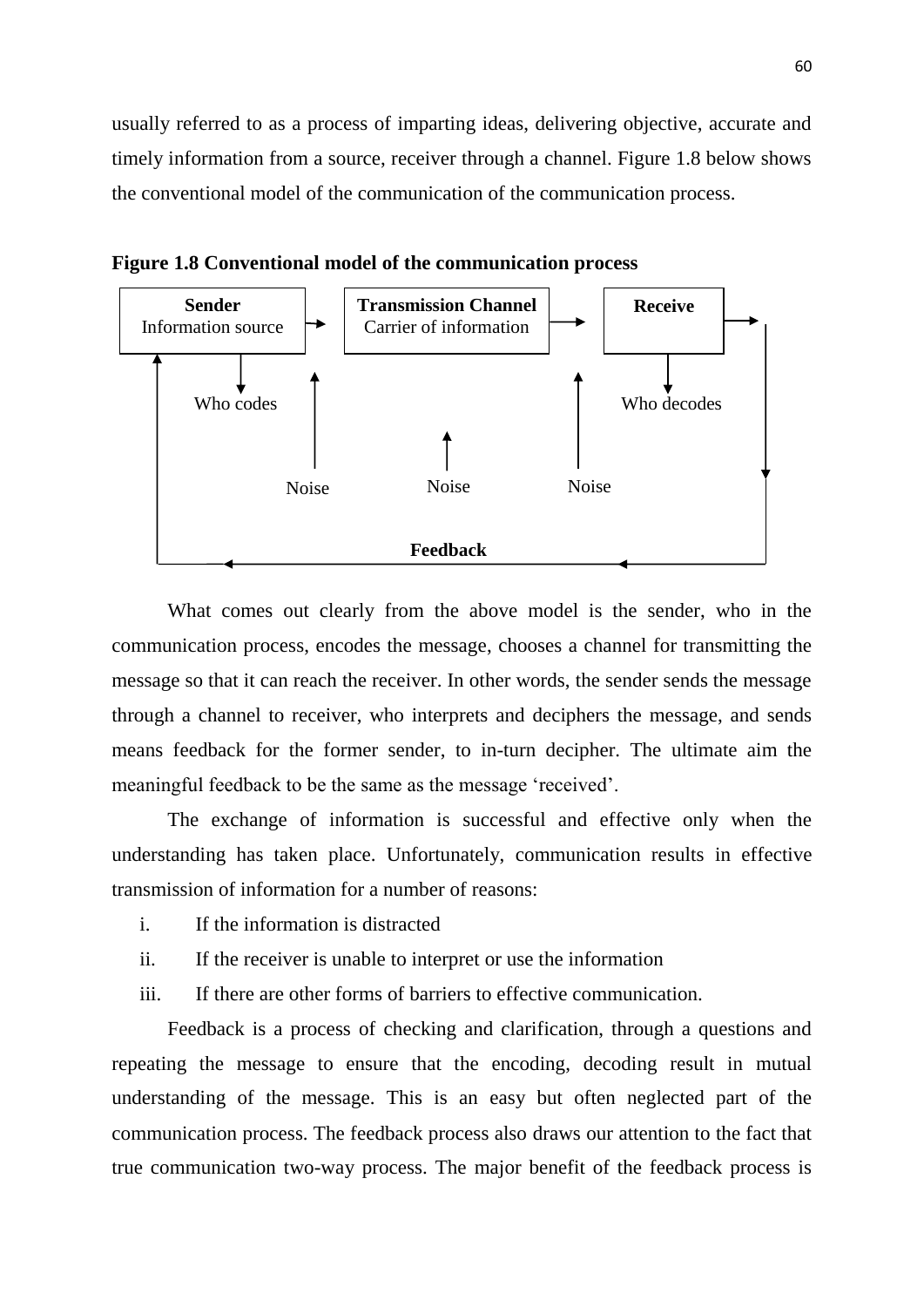usually referred to as a process of imparting ideas, delivering objective, accurate and timely information from a source, receiver through a channel. Figure 1.8 below shows the conventional model of the communication of the communication process.

**Figure 1.8 Conventional model of the communication process**

**Sender**
Information source

Who codes

**Transmission Channel**
Carrier of information

**Receive**

Who decodes

Noise Noise Noise

**Feedback**

What comes out clearly from the above model is the sender, who in the communication process, encodes the message, chooses a channel for transmitting the message so that it can reach the receiver. In other words, the sender sends the message through a channel to receiver, who interprets and deciphers the message, and sends means feedback for the former sender, to in-turn decipher. The ultimate aim the meaningful feedback to be the same as the message 'received'.

The exchange of information is successful and effective only when the understanding has taken place. Unfortunately, communication results in effective transmission of information for a number of reasons:

i. If the information is distracted
ii. If the receiver is unable to interpret or use the information
iii. If there are other forms of barriers to effective communication.

Feedback is a process of checking and clarification, through a questions and repeating the message to ensure that the encoding, decoding result in mutual understanding of the message. This is an easy but often neglected part of the communication process. The feedback process also draws our attention to the fact that true communication two-way process. The major benefit of the feedback process is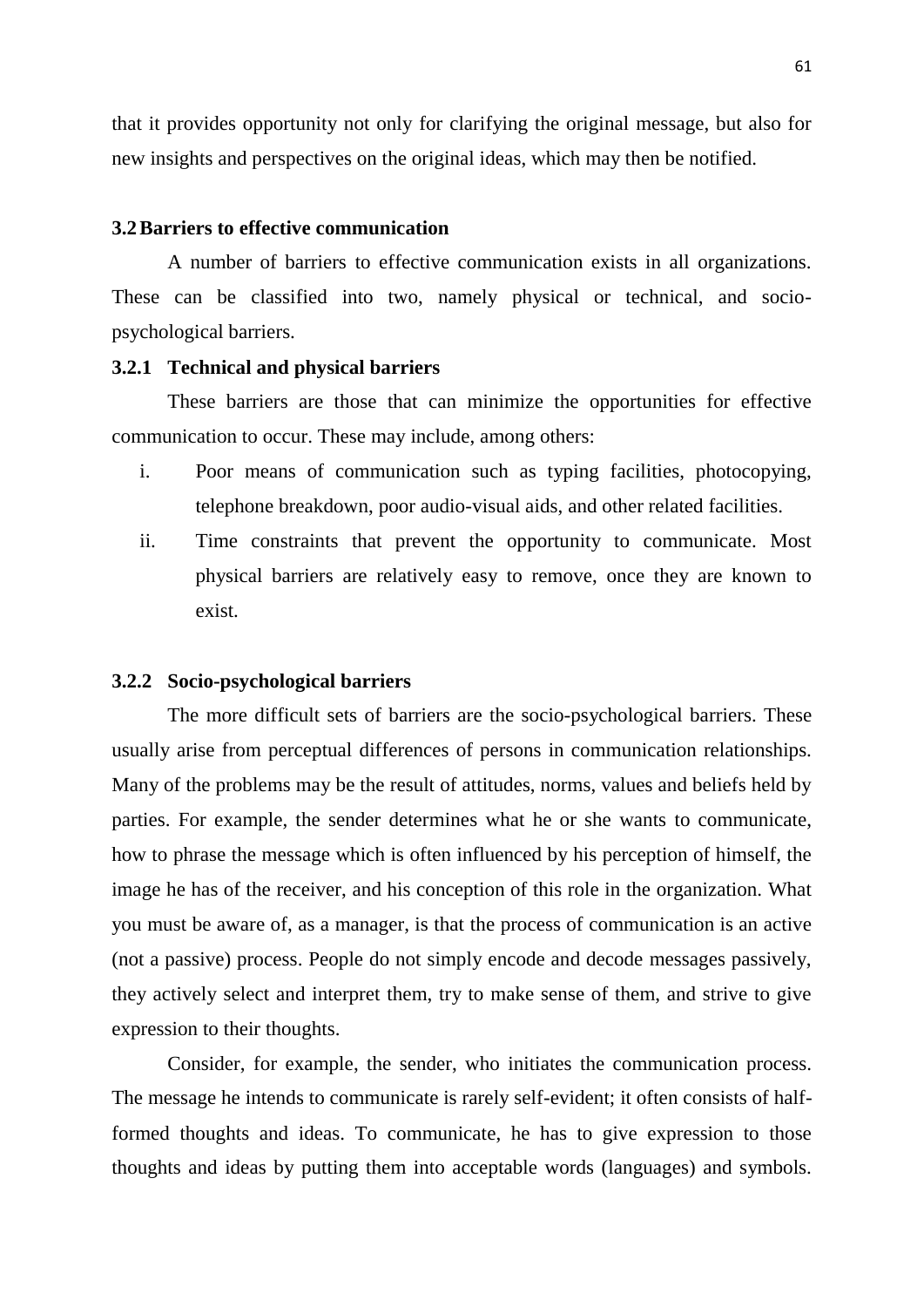that it provides opportunity not only for clarifying the original message, but also for new insights and perspectives on the original ideas, which may then be notified.

## 3.2 Barriers to effective communication

A number of barriers to effective communication exists in all organizations. These can be classified into two, namely physical or technical, and socio-psychological barriers.

### 3.2.1 Technical and physical barriers

These barriers are those that can minimize the opportunities for effective communication to occur. These may include, among others:

i. Poor means of communication such as typing facilities, photocopying, telephone breakdown, poor audio-visual aids, and other related facilities.

ii. Time constraints that prevent the opportunity to communicate. Most physical barriers are relatively easy to remove, once they are known to exist.

### 3.2.2 Socio-psychological barriers

The more difficult sets of barriers are the socio-psychological barriers. These usually arise from perceptual differences of persons in communication relationships. Many of the problems may be the result of attitudes, norms, values and beliefs held by parties. For example, the sender determines what he or she wants to communicate, how to phrase the message which is often influenced by his perception of himself, the image he has of the receiver, and his conception of this role in the organization. What you must be aware of, as a manager, is that the process of communication is an active (not a passive) process. People do not simply encode and decode messages passively, they actively select and interpret them, try to make sense of them, and strive to give expression to their thoughts.

Consider, for example, the sender, who initiates the communication process. The message he intends to communicate is rarely self-evident; it often consists of half-formed thoughts and ideas. To communicate, he has to give expression to those thoughts and ideas by putting them into acceptable words (languages) and symbols.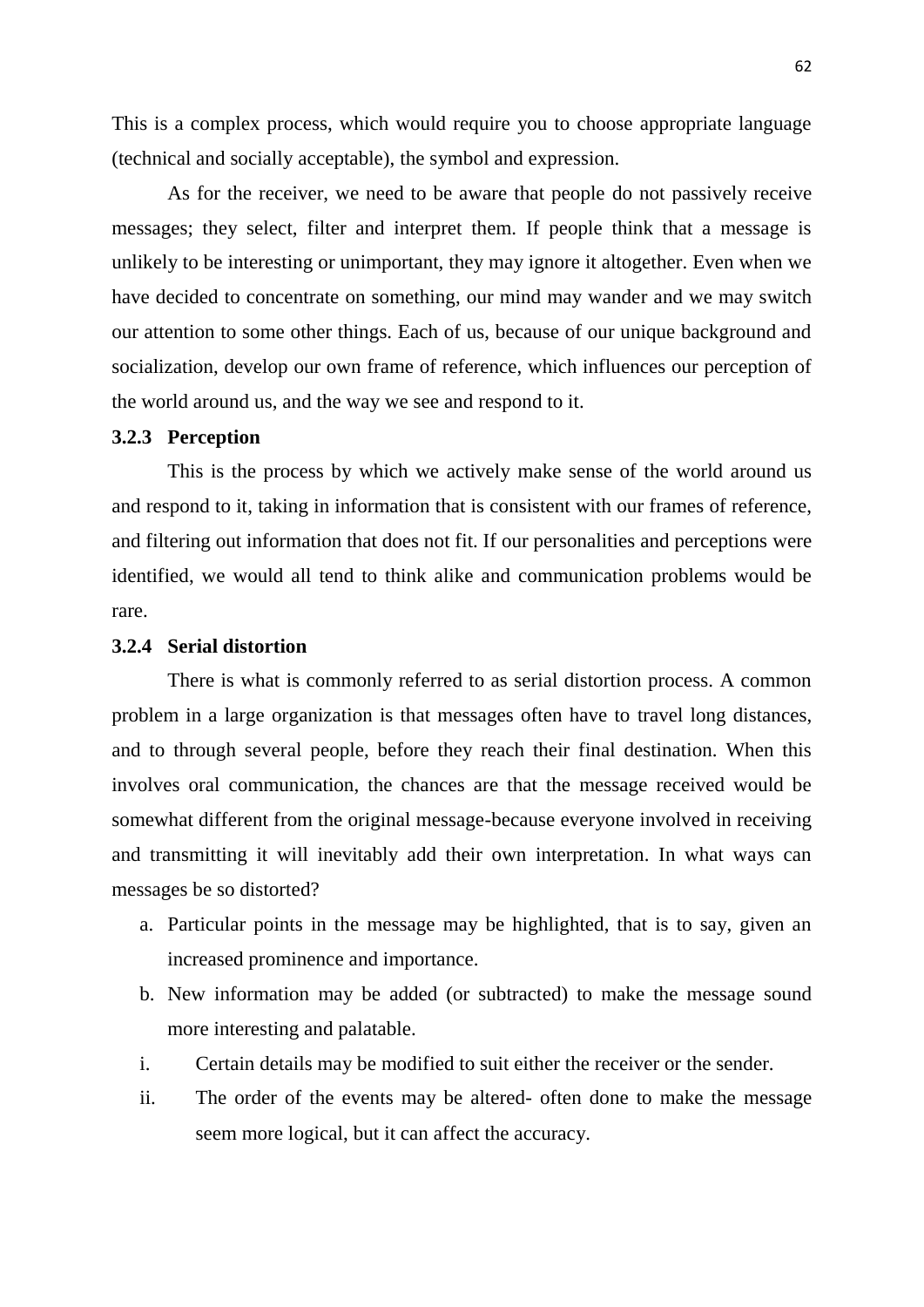This is a complex process, which would require you to choose appropriate language (technical and socially acceptable), the symbol and expression.

As for the receiver, we need to be aware that people do not passively receive messages; they select, filter and interpret them. If people think that a message is unlikely to be interesting or unimportant, they may ignore it altogether. Even when we have decided to concentrate on something, our mind may wander and we may switch our attention to some other things. Each of us, because of our unique background and socialization, develop our own frame of reference, which influences our perception of the world around us, and the way we see and respond to it.

### 3.2.3 Perception

This is the process by which we actively make sense of the world around us and respond to it, taking in information that is consistent with our frames of reference, and filtering out information that does not fit. If our personalities and perceptions were identified, we would all tend to think alike and communication problems would be rare.

### 3.2.4 Serial distortion

There is what is commonly referred to as serial distortion process. A common problem in a large organization is that messages often have to travel long distances, and to through several people, before they reach their final destination. When this involves oral communication, the chances are that the message received would be somewhat different from the original message-because everyone involved in receiving and transmitting it will inevitably add their own interpretation. In what ways can messages be so distorted?

a. Particular points in the message may be highlighted, that is to say, given an increased prominence and importance.
b. New information may be added (or subtracted) to make the message sound more interesting and palatable.

i. Certain details may be modified to suit either the receiver or the sender.
ii. The order of the events may be altered- often done to make the message seem more logical, but it can affect the accuracy.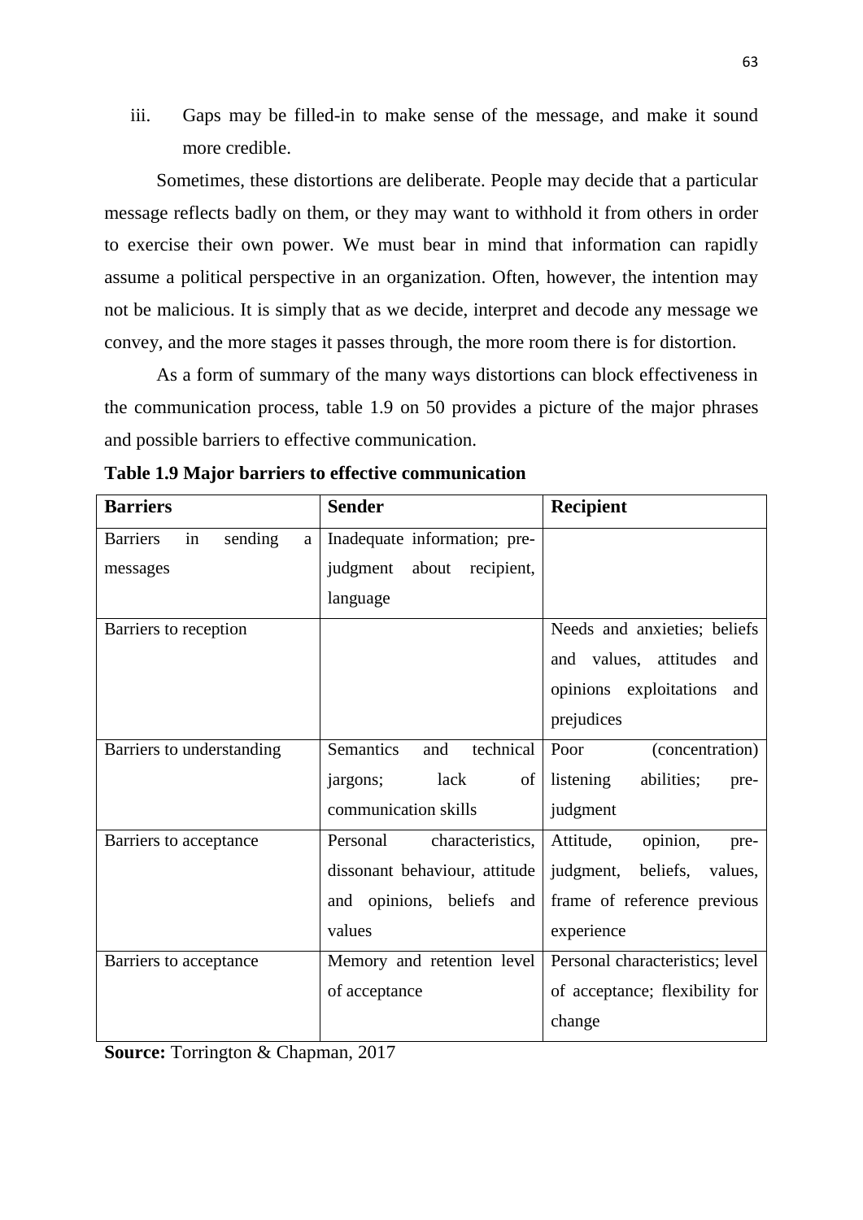iii. Gaps may be filled-in to make sense of the message, and make it sound more credible.

Sometimes, these distortions are deliberate. People may decide that a particular message reflects badly on them, or they may want to withhold it from others in order to exercise their own power. We must bear in mind that information can rapidly assume a political perspective in an organization. Often, however, the intention may not be malicious. It is simply that as we decide, interpret and decode any message we convey, and the more stages it passes through, the more room there is for distortion.

As a form of summary of the many ways distortions can block effectiveness in the communication process, table 1.9 on 50 provides a picture of the major phrases and possible barriers to effective communication.

**Table 1.9 Major barriers to effective communication**

| **Barriers** | **Sender** | **Recipient** |
|---|---|---|
| Barriers in sending a messages | Inadequate information; pre-judgment about recipient, language | |
| Barriers to reception | | Needs and anxieties; beliefs and values, attitudes and opinions exploitations and prejudices |
| Barriers to understanding | Semantics and technical jargons; lack of communication skills | Poor (concentration) listening abilities; pre-judgment |
| Barriers to acceptance | Personal characteristics, dissonant behaviour, attitude and opinions, beliefs and values | Attitude, opinion, pre-judgment, beliefs, values, frame of reference previous experience |
| Barriers to acceptance | Memory and retention level of acceptance | Personal characteristics; level of acceptance; flexibility for change |

**Source:** Torrington & Chapman, 2017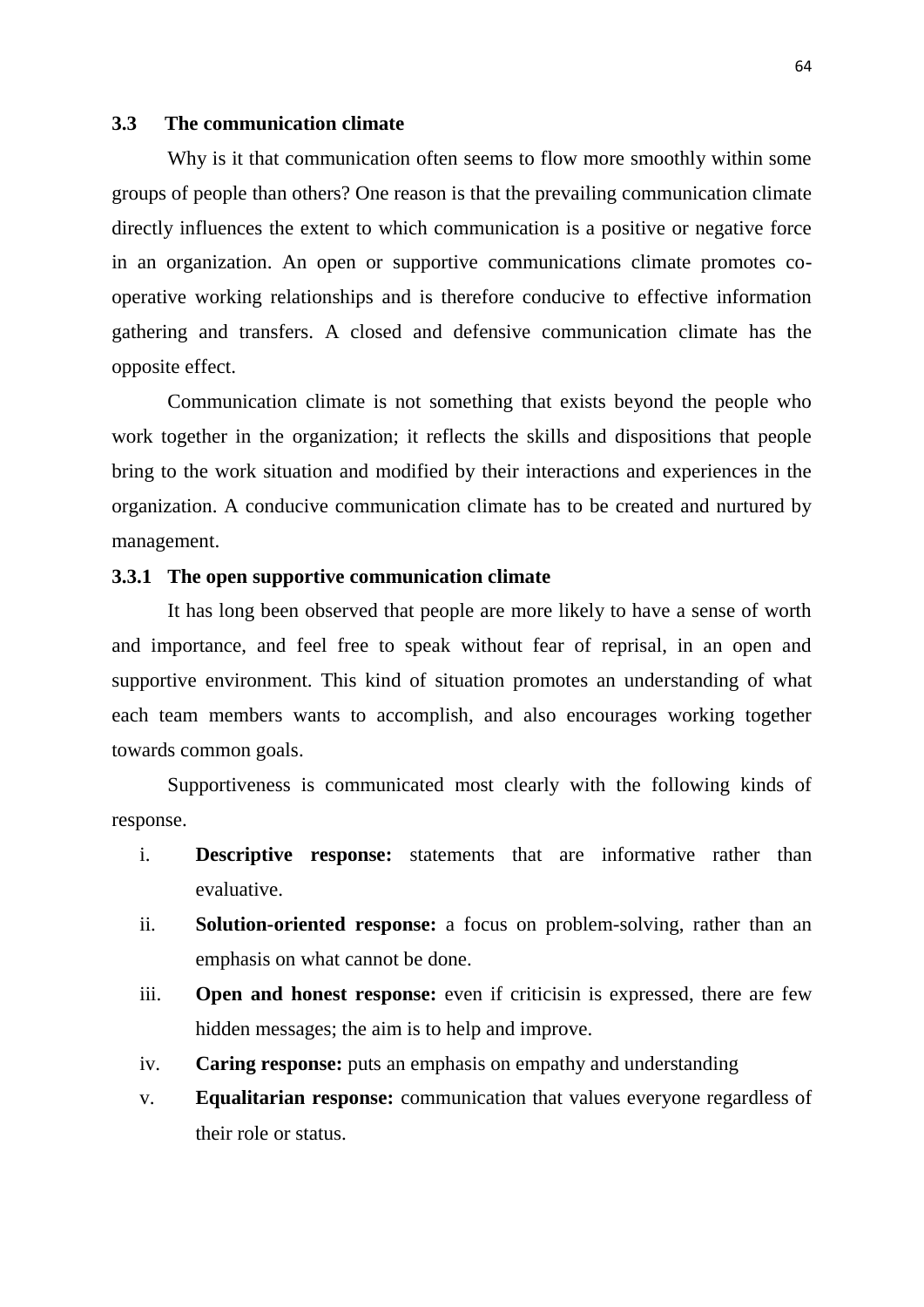## 3.3 The communication climate

Why is it that communication often seems to flow more smoothly within some groups of people than others? One reason is that the prevailing communication climate directly influences the extent to which communication is a positive or negative force in an organization. An open or supportive communications climate promotes co-operative working relationships and is therefore conducive to effective information gathering and transfers. A closed and defensive communication climate has the opposite effect.

Communication climate is not something that exists beyond the people who work together in the organization; it reflects the skills and dispositions that people bring to the work situation and modified by their interactions and experiences in the organization. A conducive communication climate has to be created and nurtured by management.

### 3.3.1 The open supportive communication climate

It has long been observed that people are more likely to have a sense of worth and importance, and feel free to speak without fear of reprisal, in an open and supportive environment. This kind of situation promotes an understanding of what each team members wants to accomplish, and also encourages working together towards common goals.

Supportiveness is communicated most clearly with the following kinds of response.

i. **Descriptive response:** statements that are informative rather than evaluative.
ii. **Solution-oriented response:** a focus on problem-solving, rather than an emphasis on what cannot be done.
iii. **Open and honest response:** even if criticisin is expressed, there are few hidden messages; the aim is to help and improve.
iv. **Caring response:** puts an emphasis on empathy and understanding
v. **Equalitarian response:** communication that values everyone regardless of their role or status.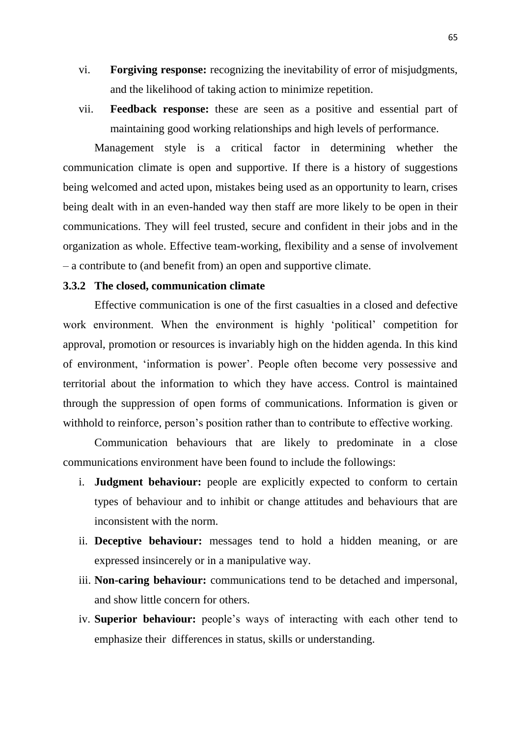vi. **Forgiving response:** recognizing the inevitability of error of misjudgments, and the likelihood of taking action to minimize repetition.

vii. **Feedback response:** these are seen as a positive and essential part of maintaining good working relationships and high levels of performance.

Management style is a critical factor in determining whether the communication climate is open and supportive. If there is a history of suggestions being welcomed and acted upon, mistakes being used as an opportunity to learn, crises being dealt with in an even-handed way then staff are more likely to be open in their communications. They will feel trusted, secure and confident in their jobs and in the organization as whole. Effective team-working, flexibility and a sense of involvement – a contribute to (and benefit from) an open and supportive climate.

### 3.3.2 The closed, communication climate

Effective communication is one of the first casualties in a closed and defective work environment. When the environment is highly 'political' competition for approval, promotion or resources is invariably high on the hidden agenda. In this kind of environment, 'information is power'. People often become very possessive and territorial about the information to which they have access. Control is maintained through the suppression of open forms of communications. Information is given or withhold to reinforce, person's position rather than to contribute to effective working.

Communication behaviours that are likely to predominate in a close communications environment have been found to include the followings:

i. **Judgment behaviour:** people are explicitly expected to conform to certain types of behaviour and to inhibit or change attitudes and behaviours that are inconsistent with the norm.

ii. **Deceptive behaviour:** messages tend to hold a hidden meaning, or are expressed insincerely or in a manipulative way.

iii. **Non-caring behaviour:** communications tend to be detached and impersonal, and show little concern for others.

iv. **Superior behaviour:** people's ways of interacting with each other tend to emphasize their differences in status, skills or understanding.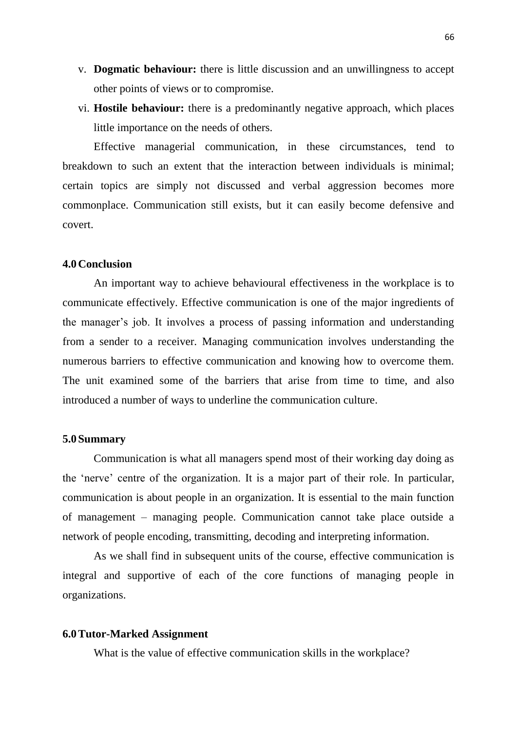v. **Dogmatic behaviour:** there is little discussion and an unwillingness to accept other points of views or to compromise.

vi. **Hostile behaviour:** there is a predominantly negative approach, which places little importance on the needs of others.

Effective managerial communication, in these circumstances, tend to breakdown to such an extent that the interaction between individuals is minimal; certain topics are simply not discussed and verbal aggression becomes more commonplace. Communication still exists, but it can easily become defensive and covert.

## 4.0 Conclusion

An important way to achieve behavioural effectiveness in the workplace is to communicate effectively. Effective communication is one of the major ingredients of the manager's job. It involves a process of passing information and understanding from a sender to a receiver. Managing communication involves understanding the numerous barriers to effective communication and knowing how to overcome them. The unit examined some of the barriers that arise from time to time, and also introduced a number of ways to underline the communication culture.

## 5.0 Summary

Communication is what all managers spend most of their working day doing as the 'nerve' centre of the organization. It is a major part of their role. In particular, communication is about people in an organization. It is essential to the main function of management – managing people. Communication cannot take place outside a network of people encoding, transmitting, decoding and interpreting information.

As we shall find in subsequent units of the course, effective communication is integral and supportive of each of the core functions of managing people in organizations.

## 6.0 Tutor-Marked Assignment

What is the value of effective communication skills in the workplace?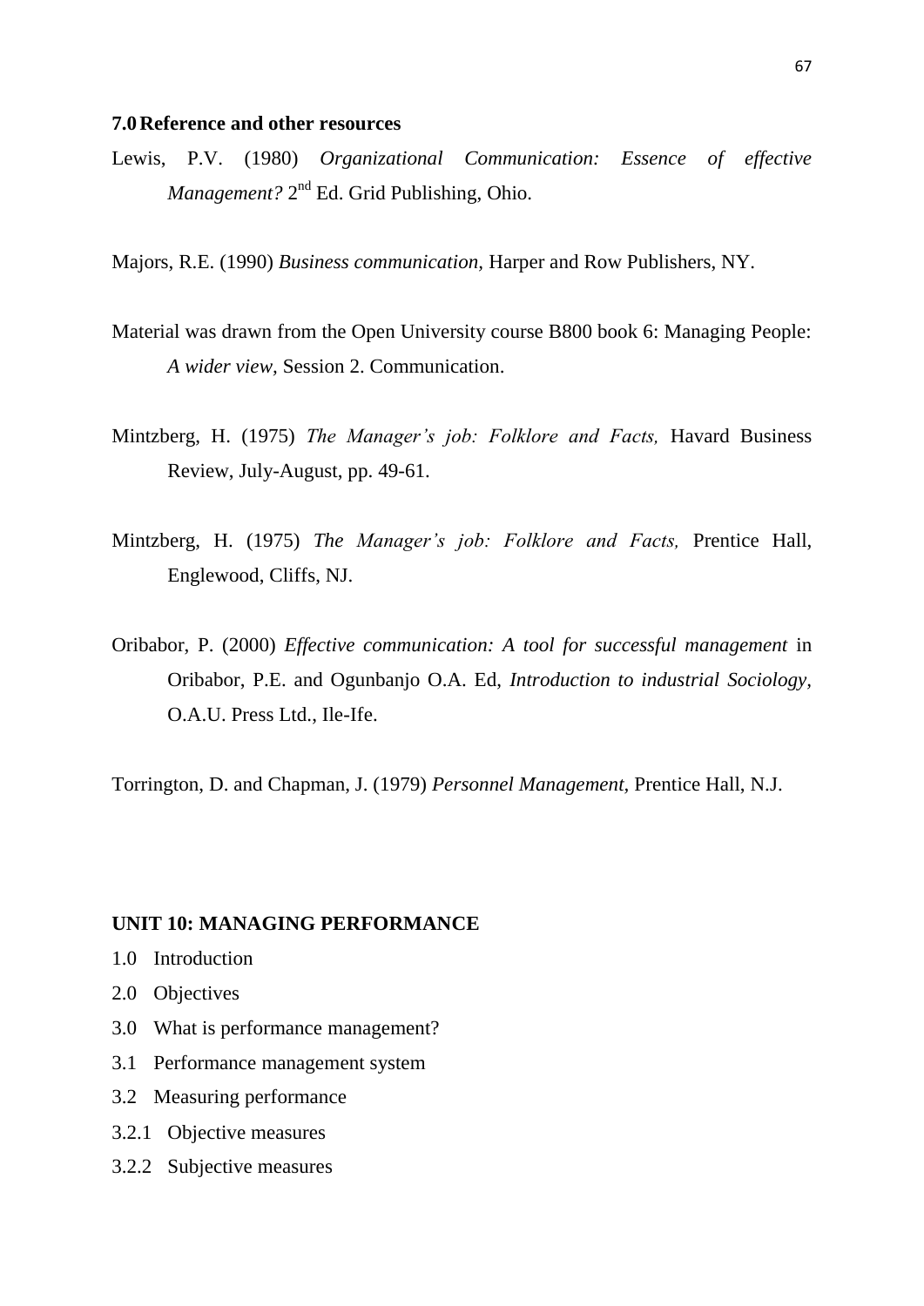## 7.0 Reference and other resources

Lewis, P.V. (1980) *Organizational Communication: Essence of effective Management?* 2nd Ed. Grid Publishing, Ohio.

Majors, R.E. (1990) *Business communication,* Harper and Row Publishers, NY.

Material was drawn from the Open University course B800 book 6: Managing People: *A wider view*, Session 2. Communication.

Mintzberg, H. (1975) *The Manager's job: Folklore and Facts,* Havard Business Review, July-August, pp. 49-61.

Mintzberg, H. (1975) *The Manager's job: Folklore and Facts,* Prentice Hall, Englewood, Cliffs, NJ.

Oribabor, P. (2000) *Effective communication: A tool for successful management* in Oribabor, P.E. and Ogunbanjo O.A. Ed, *Introduction to industrial Sociology,* O.A.U. Press Ltd., Ile-Ife.

Torrington, D. and Chapman, J. (1979) *Personnel Management,* Prentice Hall, N.J.

# UNIT 10: MANAGING PERFORMANCE

1.0 Introduction

2.0 Objectives

3.0 What is performance management?

3.1 Performance management system

3.2 Measuring performance

3.2.1 Objective measures

3.2.2 Subjective measures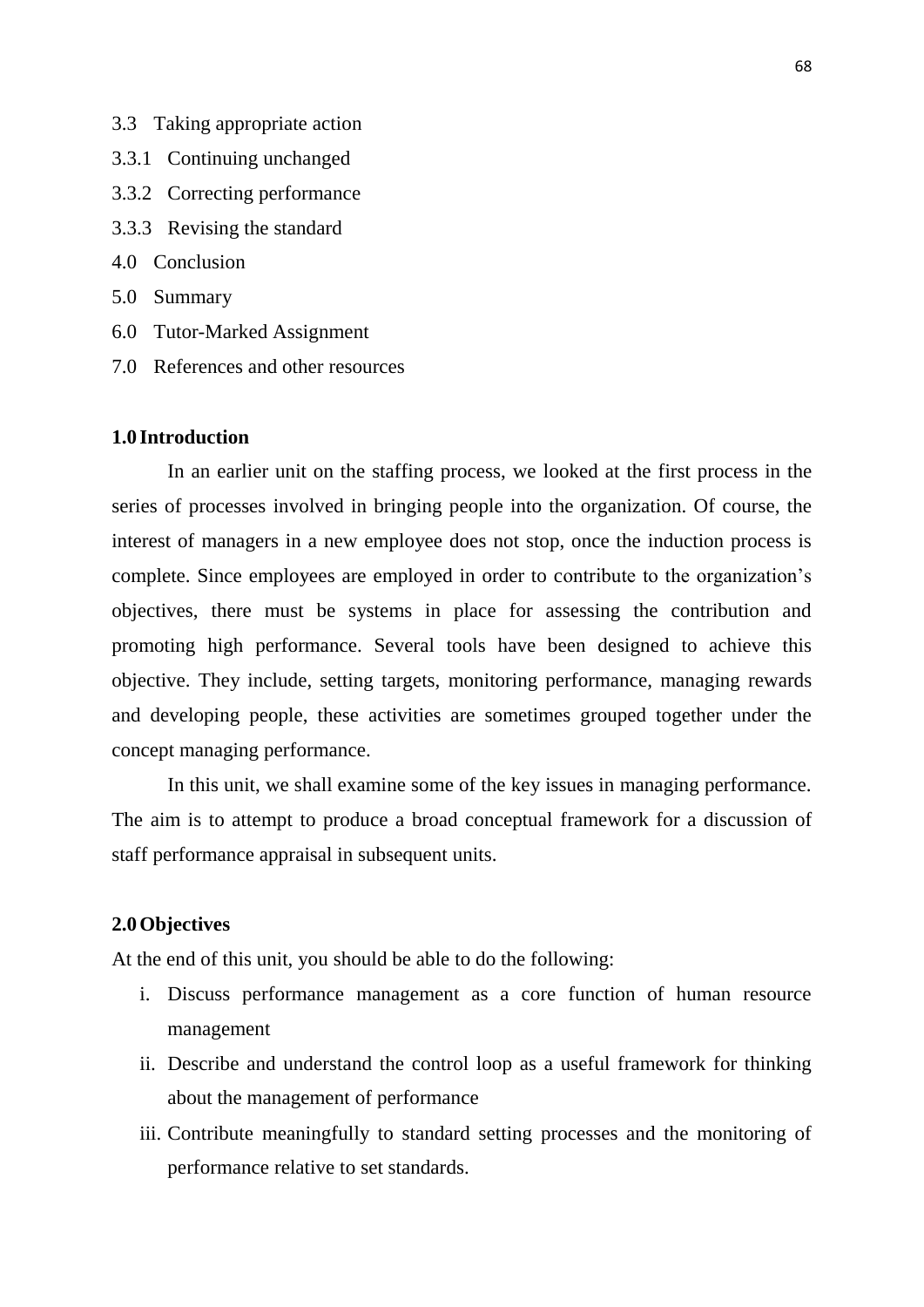3.3 Taking appropriate action

3.3.1 Continuing unchanged

3.3.2 Correcting performance

3.3.3 Revising the standard

4.0 Conclusion

5.0 Summary

6.0 Tutor-Marked Assignment

7.0 References and other resources

**1.0 Introduction**

In an earlier unit on the staffing process, we looked at the first process in the series of processes involved in bringing people into the organization. Of course, the interest of managers in a new employee does not stop, once the induction process is complete. Since employees are employed in order to contribute to the organization's objectives, there must be systems in place for assessing the contribution and promoting high performance. Several tools have been designed to achieve this objective. They include, setting targets, monitoring performance, managing rewards and developing people, these activities are sometimes grouped together under the concept managing performance.

In this unit, we shall examine some of the key issues in managing performance. The aim is to attempt to produce a broad conceptual framework for a discussion of staff performance appraisal in subsequent units.

**2.0 Objectives**

At the end of this unit, you should be able to do the following:

i. Discuss performance management as a core function of human resource management
ii. Describe and understand the control loop as a useful framework for thinking about the management of performance
iii. Contribute meaningfully to standard setting processes and the monitoring of performance relative to set standards.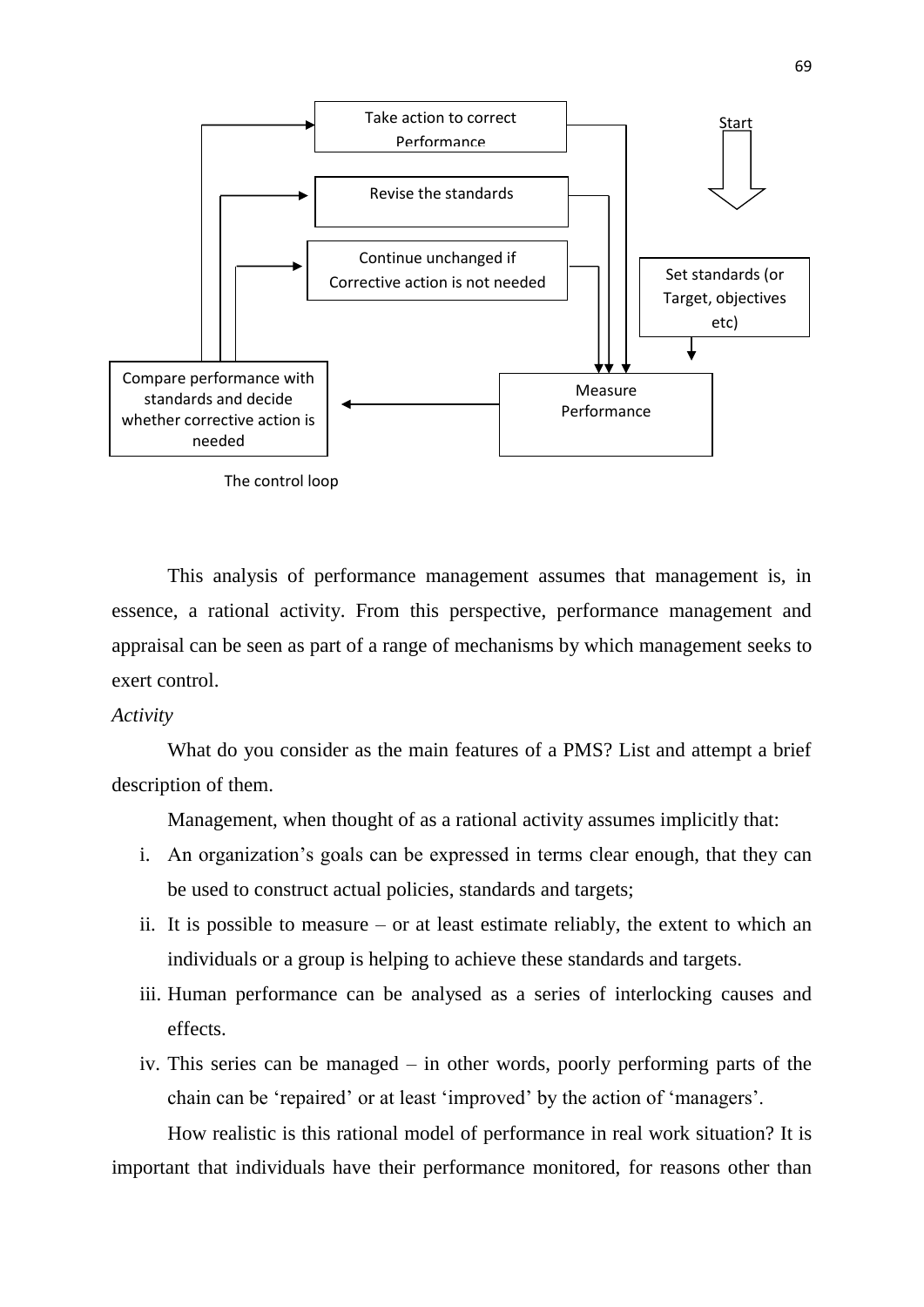Take action to correct Performance

Revise the standards

Continue unchanged if Corrective action is not needed

Start

Set standards (or Target, objectives etc)

Compare performance with standards and decide whether corrective action is needed

Measure Performance

The control loop

This analysis of performance management assumes that management is, in essence, a rational activity. From this perspective, performance management and appraisal can be seen as part of a range of mechanisms by which management seeks to exert control.

*Activity*

What do you consider as the main features of a PMS? List and attempt a brief description of them.

Management, when thought of as a rational activity assumes implicitly that:

i. An organization's goals can be expressed in terms clear enough, that they can be used to construct actual policies, standards and targets;
ii. It is possible to measure – or at least estimate reliably, the extent to which an individuals or a group is helping to achieve these standards and targets.
iii. Human performance can be analysed as a series of interlocking causes and effects.
iv. This series can be managed – in other words, poorly performing parts of the chain can be 'repaired' or at least 'improved' by the action of 'managers'.

How realistic is this rational model of performance in real work situation? It is important that individuals have their performance monitored, for reasons other than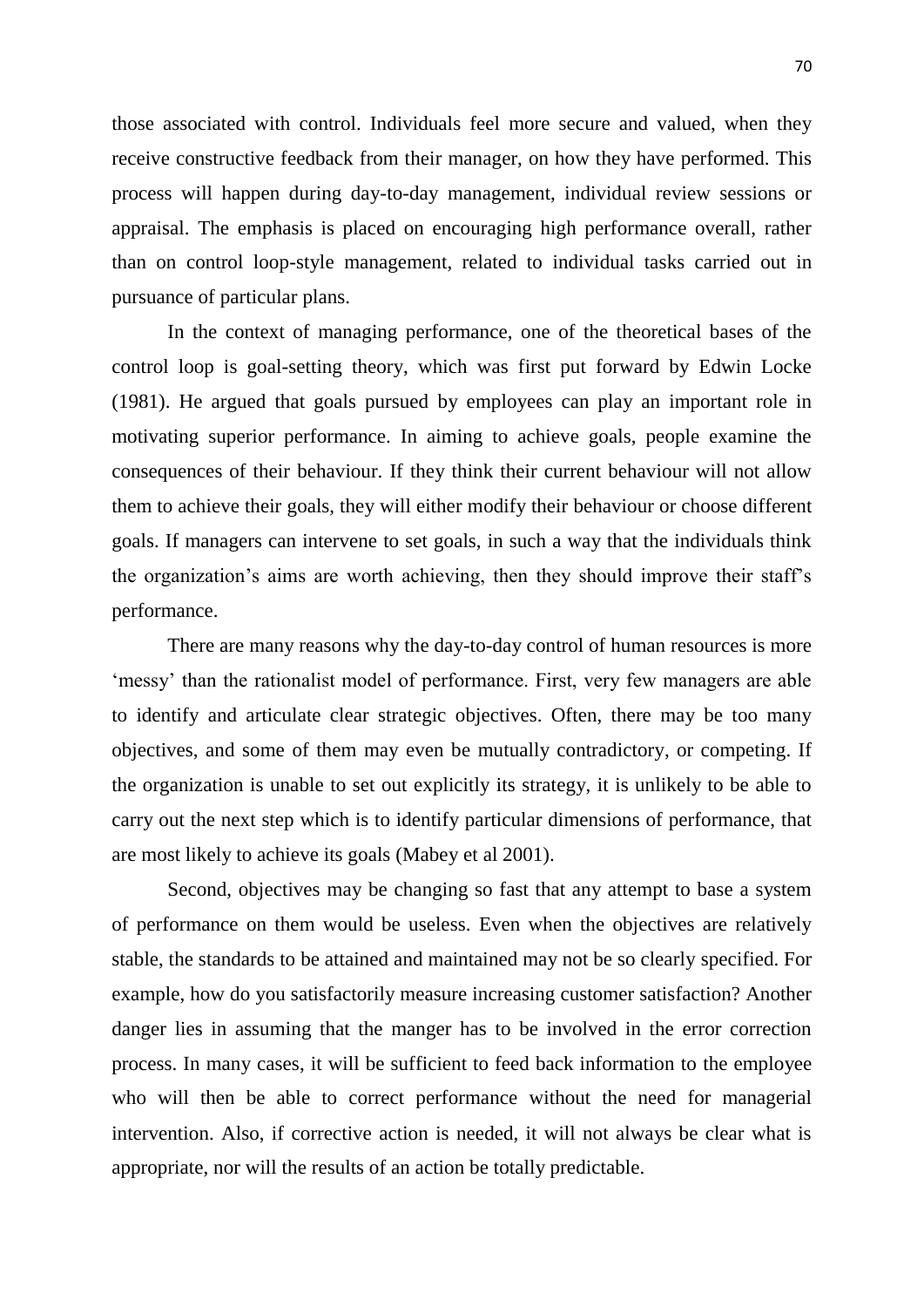those associated with control. Individuals feel more secure and valued, when they receive constructive feedback from their manager, on how they have performed. This process will happen during day-to-day management, individual review sessions or appraisal. The emphasis is placed on encouraging high performance overall, rather than on control loop-style management, related to individual tasks carried out in pursuance of particular plans.

In the context of managing performance, one of the theoretical bases of the control loop is goal-setting theory, which was first put forward by Edwin Locke (1981). He argued that goals pursued by employees can play an important role in motivating superior performance. In aiming to achieve goals, people examine the consequences of their behaviour. If they think their current behaviour will not allow them to achieve their goals, they will either modify their behaviour or choose different goals. If managers can intervene to set goals, in such a way that the individuals think the organization's aims are worth achieving, then they should improve their staff's performance.

There are many reasons why the day-to-day control of human resources is more 'messy' than the rationalist model of performance. First, very few managers are able to identify and articulate clear strategic objectives. Often, there may be too many objectives, and some of them may even be mutually contradictory, or competing. If the organization is unable to set out explicitly its strategy, it is unlikely to be able to carry out the next step which is to identify particular dimensions of performance, that are most likely to achieve its goals (Mabey et al 2001).

Second, objectives may be changing so fast that any attempt to base a system of performance on them would be useless. Even when the objectives are relatively stable, the standards to be attained and maintained may not be so clearly specified. For example, how do you satisfactorily measure increasing customer satisfaction? Another danger lies in assuming that the manger has to be involved in the error correction process. In many cases, it will be sufficient to feed back information to the employee who will then be able to correct performance without the need for managerial intervention. Also, if corrective action is needed, it will not always be clear what is appropriate, nor will the results of an action be totally predictable.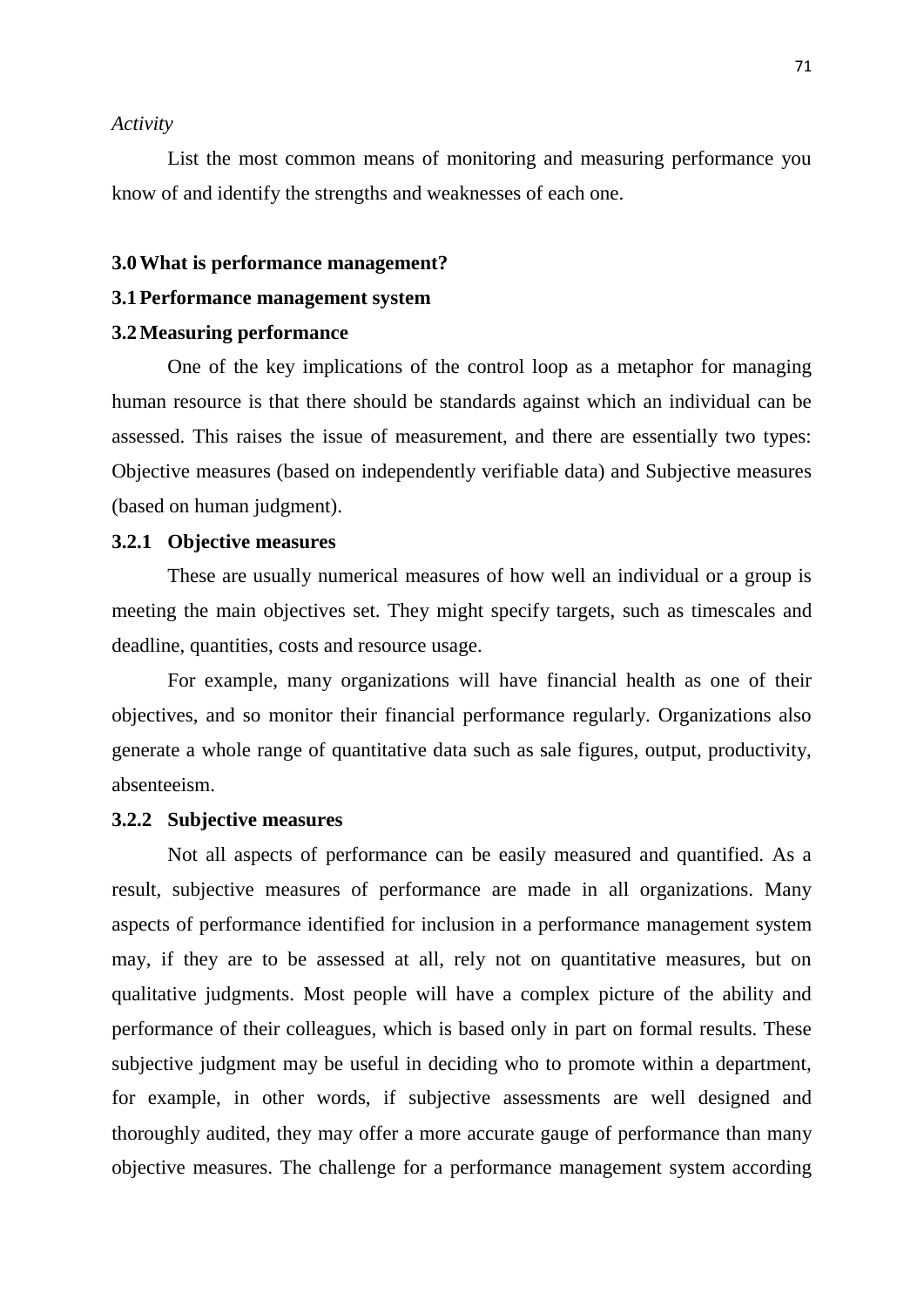*Activity*

List the most common means of monitoring and measuring performance you know of and identify the strengths and weaknesses of each one.

## 3.0 What is performance management?

## 3.1 Performance management system

## 3.2 Measuring performance

One of the key implications of the control loop as a metaphor for managing human resource is that there should be standards against which an individual can be assessed. This raises the issue of measurement, and there are essentially two types: Objective measures (based on independently verifiable data) and Subjective measures (based on human judgment).

### 3.2.1 Objective measures

These are usually numerical measures of how well an individual or a group is meeting the main objectives set. They might specify targets, such as timescales and deadline, quantities, costs and resource usage.

For example, many organizations will have financial health as one of their objectives, and so monitor their financial performance regularly. Organizations also generate a whole range of quantitative data such as sale figures, output, productivity, absenteeism.

### 3.2.2 Subjective measures

Not all aspects of performance can be easily measured and quantified. As a result, subjective measures of performance are made in all organizations. Many aspects of performance identified for inclusion in a performance management system may, if they are to be assessed at all, rely not on quantitative measures, but on qualitative judgments. Most people will have a complex picture of the ability and performance of their colleagues, which is based only in part on formal results. These subjective judgment may be useful in deciding who to promote within a department, for example, in other words, if subjective assessments are well designed and thoroughly audited, they may offer a more accurate gauge of performance than many objective measures. The challenge for a performance management system according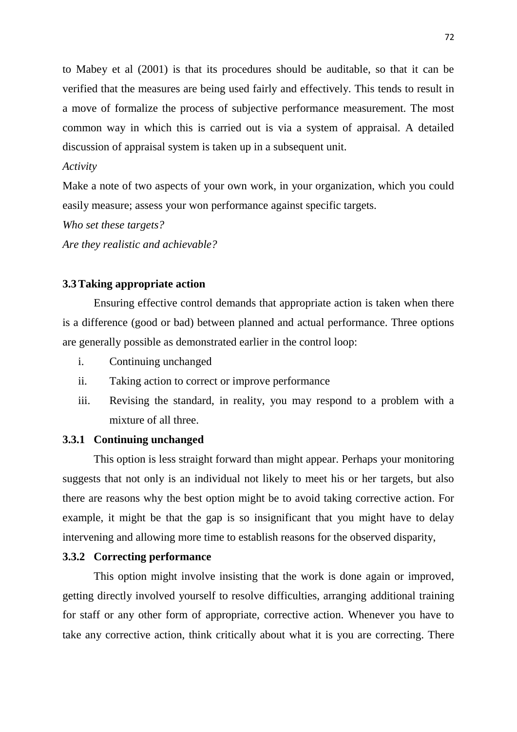to Mabey et al (2001) is that its procedures should be auditable, so that it can be verified that the measures are being used fairly and effectively. This tends to result in a move of formalize the process of subjective performance measurement. The most common way in which this is carried out is via a system of appraisal. A detailed discussion of appraisal system is taken up in a subsequent unit.

*Activity*

Make a note of two aspects of your own work, in your organization, which you could easily measure; assess your won performance against specific targets.

*Who set these targets?*

*Are they realistic and achievable?*

### 3.3 Taking appropriate action

Ensuring effective control demands that appropriate action is taken when there is a difference (good or bad) between planned and actual performance. Three options are generally possible as demonstrated earlier in the control loop:

i. Continuing unchanged
ii. Taking action to correct or improve performance
iii. Revising the standard, in reality, you may respond to a problem with a mixture of all three.

#### 3.3.1 Continuing unchanged

This option is less straight forward than might appear. Perhaps your monitoring suggests that not only is an individual not likely to meet his or her targets, but also there are reasons why the best option might be to avoid taking corrective action. For example, it might be that the gap is so insignificant that you might have to delay intervening and allowing more time to establish reasons for the observed disparity,

#### 3.3.2 Correcting performance

This option might involve insisting that the work is done again or improved, getting directly involved yourself to resolve difficulties, arranging additional training for staff or any other form of appropriate, corrective action. Whenever you have to take any corrective action, think critically about what it is you are correcting. There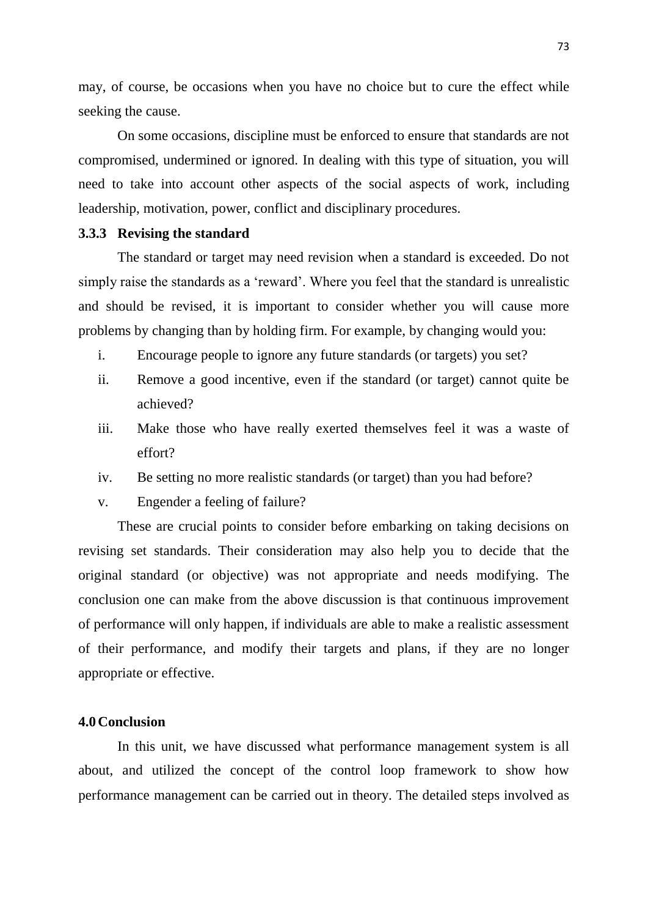may, of course, be occasions when you have no choice but to cure the effect while seeking the cause.

On some occasions, discipline must be enforced to ensure that standards are not compromised, undermined or ignored. In dealing with this type of situation, you will need to take into account other aspects of the social aspects of work, including leadership, motivation, power, conflict and disciplinary procedures.

### 3.3.3 Revising the standard

The standard or target may need revision when a standard is exceeded. Do not simply raise the standards as a 'reward'. Where you feel that the standard is unrealistic and should be revised, it is important to consider whether you will cause more problems by changing than by holding firm. For example, by changing would you:

i. Encourage people to ignore any future standards (or targets) you set?
ii. Remove a good incentive, even if the standard (or target) cannot quite be achieved?
iii. Make those who have really exerted themselves feel it was a waste of effort?
iv. Be setting no more realistic standards (or target) than you had before?
v. Engender a feeling of failure?

These are crucial points to consider before embarking on taking decisions on revising set standards. Their consideration may also help you to decide that the original standard (or objective) was not appropriate and needs modifying. The conclusion one can make from the above discussion is that continuous improvement of performance will only happen, if individuals are able to make a realistic assessment of their performance, and modify their targets and plans, if they are no longer appropriate or effective.

## 4.0 Conclusion

In this unit, we have discussed what performance management system is all about, and utilized the concept of the control loop framework to show how performance management can be carried out in theory. The detailed steps involved as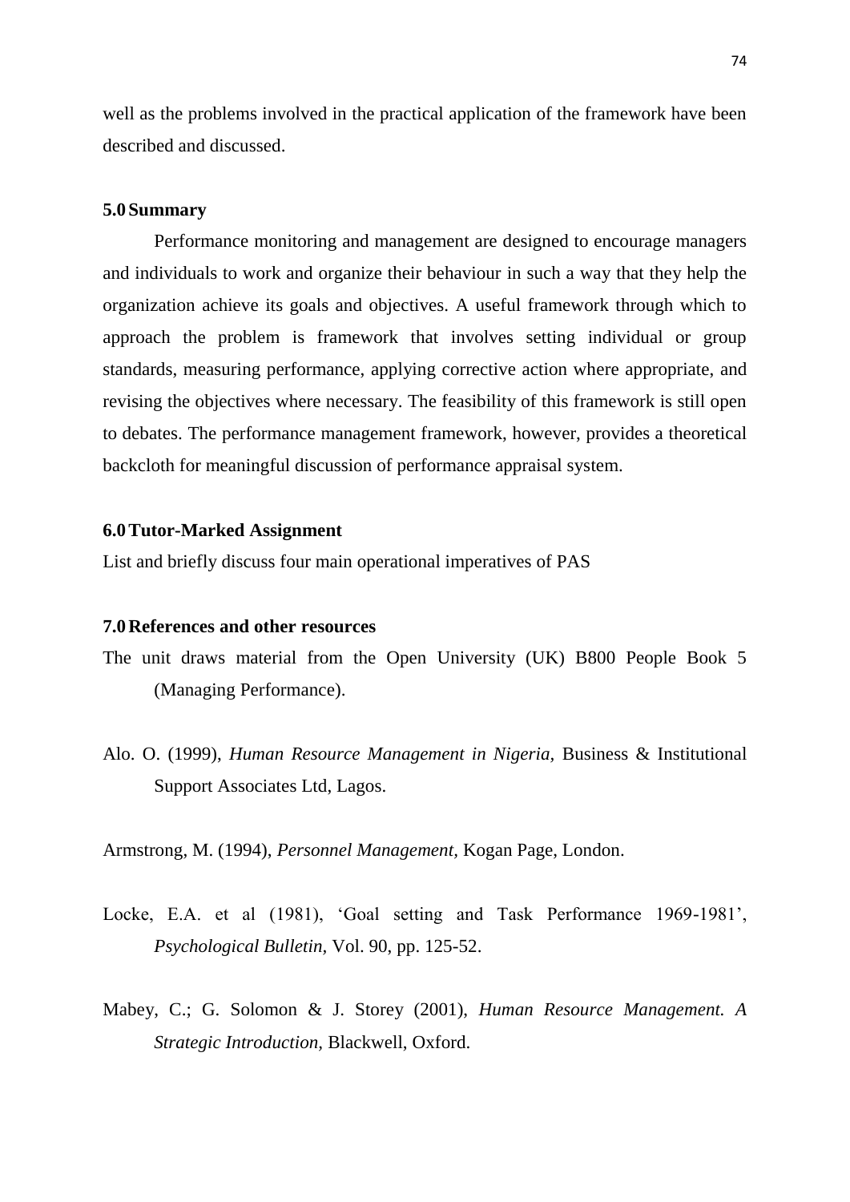well as the problems involved in the practical application of the framework have been described and discussed.

## 5.0 Summary

Performance monitoring and management are designed to encourage managers and individuals to work and organize their behaviour in such a way that they help the organization achieve its goals and objectives. A useful framework through which to approach the problem is framework that involves setting individual or group standards, measuring performance, applying corrective action where appropriate, and revising the objectives where necessary. The feasibility of this framework is still open to debates. The performance management framework, however, provides a theoretical backcloth for meaningful discussion of performance appraisal system.

## 6.0 Tutor-Marked Assignment

List and briefly discuss four main operational imperatives of PAS

## 7.0 References and other resources

The unit draws material from the Open University (UK) B800 People Book 5 (Managing Performance).

Alo. O. (1999), *Human Resource Management in Nigeria*, Business & Institutional Support Associates Ltd, Lagos.

Armstrong, M. (1994), *Personnel Management*, Kogan Page, London.

Locke, E.A. et al (1981), 'Goal setting and Task Performance 1969-1981', *Psychological Bulletin*, Vol. 90, pp. 125-52.

Mabey, C.; G. Solomon & J. Storey (2001), *Human Resource Management. A Strategic Introduction*, Blackwell, Oxford.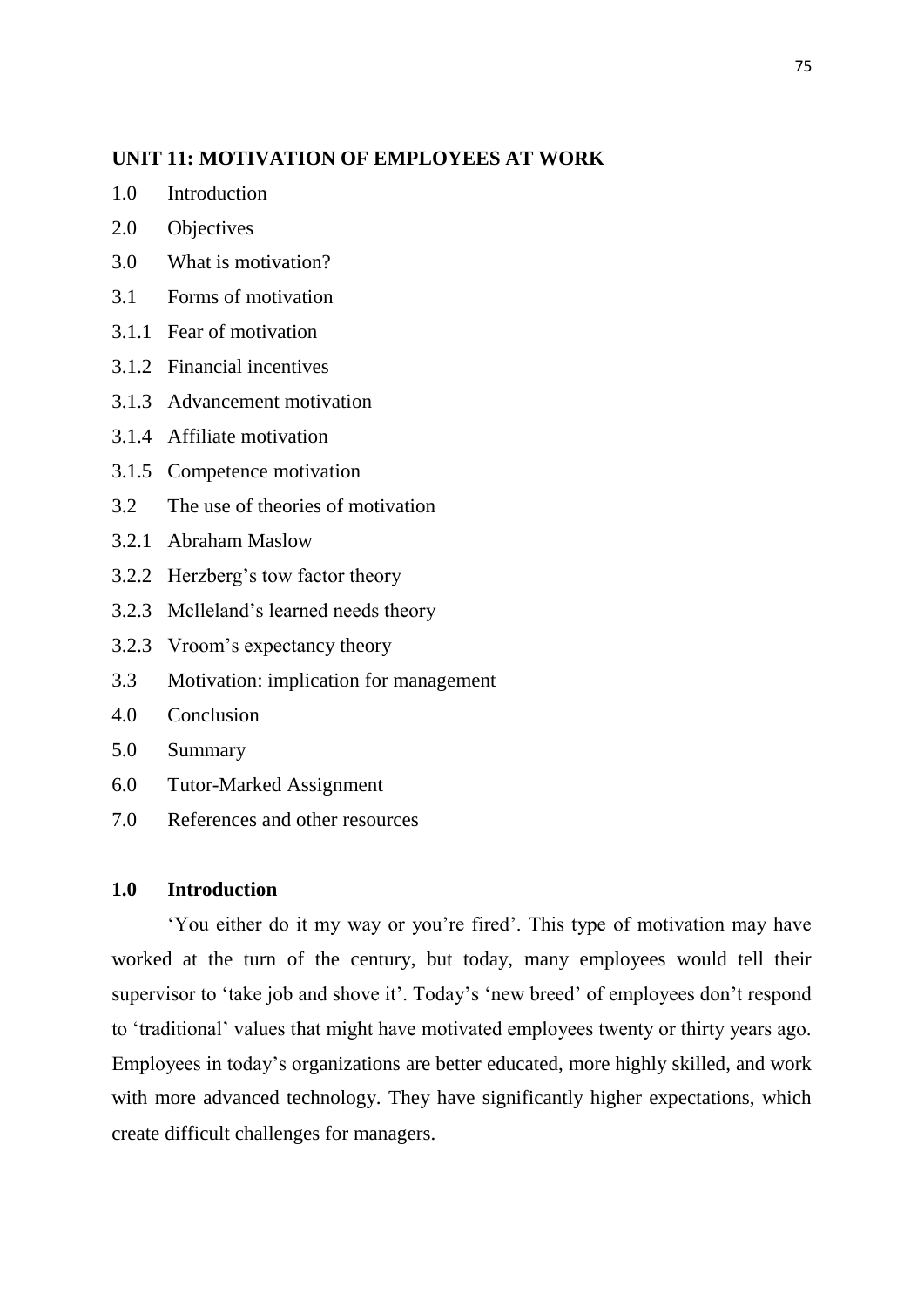## UNIT 11: MOTIVATION OF EMPLOYEES AT WORK

1.0 Introduction
2.0 Objectives
3.0 What is motivation?
3.1 Forms of motivation
3.1.1 Fear of motivation
3.1.2 Financial incentives
3.1.3 Advancement motivation
3.1.4 Affiliate motivation
3.1.5 Competence motivation
3.2 The use of theories of motivation
3.2.1 Abraham Maslow
3.2.2 Herzberg's tow factor theory
3.2.3 Mclleland's learned needs theory
3.2.3 Vroom's expectancy theory
3.3 Motivation: implication for management
4.0 Conclusion
5.0 Summary
6.0 Tutor-Marked Assignment
7.0 References and other resources

### 1.0 Introduction

'You either do it my way or you're fired'. This type of motivation may have worked at the turn of the century, but today, many employees would tell their supervisor to 'take job and shove it'. Today's 'new breed' of employees don't respond to 'traditional' values that might have motivated employees twenty or thirty years ago. Employees in today's organizations are better educated, more highly skilled, and work with more advanced technology. They have significantly higher expectations, which create difficult challenges for managers.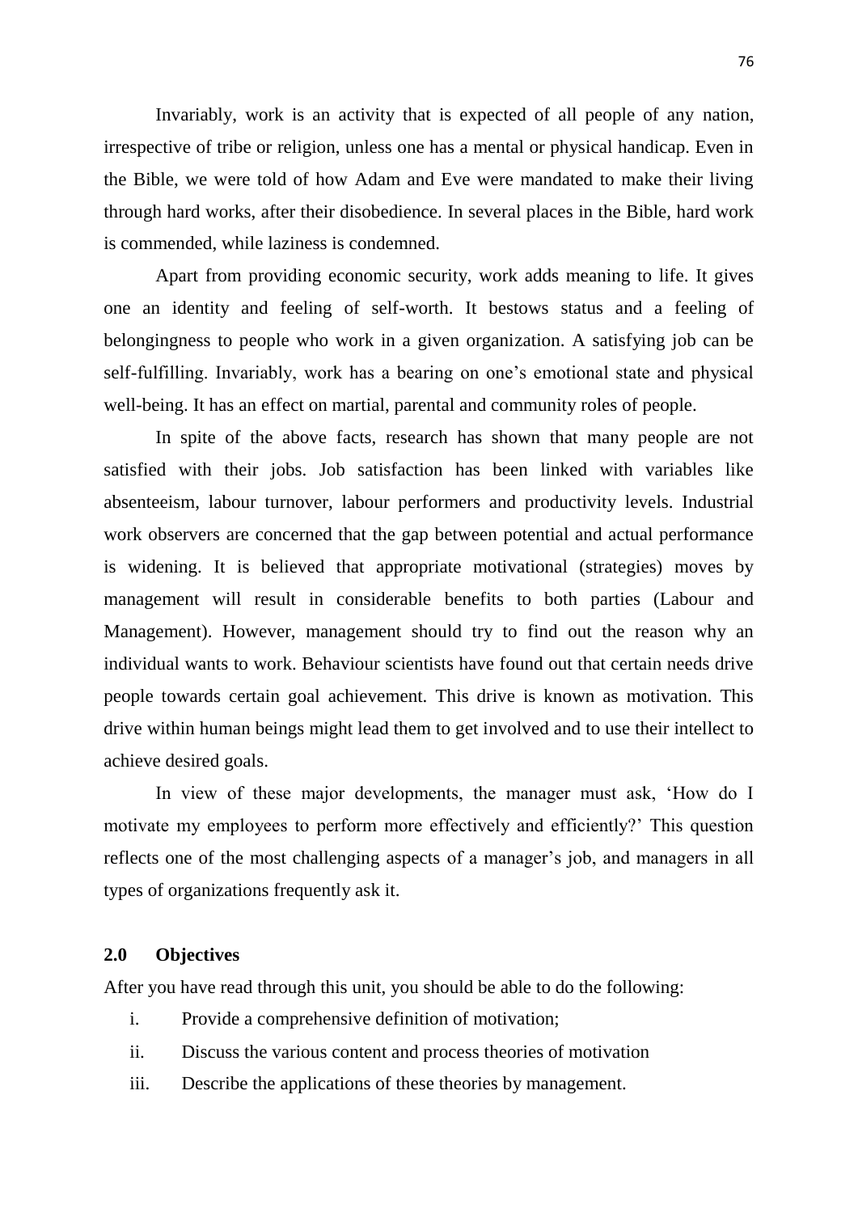Invariably, work is an activity that is expected of all people of any nation, irrespective of tribe or religion, unless one has a mental or physical handicap. Even in the Bible, we were told of how Adam and Eve were mandated to make their living through hard works, after their disobedience. In several places in the Bible, hard work is commended, while laziness is condemned.

Apart from providing economic security, work adds meaning to life. It gives one an identity and feeling of self-worth. It bestows status and a feeling of belongingness to people who work in a given organization. A satisfying job can be self-fulfilling. Invariably, work has a bearing on one's emotional state and physical well-being. It has an effect on martial, parental and community roles of people.

In spite of the above facts, research has shown that many people are not satisfied with their jobs. Job satisfaction has been linked with variables like absenteeism, labour turnover, labour performers and productivity levels. Industrial work observers are concerned that the gap between potential and actual performance is widening. It is believed that appropriate motivational (strategies) moves by management will result in considerable benefits to both parties (Labour and Management). However, management should try to find out the reason why an individual wants to work. Behaviour scientists have found out that certain needs drive people towards certain goal achievement. This drive is known as motivation. This drive within human beings might lead them to get involved and to use their intellect to achieve desired goals.

In view of these major developments, the manager must ask, 'How do I motivate my employees to perform more effectively and efficiently?' This question reflects one of the most challenging aspects of a manager's job, and managers in all types of organizations frequently ask it.

## 2.0 Objectives

After you have read through this unit, you should be able to do the following:

i. Provide a comprehensive definition of motivation;
ii. Discuss the various content and process theories of motivation
iii. Describe the applications of these theories by management.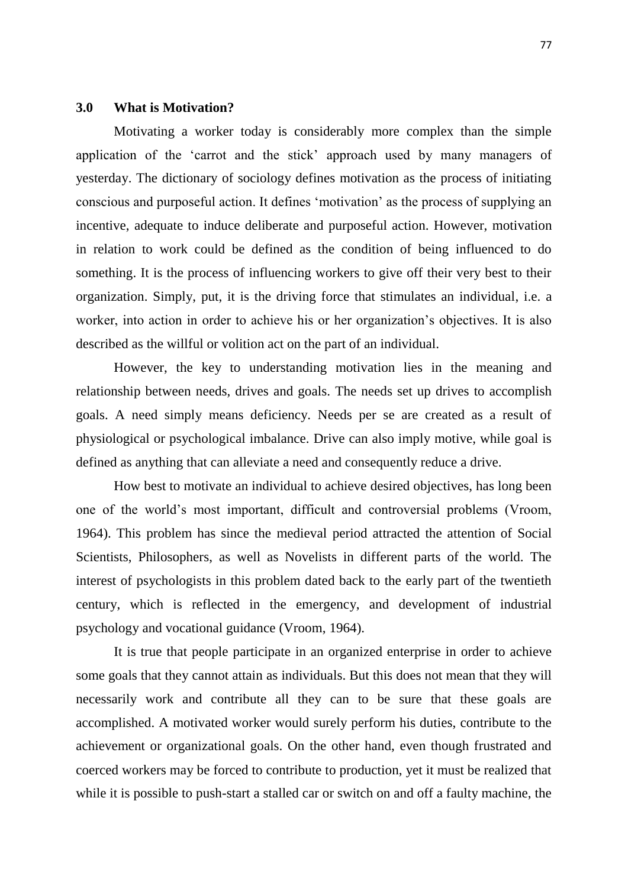### 3.0 What is Motivation?

Motivating a worker today is considerably more complex than the simple application of the 'carrot and the stick' approach used by many managers of yesterday. The dictionary of sociology defines motivation as the process of initiating conscious and purposeful action. It defines 'motivation' as the process of supplying an incentive, adequate to induce deliberate and purposeful action. However, motivation in relation to work could be defined as the condition of being influenced to do something. It is the process of influencing workers to give off their very best to their organization. Simply, put, it is the driving force that stimulates an individual, i.e. a worker, into action in order to achieve his or her organization's objectives. It is also described as the willful or volition act on the part of an individual.

However, the key to understanding motivation lies in the meaning and relationship between needs, drives and goals. The needs set up drives to accomplish goals. A need simply means deficiency. Needs per se are created as a result of physiological or psychological imbalance. Drive can also imply motive, while goal is defined as anything that can alleviate a need and consequently reduce a drive.

How best to motivate an individual to achieve desired objectives, has long been one of the world's most important, difficult and controversial problems (Vroom, 1964). This problem has since the medieval period attracted the attention of Social Scientists, Philosophers, as well as Novelists in different parts of the world. The interest of psychologists in this problem dated back to the early part of the twentieth century, which is reflected in the emergency, and development of industrial psychology and vocational guidance (Vroom, 1964).

It is true that people participate in an organized enterprise in order to achieve some goals that they cannot attain as individuals. But this does not mean that they will necessarily work and contribute all they can to be sure that these goals are accomplished. A motivated worker would surely perform his duties, contribute to the achievement or organizational goals. On the other hand, even though frustrated and coerced workers may be forced to contribute to production, yet it must be realized that while it is possible to push-start a stalled car or switch on and off a faulty machine, the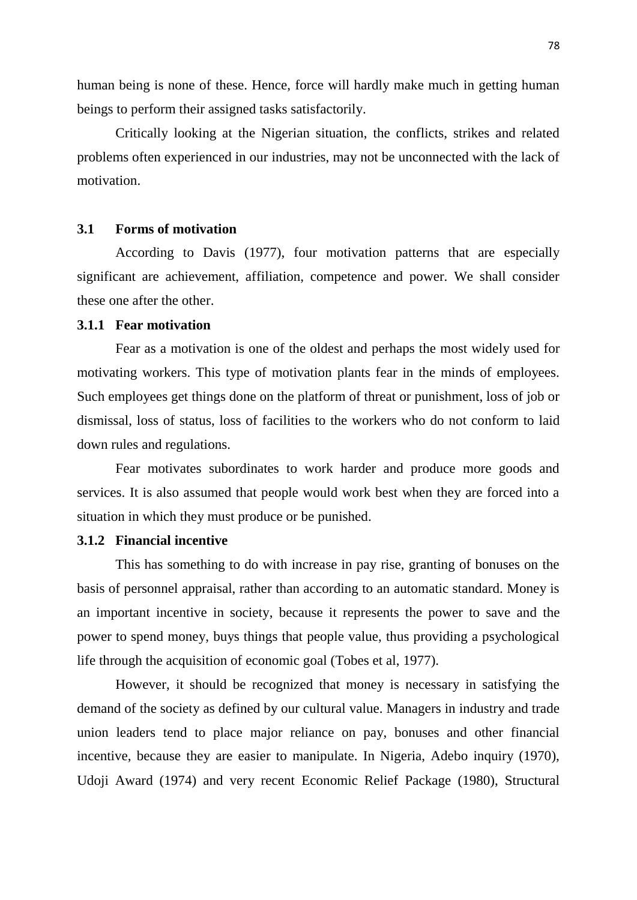human being is none of these. Hence, force will hardly make much in getting human beings to perform their assigned tasks satisfactorily.

Critically looking at the Nigerian situation, the conflicts, strikes and related problems often experienced in our industries, may not be unconnected with the lack of motivation.

### 3.1 Forms of motivation

According to Davis (1977), four motivation patterns that are especially significant are achievement, affiliation, competence and power. We shall consider these one after the other.

#### 3.1.1 Fear motivation

Fear as a motivation is one of the oldest and perhaps the most widely used for motivating workers. This type of motivation plants fear in the minds of employees. Such employees get things done on the platform of threat or punishment, loss of job or dismissal, loss of status, loss of facilities to the workers who do not conform to laid down rules and regulations.

Fear motivates subordinates to work harder and produce more goods and services. It is also assumed that people would work best when they are forced into a situation in which they must produce or be punished.

#### 3.1.2 Financial incentive

This has something to do with increase in pay rise, granting of bonuses on the basis of personnel appraisal, rather than according to an automatic standard. Money is an important incentive in society, because it represents the power to save and the power to spend money, buys things that people value, thus providing a psychological life through the acquisition of economic goal (Tobes et al, 1977).

However, it should be recognized that money is necessary in satisfying the demand of the society as defined by our cultural value. Managers in industry and trade union leaders tend to place major reliance on pay, bonuses and other financial incentive, because they are easier to manipulate. In Nigeria, Adebo inquiry (1970), Udoji Award (1974) and very recent Economic Relief Package (1980), Structural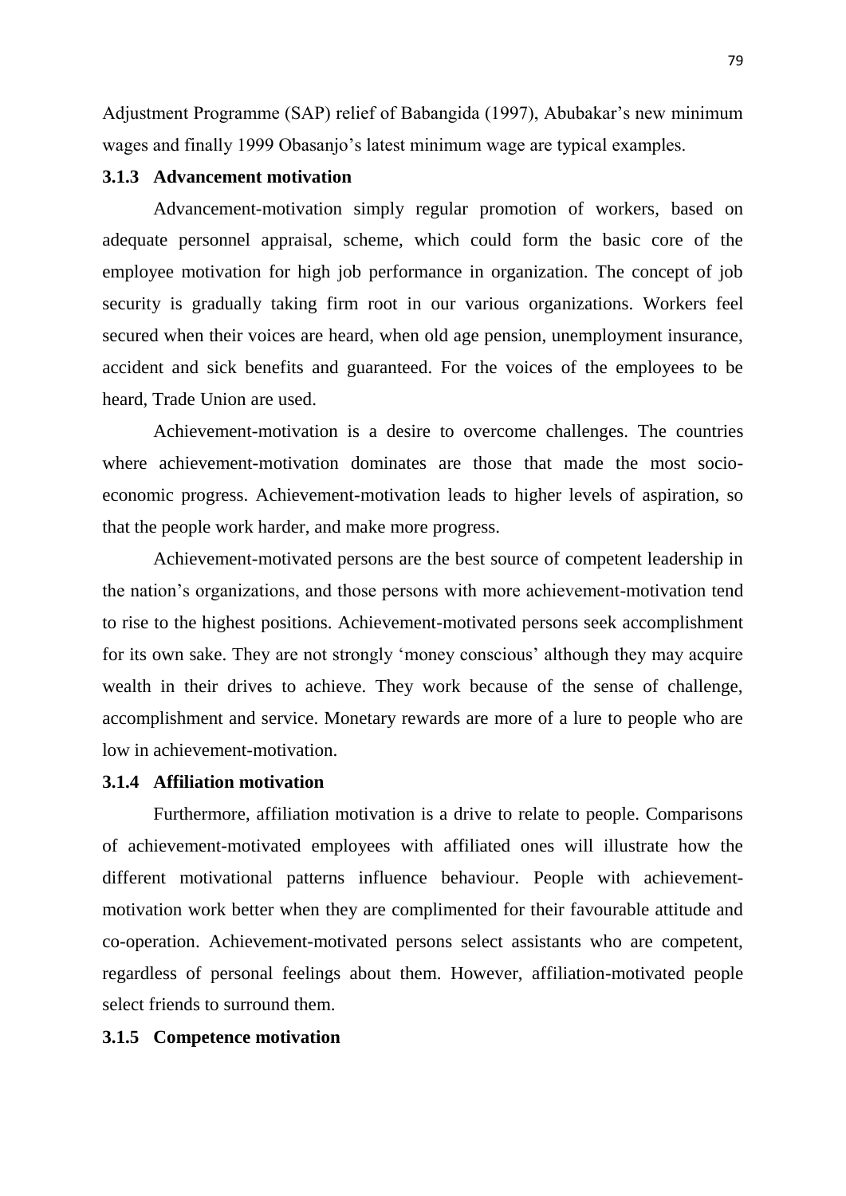Adjustment Programme (SAP) relief of Babangida (1997), Abubakar's new minimum wages and finally 1999 Obasanjo's latest minimum wage are typical examples.

### 3.1.3 Advancement motivation

Advancement-motivation simply regular promotion of workers, based on adequate personnel appraisal, scheme, which could form the basic core of the employee motivation for high job performance in organization. The concept of job security is gradually taking firm root in our various organizations. Workers feel secured when their voices are heard, when old age pension, unemployment insurance, accident and sick benefits and guaranteed. For the voices of the employees to be heard, Trade Union are used.

Achievement-motivation is a desire to overcome challenges. The countries where achievement-motivation dominates are those that made the most socio-economic progress. Achievement-motivation leads to higher levels of aspiration, so that the people work harder, and make more progress.

Achievement-motivated persons are the best source of competent leadership in the nation's organizations, and those persons with more achievement-motivation tend to rise to the highest positions. Achievement-motivated persons seek accomplishment for its own sake. They are not strongly 'money conscious' although they may acquire wealth in their drives to achieve. They work because of the sense of challenge, accomplishment and service. Monetary rewards are more of a lure to people who are low in achievement-motivation.

### 3.1.4 Affiliation motivation

Furthermore, affiliation motivation is a drive to relate to people. Comparisons of achievement-motivated employees with affiliated ones will illustrate how the different motivational patterns influence behaviour. People with achievement-motivation work better when they are complimented for their favourable attitude and co-operation. Achievement-motivated persons select assistants who are competent, regardless of personal feelings about them. However, affiliation-motivated people select friends to surround them.

### 3.1.5 Competence motivation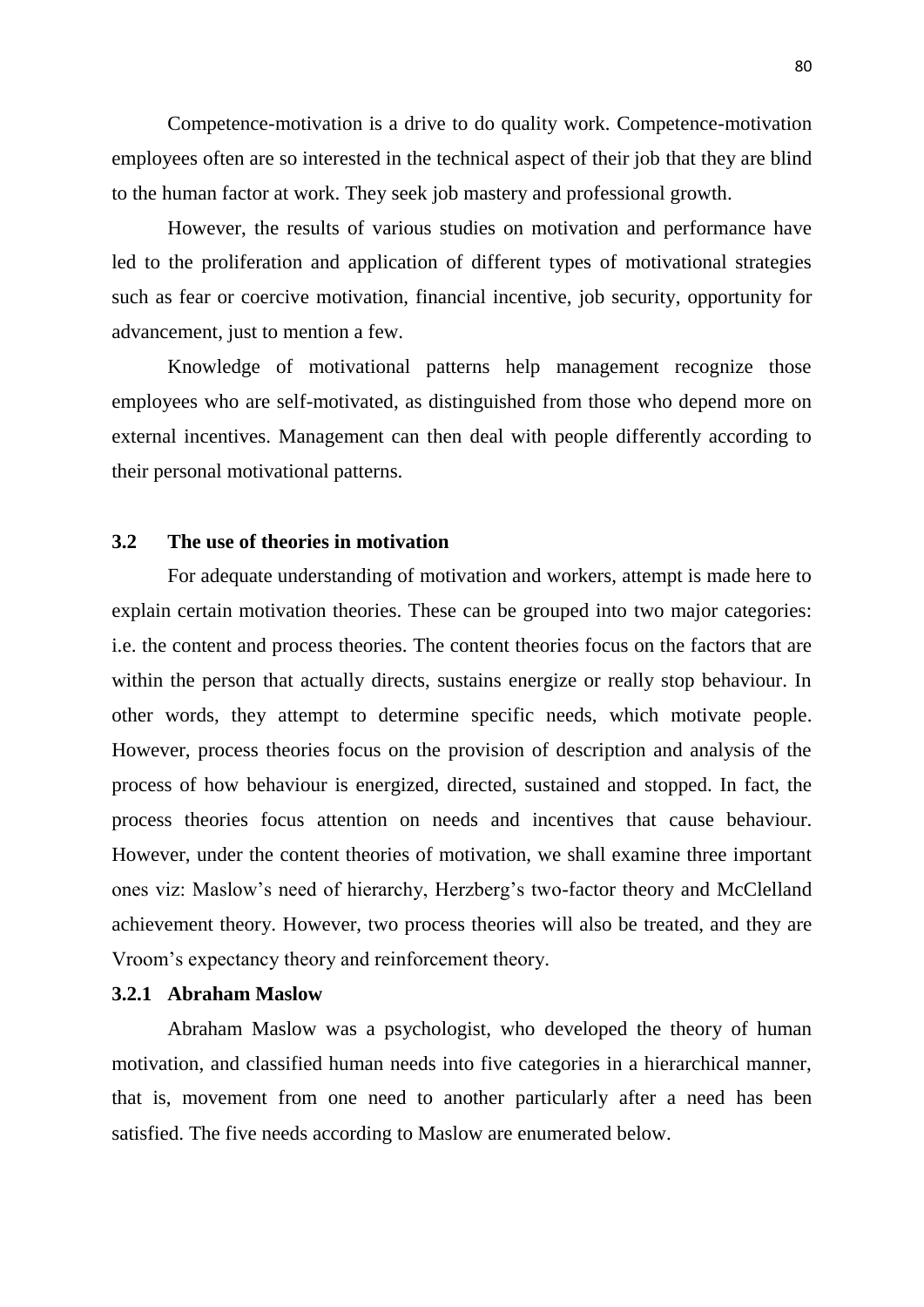Competence-motivation is a drive to do quality work. Competence-motivation employees often are so interested in the technical aspect of their job that they are blind to the human factor at work. They seek job mastery and professional growth.

However, the results of various studies on motivation and performance have led to the proliferation and application of different types of motivational strategies such as fear or coercive motivation, financial incentive, job security, opportunity for advancement, just to mention a few.

Knowledge of motivational patterns help management recognize those employees who are self-motivated, as distinguished from those who depend more on external incentives. Management can then deal with people differently according to their personal motivational patterns.

## 3.2 The use of theories in motivation

For adequate understanding of motivation and workers, attempt is made here to explain certain motivation theories. These can be grouped into two major categories: i.e. the content and process theories. The content theories focus on the factors that are within the person that actually directs, sustains energize or really stop behaviour. In other words, they attempt to determine specific needs, which motivate people. However, process theories focus on the provision of description and analysis of the process of how behaviour is energized, directed, sustained and stopped. In fact, the process theories focus attention on needs and incentives that cause behaviour. However, under the content theories of motivation, we shall examine three important ones viz: Maslow's need of hierarchy, Herzberg's two-factor theory and McClelland achievement theory. However, two process theories will also be treated, and they are Vroom's expectancy theory and reinforcement theory.

### 3.2.1 Abraham Maslow

Abraham Maslow was a psychologist, who developed the theory of human motivation, and classified human needs into five categories in a hierarchical manner, that is, movement from one need to another particularly after a need has been satisfied. The five needs according to Maslow are enumerated below.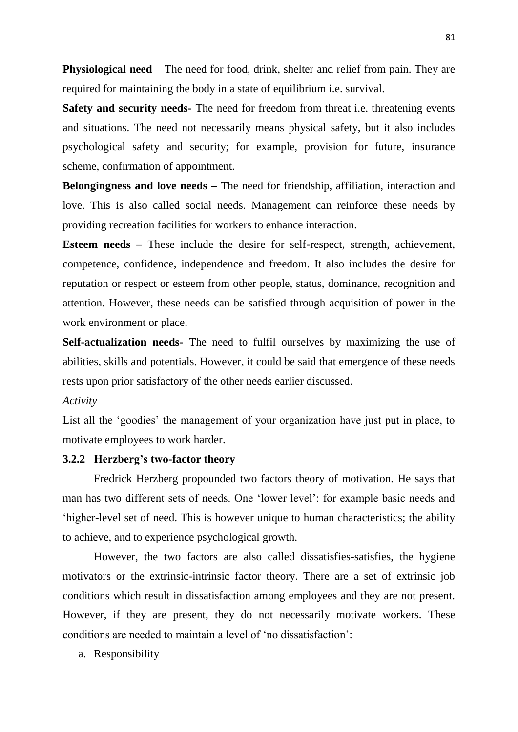**Physiological need** – The need for food, drink, shelter and relief from pain. They are required for maintaining the body in a state of equilibrium i.e. survival.

**Safety and security needs-** The need for freedom from threat i.e. threatening events and situations. The need not necessarily means physical safety, but it also includes psychological safety and security; for example, provision for future, insurance scheme, confirmation of appointment.

**Belongingness and love needs –** The need for friendship, affiliation, interaction and love. This is also called social needs. Management can reinforce these needs by providing recreation facilities for workers to enhance interaction.

**Esteem needs –** These include the desire for self-respect, strength, achievement, competence, confidence, independence and freedom. It also includes the desire for reputation or respect or esteem from other people, status, dominance, recognition and attention. However, these needs can be satisfied through acquisition of power in the work environment or place.

**Self-actualization needs-** The need to fulfil ourselves by maximizing the use of abilities, skills and potentials. However, it could be said that emergence of these needs rests upon prior satisfactory of the other needs earlier discussed.

*Activity*

List all the 'goodies' the management of your organization have just put in place, to motivate employees to work harder.

### 3.2.2 Herzberg's two-factor theory

Fredrick Herzberg propounded two factors theory of motivation. He says that man has two different sets of needs. One 'lower level': for example basic needs and 'higher-level set of need. This is however unique to human characteristics; the ability to achieve, and to experience psychological growth.

However, the two factors are also called dissatisfies-satisfies, the hygiene motivators or the extrinsic-intrinsic factor theory. There are a set of extrinsic job conditions which result in dissatisfaction among employees and they are not present. However, if they are present, they do not necessarily motivate workers. These conditions are needed to maintain a level of 'no dissatisfaction':

a. Responsibility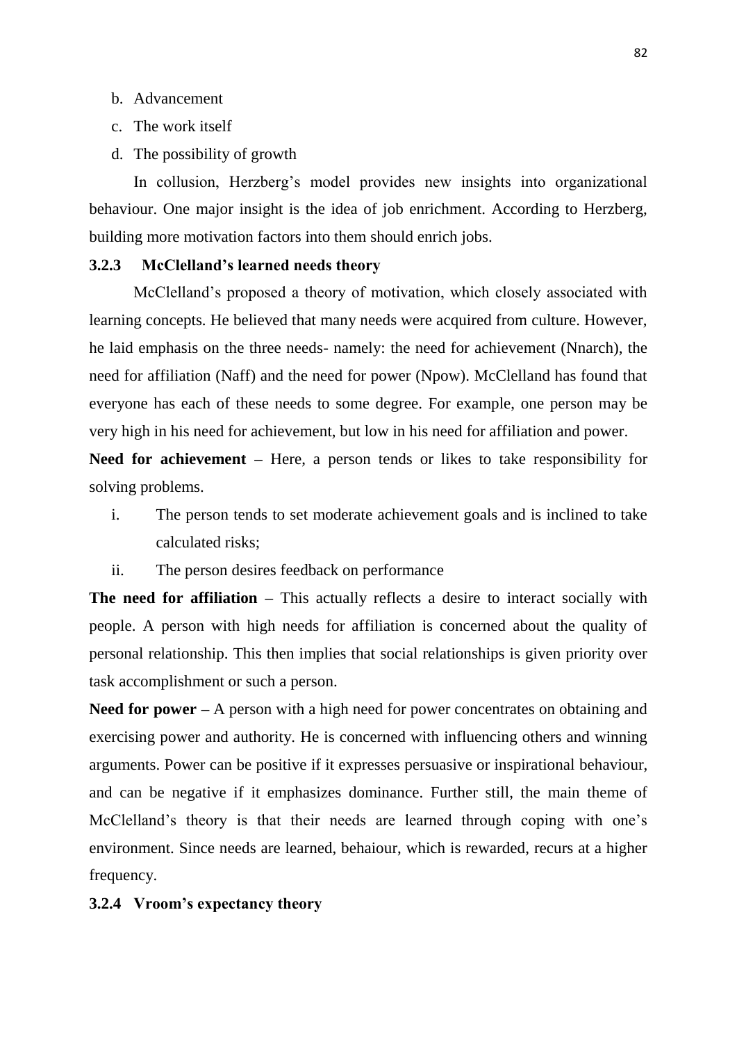b. Advancement
c. The work itself
d. The possibility of growth

In collusion, Herzberg's model provides new insights into organizational behaviour. One major insight is the idea of job enrichment. According to Herzberg, building more motivation factors into them should enrich jobs.

### 3.2.3 McClelland's learned needs theory

McClelland's proposed a theory of motivation, which closely associated with learning concepts. He believed that many needs were acquired from culture. However, he laid emphasis on the three needs- namely: the need for achievement (Nnarch), the need for affiliation (Naff) and the need for power (Npow). McClelland has found that everyone has each of these needs to some degree. For example, one person may be very high in his need for achievement, but low in his need for affiliation and power.

**Need for achievement –** Here, a person tends or likes to take responsibility for solving problems.

i. The person tends to set moderate achievement goals and is inclined to take calculated risks;
ii. The person desires feedback on performance

**The need for affiliation –** This actually reflects a desire to interact socially with people. A person with high needs for affiliation is concerned about the quality of personal relationship. This then implies that social relationships is given priority over task accomplishment or such a person.

**Need for power –** A person with a high need for power concentrates on obtaining and exercising power and authority. He is concerned with influencing others and winning arguments. Power can be positive if it expresses persuasive or inspirational behaviour, and can be negative if it emphasizes dominance. Further still, the main theme of McClelland's theory is that their needs are learned through coping with one's environment. Since needs are learned, behaiour, which is rewarded, recurs at a higher frequency.

### 3.2.4 Vroom's expectancy theory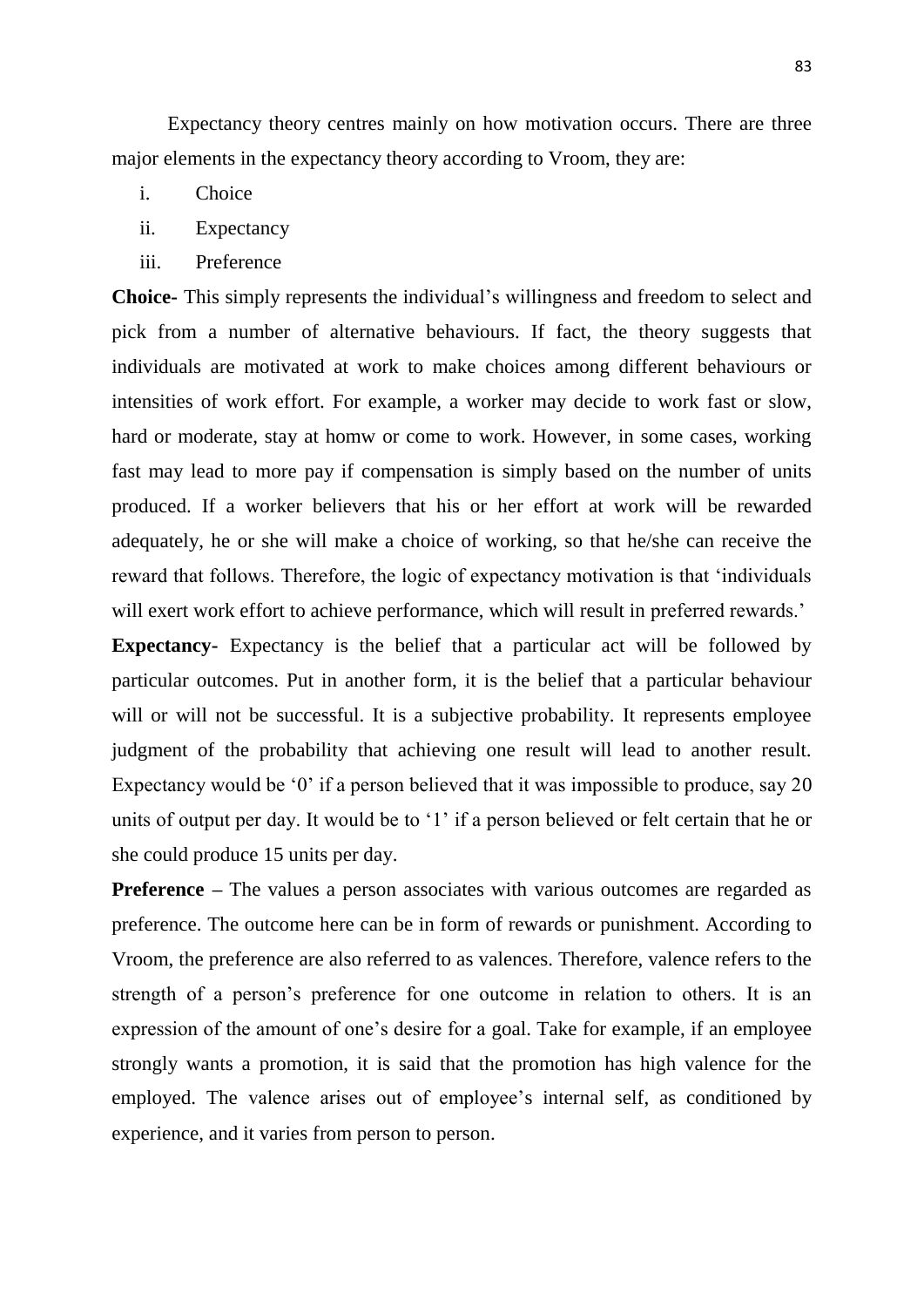Expectancy theory centres mainly on how motivation occurs. There are three major elements in the expectancy theory according to Vroom, they are:

i. Choice
ii. Expectancy
iii. Preference

**Choice-** This simply represents the individual's willingness and freedom to select and pick from a number of alternative behaviours. If fact, the theory suggests that individuals are motivated at work to make choices among different behaviours or intensities of work effort. For example, a worker may decide to work fast or slow, hard or moderate, stay at homw or come to work. However, in some cases, working fast may lead to more pay if compensation is simply based on the number of units produced. If a worker believers that his or her effort at work will be rewarded adequately, he or she will make a choice of working, so that he/she can receive the reward that follows. Therefore, the logic of expectancy motivation is that 'individuals will exert work effort to achieve performance, which will result in preferred rewards.'

**Expectancy-** Expectancy is the belief that a particular act will be followed by particular outcomes. Put in another form, it is the belief that a particular behaviour will or will not be successful. It is a subjective probability. It represents employee judgment of the probability that achieving one result will lead to another result. Expectancy would be '0' if a person believed that it was impossible to produce, say 20 units of output per day. It would be to '1' if a person believed or felt certain that he or she could produce 15 units per day.

**Preference –** The values a person associates with various outcomes are regarded as preference. The outcome here can be in form of rewards or punishment. According to Vroom, the preference are also referred to as valences. Therefore, valence refers to the strength of a person's preference for one outcome in relation to others. It is an expression of the amount of one's desire for a goal. Take for example, if an employee strongly wants a promotion, it is said that the promotion has high valence for the employed. The valence arises out of employee's internal self, as conditioned by experience, and it varies from person to person.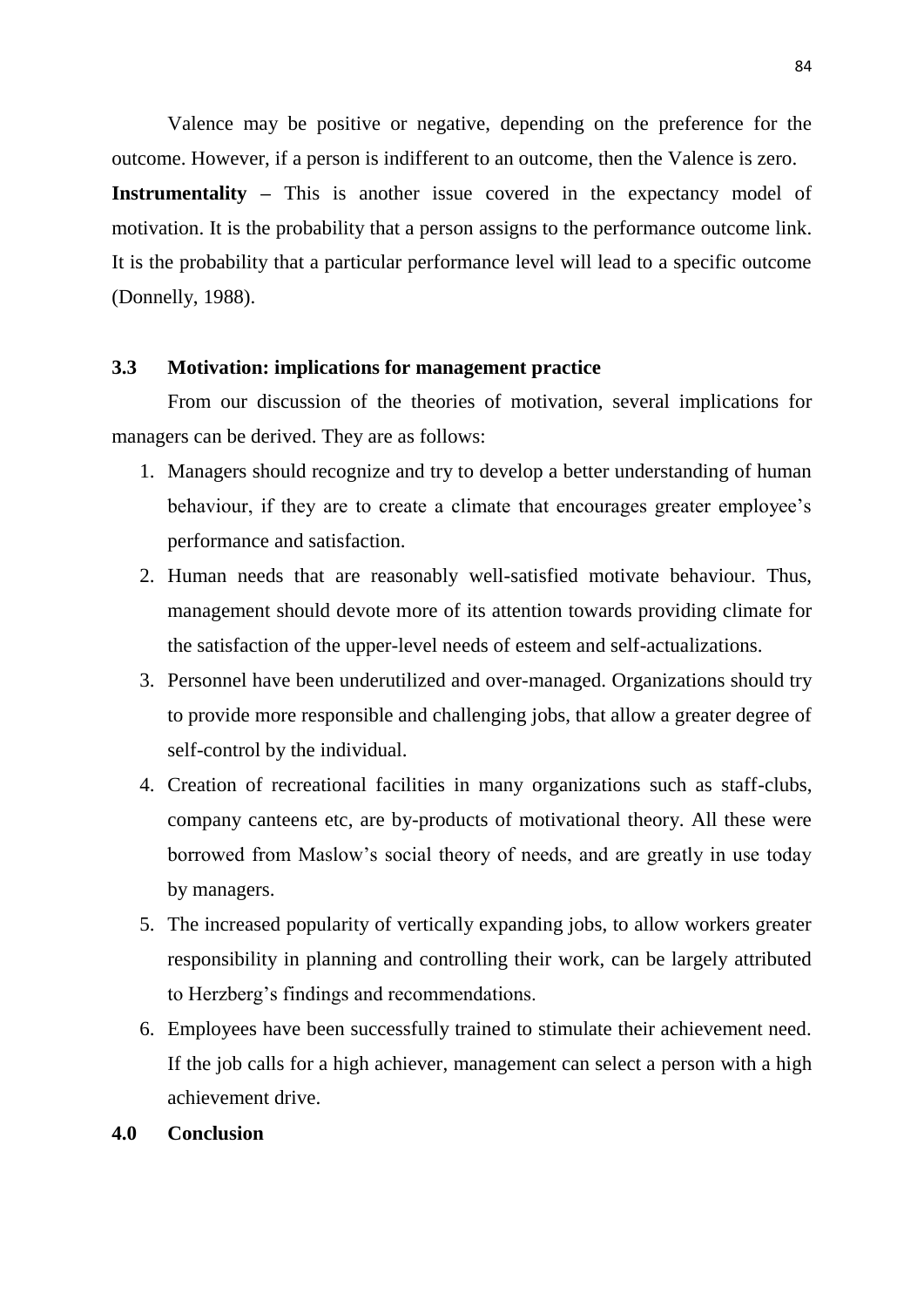Valence may be positive or negative, depending on the preference for the outcome. However, if a person is indifferent to an outcome, then the Valence is zero.

**Instrumentality –** This is another issue covered in the expectancy model of motivation. It is the probability that a person assigns to the performance outcome link. It is the probability that a particular performance level will lead to a specific outcome (Donnelly, 1988).

## 3.3 Motivation: implications for management practice

From our discussion of the theories of motivation, several implications for managers can be derived. They are as follows:

1. Managers should recognize and try to develop a better understanding of human behaviour, if they are to create a climate that encourages greater employee's performance and satisfaction.
2. Human needs that are reasonably well-satisfied motivate behaviour. Thus, management should devote more of its attention towards providing climate for the satisfaction of the upper-level needs of esteem and self-actualizations.
3. Personnel have been underutilized and over-managed. Organizations should try to provide more responsible and challenging jobs, that allow a greater degree of self-control by the individual.
4. Creation of recreational facilities in many organizations such as staff-clubs, company canteens etc, are by-products of motivational theory. All these were borrowed from Maslow's social theory of needs, and are greatly in use today by managers.
5. The increased popularity of vertically expanding jobs, to allow workers greater responsibility in planning and controlling their work, can be largely attributed to Herzberg's findings and recommendations.
6. Employees have been successfully trained to stimulate their achievement need. If the job calls for a high achiever, management can select a person with a high achievement drive.

## 4.0 Conclusion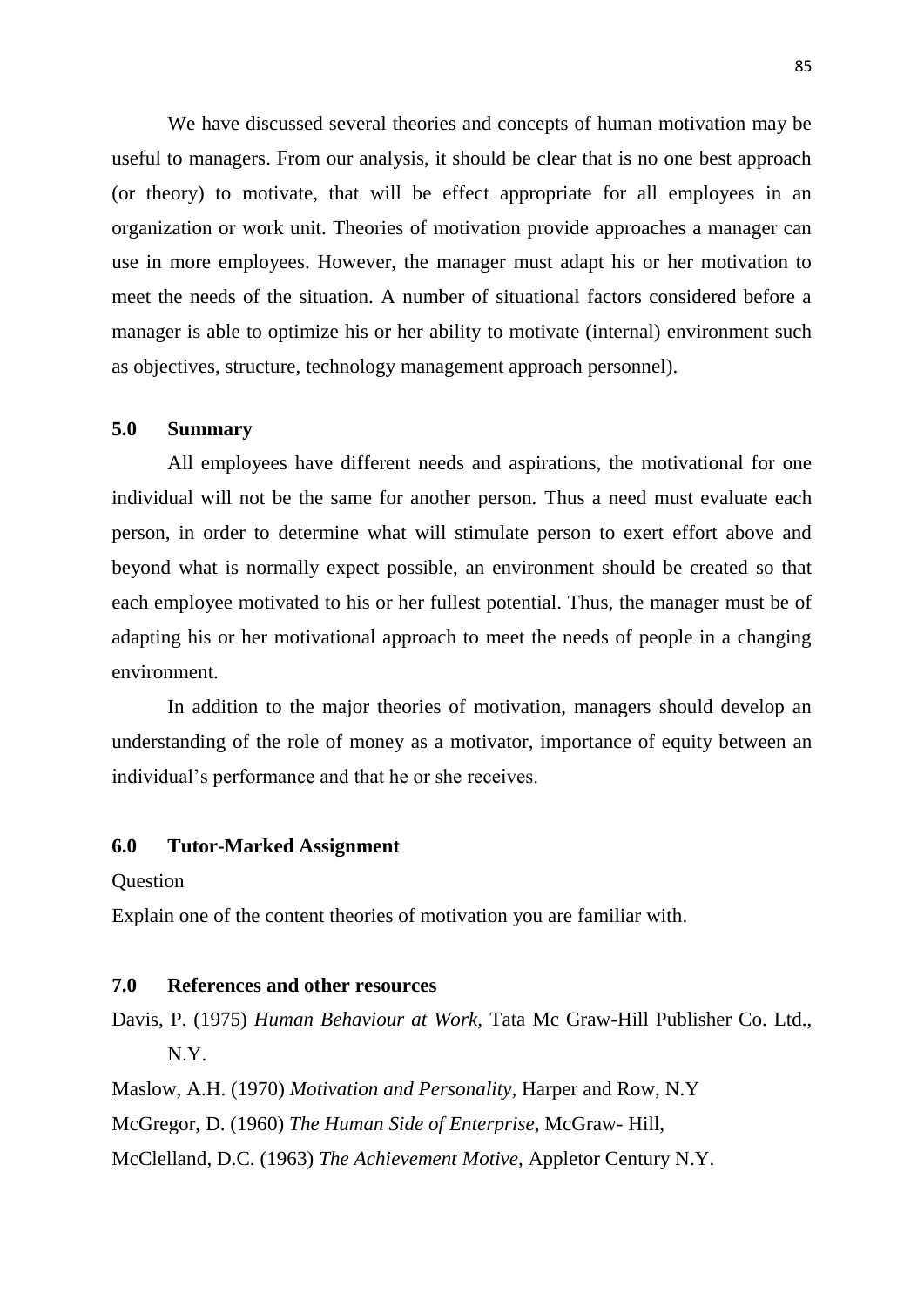We have discussed several theories and concepts of human motivation may be useful to managers. From our analysis, it should be clear that is no one best approach (or theory) to motivate, that will be effect appropriate for all employees in an organization or work unit. Theories of motivation provide approaches a manager can use in more employees. However, the manager must adapt his or her motivation to meet the needs of the situation. A number of situational factors considered before a manager is able to optimize his or her ability to motivate (internal) environment such as objectives, structure, technology management approach personnel).

## 5.0 Summary

All employees have different needs and aspirations, the motivational for one individual will not be the same for another person. Thus a need must evaluate each person, in order to determine what will stimulate person to exert effort above and beyond what is normally expect possible, an environment should be created so that each employee motivated to his or her fullest potential. Thus, the manager must be of adapting his or her motivational approach to meet the needs of people in a changing environment.

In addition to the major theories of motivation, managers should develop an understanding of the role of money as a motivator, importance of equity between an individual's performance and that he or she receives.

## 6.0 Tutor-Marked Assignment

Question

Explain one of the content theories of motivation you are familiar with.

## 7.0 References and other resources

Davis, P. (1975) *Human Behaviour at Work,* Tata Mc Graw-Hill Publisher Co. Ltd., N.Y.

Maslow, A.H. (1970) *Motivation and Personality,* Harper and Row, N.Y

McGregor, D. (1960) *The Human Side of Enterprise,* McGraw- Hill,

McClelland, D.C. (1963) *The Achievement Motive,* Appletor Century N.Y.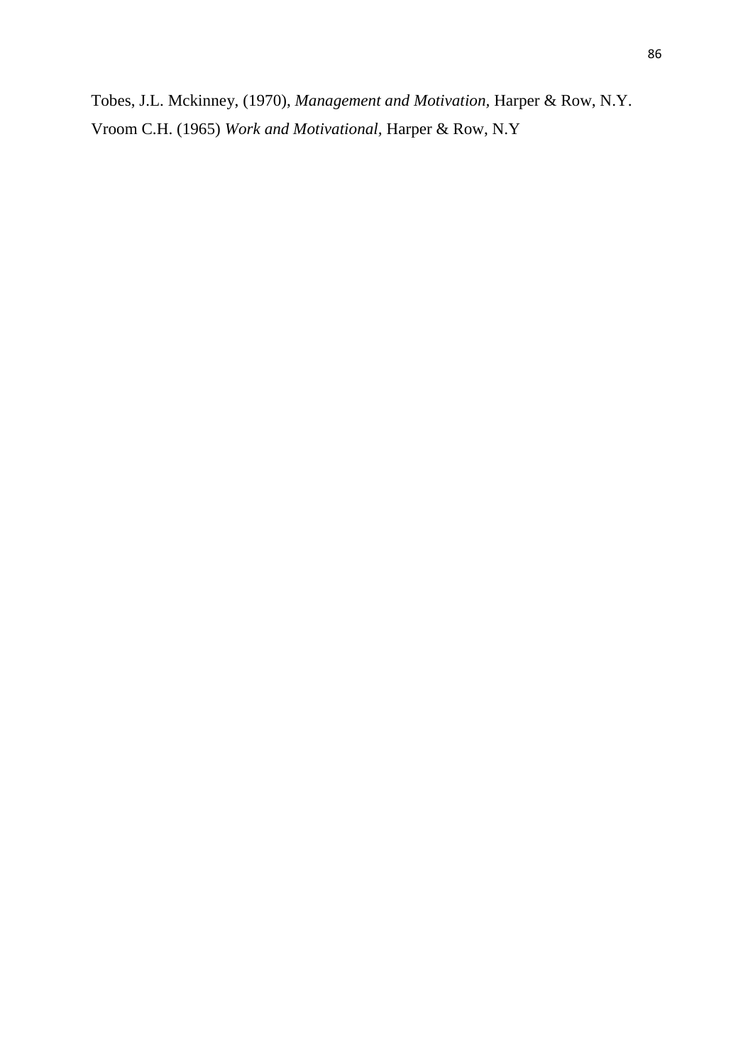Tobes, J.L. Mckinney, (1970), *Management and Motivation,* Harper & Row, N.Y.

Vroom C.H. (1965) *Work and Motivational,* Harper & Row, N.Y